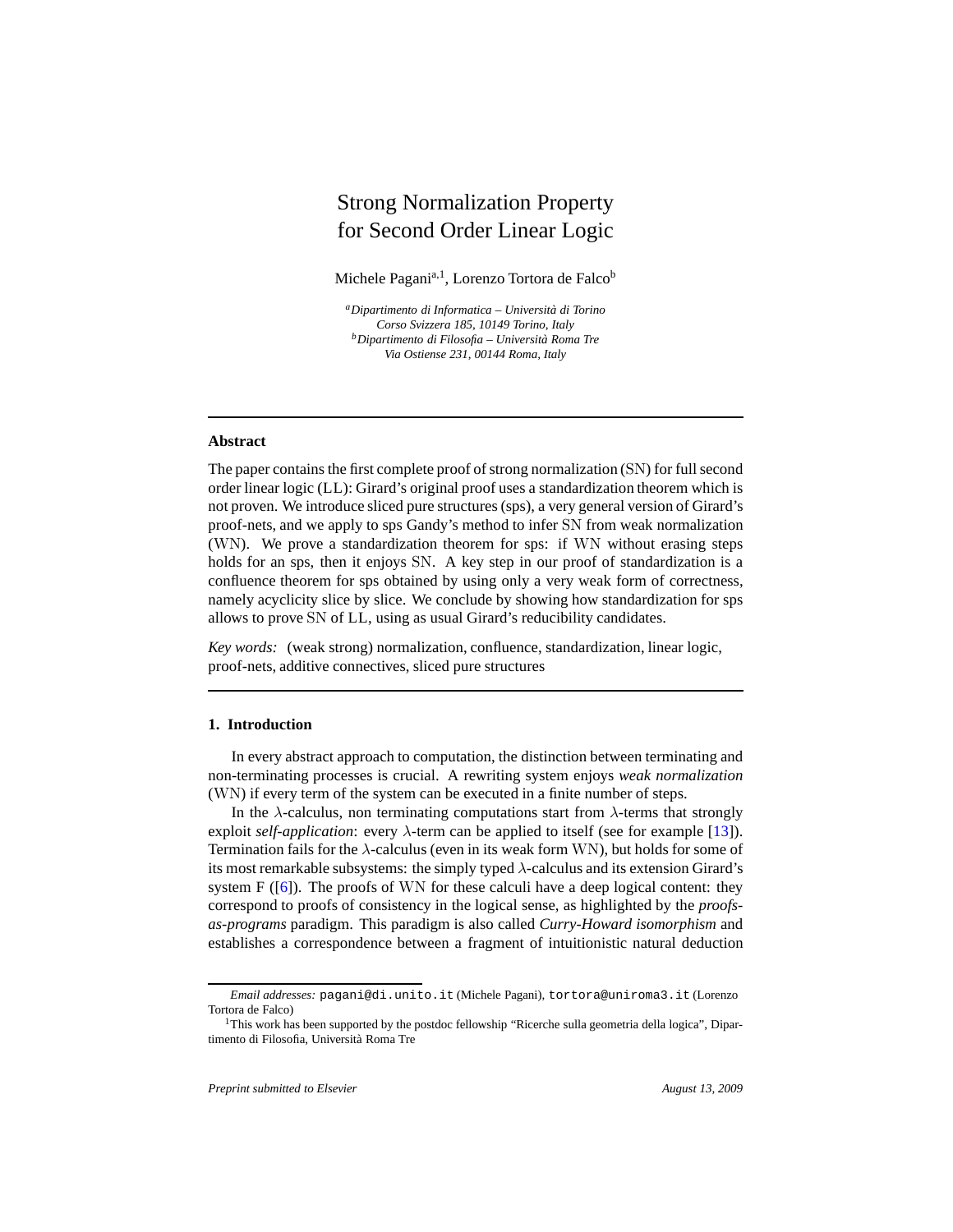# Strong Normalization Property for Second Order Linear Logic

Michele Pagani[a,1], Lorenzo Tortora de Falco[b]

[a] *Dipartimento di Informatica – Università di Torino*
*Corso Svizzera 185, 10149 Torino, Italy*
[b] *Dipartimento di Filosofia – Università Roma Tre*
*Via Ostiense 231, 00144 Roma, Italy*

---

### Abstract

The paper contains the first complete proof of strong normalization (SN) for full second order linear logic (LL): Girard's original proof uses a standardization theorem which is not proven. We introduce sliced pure structures (sps), a very general version of Girard's proof-nets, and we apply to sps Gandy's method to infer SN from weak normalization (WN). We prove a standardization theorem for sps: if WN without erasing steps holds for an sps, then it enjoys SN. A key step in our proof of standardization is a confluence theorem for sps obtained by using only a very weak form of correctness, namely acyclicity slice by slice. We conclude by showing how standardization for sps allows to prove SN of LL, using as usual Girard's reducibility candidates.

*Key words:* (weak strong) normalization, confluence, standardization, linear logic, proof-nets, additive connectives, sliced pure structures

---

## 1. Introduction

In every abstract approach to computation, the distinction between terminating and non-terminating processes is crucial. A rewriting system enjoys *weak normalization* (WN) if every term of the system can be executed in a finite number of steps.

In the $\lambda$-calculus, non terminating computations start from $\lambda$-terms that strongly exploit *self-application*: every $\lambda$-term can be applied to itself (see for example [13]). Termination fails for the $\lambda$-calculus (even in its weak form WN), but holds for some of its most remarkable subsystems: the simply typed $\lambda$-calculus and its extension Girard's system F ([6]). The proofs of WN for these calculi have a deep logical content: they correspond to proofs of consistency in the logical sense, as highlighted by the *proofs-as-programs* paradigm. This paradigm is also called *Curry-Howard isomorphism* and establishes a correspondence between a fragment of intuitionistic natural deduction

---

*Email addresses:* pagani@di.unito.it (Michele Pagani), tortora@uniroma3.it (Lorenzo Tortora de Falco)

[1] This work has been supported by the postdoc fellowship "Ricerche sulla geometria della logica", Dipartimento di Filosofia, Università Roma Tre

*Preprint submitted to Elsevier* August 13, 2009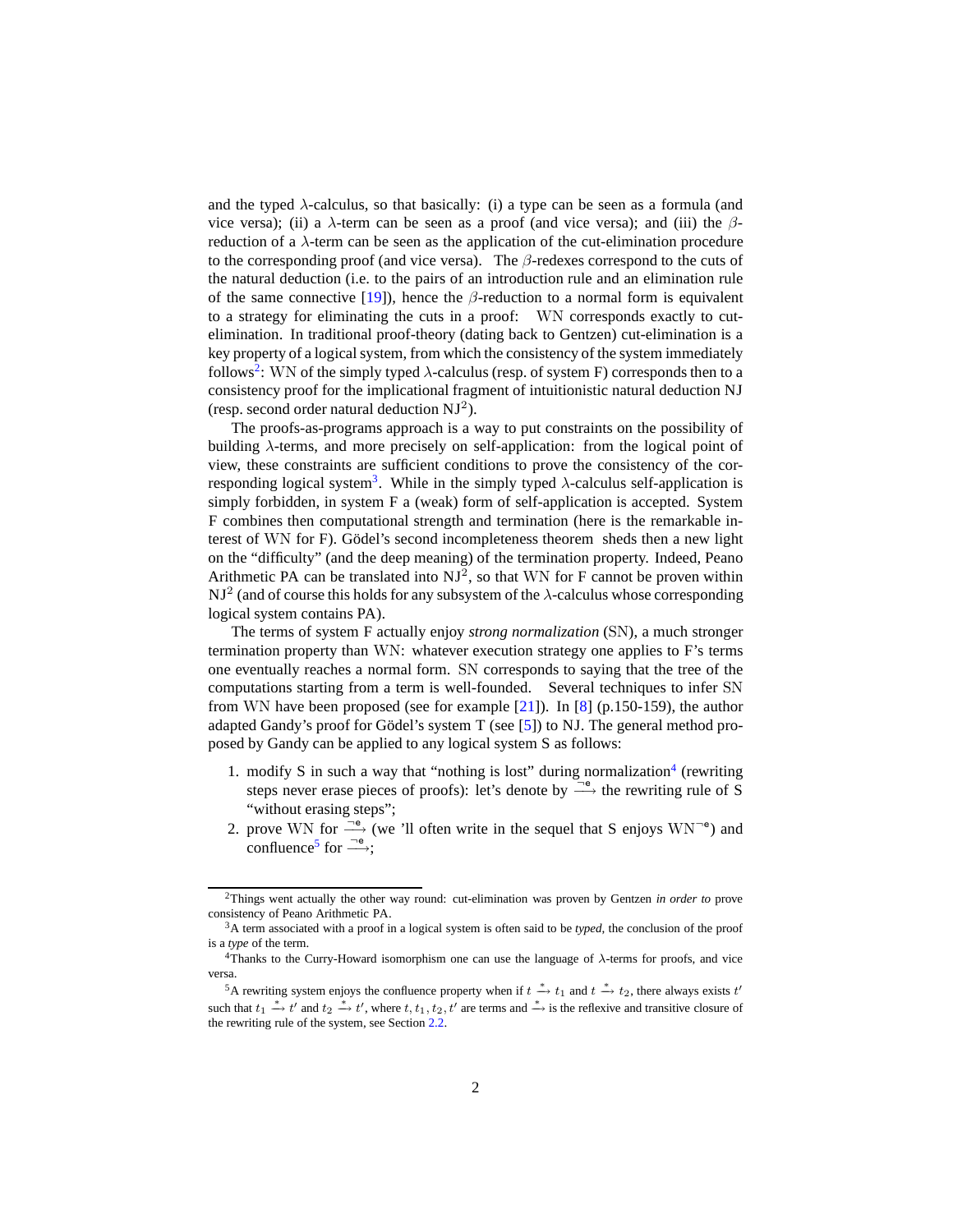and the typed $\lambda$-calculus, so that basically: (i) a type can be seen as a formula (and vice versa); (ii) a $\lambda$-term can be seen as a proof (and vice versa); and (iii) the $\beta$-reduction of a $\lambda$-term can be seen as the application of the cut-elimination procedure to the corresponding proof (and vice versa). The $\beta$-redexes correspond to the cuts of the natural deduction (i.e. to the pairs of an introduction rule and an elimination rule of the same connective [19]), hence the $\beta$-reduction to a normal form is equivalent to a strategy for eliminating the cuts in a proof: WN corresponds exactly to cut-elimination. In traditional proof-theory (dating back to Gentzen) cut-elimination is a key property of a logical system, from which the consistency of the system immediately follows[2]: WN of the simply typed $\lambda$-calculus (resp. of system F) corresponds then to a consistency proof for the implicational fragment of intuitionistic natural deduction NJ (resp. second order natural deduction $NJ^2$).

The proofs-as-programs approach is a way to put constraints on the possibility of building $\lambda$-terms, and more precisely on self-application: from the logical point of view, these constraints are sufficient conditions to prove the consistency of the corresponding logical system[3]. While in the simply typed $\lambda$-calculus self-application is simply forbidden, in system F a (weak) form of self-application is accepted. System F combines then computational strength and termination (here is the remarkable interest of WN for F). Gödel's second incompleteness theorem sheds then a new light on the "difficulty" (and the deep meaning) of the termination property. Indeed, Peano Arithmetic PA can be translated into $NJ^2$, so that WN for F cannot be proven within $NJ^2$ (and of course this holds for any subsystem of the $\lambda$-calculus whose corresponding logical system contains PA).

The terms of system F actually enjoy *strong normalization* (SN), a much stronger termination property than WN: whatever execution strategy one applies to F's terms one eventually reaches a normal form. SN corresponds to saying that the tree of the computations starting from a term is well-founded. Several techniques to infer SN from WN have been proposed (see for example [21]). In [8] (p.150-159), the author adapted Gandy's proof for Gödel's system T (see [5]) to NJ. The general method proposed by Gandy can be applied to any logical system S as follows:

1. modify S in such a way that "nothing is lost" during normalization[4] (rewriting steps never erase pieces of proofs): let's denote by $\xrightarrow{\neg e}$ the rewriting rule of S "without erasing steps";
2. prove WN for $\xrightarrow{\neg e}$ (we 'll often write in the sequel that S enjoys $WN^{\neg e}$) and confluence[5] for $\xrightarrow{\neg e}$;

---

[2] Things went actually the other way round: cut-elimination was proven by Gentzen *in order to* prove consistency of Peano Arithmetic PA.

[3] A term associated with a proof in a logical system is often said to be *typed*, the conclusion of the proof is a *type* of the term.

[4] Thanks to the Curry-Howard isomorphism one can use the language of $\lambda$-terms for proofs, and vice versa.

[5] A rewriting system enjoys the confluence property when if $t \xrightarrow{*} t_1$ and $t \xrightarrow{*} t_2$, there always exists $t'$ such that $t_1 \xrightarrow{*} t'$ and $t_2 \xrightarrow{*} t'$, where $t, t_1, t_2, t'$ are terms and $\xrightarrow{*}$ is the reflexive and transitive closure of the rewriting rule of the system, see Section 2.2.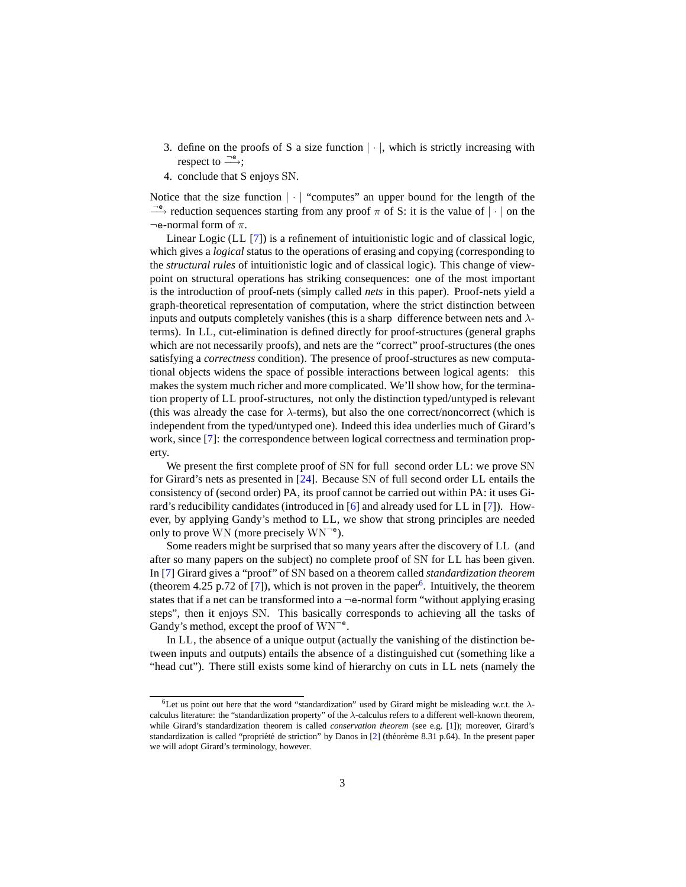3. define on the proofs of S a size function $|\cdot|$, which is strictly increasing with respect to $\stackrel{\neg e}{\longrightarrow}$;
4. conclude that S enjoys SN.

Notice that the size function $|\cdot|$ "computes" an upper bound for the length of the $\stackrel{\neg e}{\longrightarrow}$ reduction sequences starting from any proof $\pi$ of S: it is the value of $|\cdot|$ on the $\neg$e-normal form of $\pi$.

Linear Logic (LL [7]) is a refinement of intuitionistic logic and of classical logic, which gives a *logical* status to the operations of erasing and copying (corresponding to the *structural rules* of intuitionistic logic and of classical logic). This change of viewpoint on structural operations has striking consequences: one of the most important is the introduction of proof-nets (simply called *nets* in this paper). Proof-nets yield a graph-theoretical representation of computation, where the strict distinction between inputs and outputs completely vanishes (this is a sharp difference between nets and $\lambda$-terms). In LL, cut-elimination is defined directly for proof-structures (general graphs which are not necessarily proofs), and nets are the "correct" proof-structures (the ones satisfying a *correctness* condition). The presence of proof-structures as new computational objects widens the space of possible interactions between logical agents: this makes the system much richer and more complicated. We'll show how, for the termination property of LL proof-structures, not only the distinction typed/untyped is relevant (this was already the case for $\lambda$-terms), but also the one correct/noncorrect (which is independent from the typed/untyped one). Indeed this idea underlies much of Girard's work, since [7]: the correspondence between logical correctness and termination property.

We present the first complete proof of SN for full second order LL: we prove SN for Girard's nets as presented in [24]. Because SN of full second order LL entails the consistency of (second order) PA, its proof cannot be carried out within PA: it uses Girard's reducibility candidates (introduced in [6] and already used for LL in [7]). However, by applying Gandy's method to LL, we show that strong principles are needed only to prove WN (more precisely $\mathrm{WN}^{\neg e}$).

Some readers might be surprised that so many years after the discovery of LL (and after so many papers on the subject) no complete proof of SN for LL has been given. In [7] Girard gives a "proof" of SN based on a theorem called *standardization theorem* (theorem 4.25 p.72 of [7]), which is not proven in the paper[6]. Intuitively, the theorem states that if a net can be transformed into a $\neg$e-normal form "without applying erasing steps", then it enjoys SN. This basically corresponds to achieving all the tasks of Gandy's method, except the proof of $\mathrm{WN}^{\neg e}$.

In LL, the absence of a unique output (actually the vanishing of the distinction between inputs and outputs) entails the absence of a distinguished cut (something like a "head cut"). There still exists some kind of hierarchy on cuts in LL nets (namely the

[6] Let us point out here that the word "standardization" used by Girard might be misleading w.r.t. the $\lambda$-calculus literature: the "standardization property" of the $\lambda$-calculus refers to a different well-known theorem, while Girard's standardization theorem is called *conservation theorem* (see e.g. [1]); moreover, Girard's standardization is called "propriété de striction" by Danos in [2] (théorème 8.31 p.64). In the present paper we will adopt Girard's terminology, however.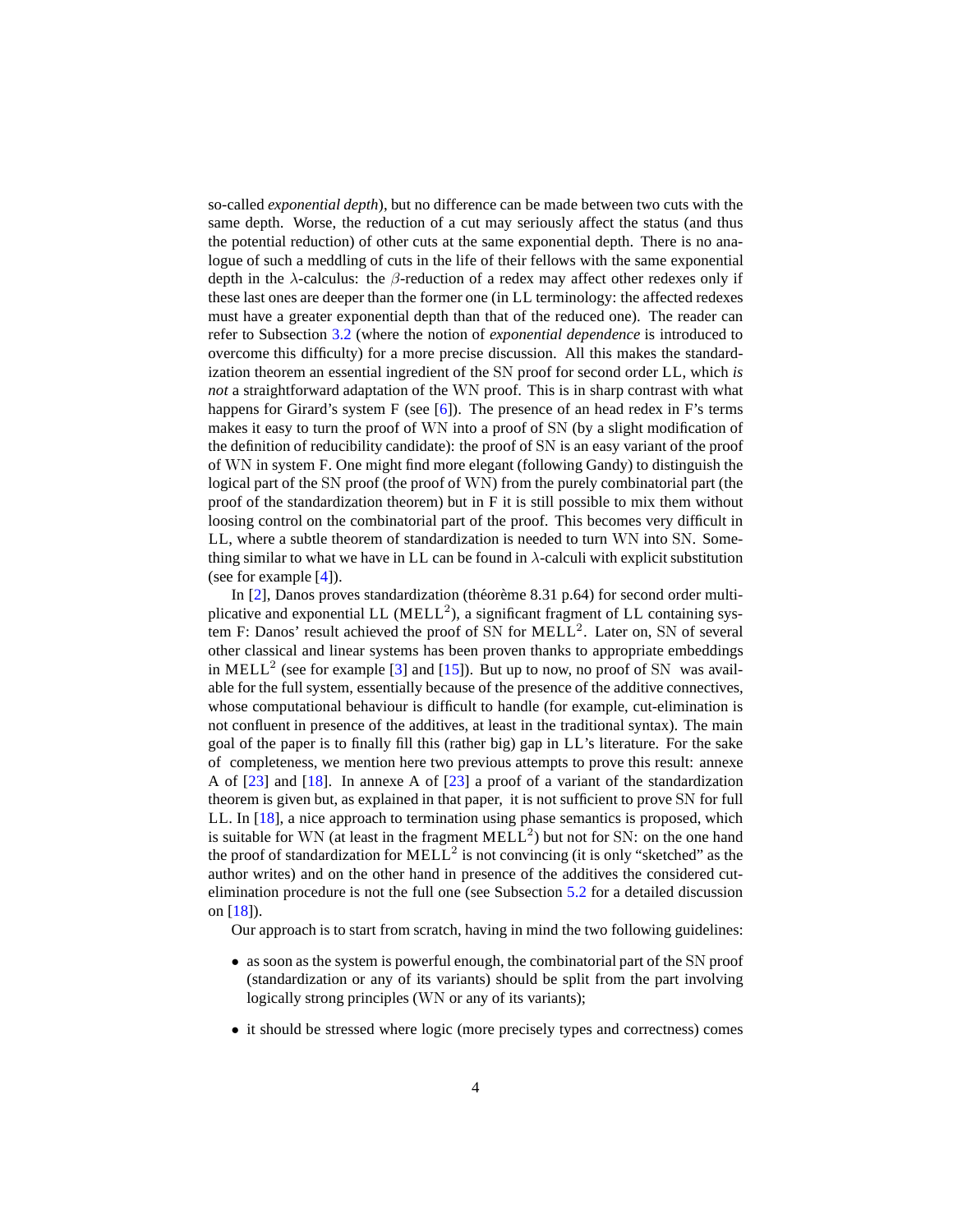so-called *exponential depth*), but no difference can be made between two cuts with the same depth. Worse, the reduction of a cut may seriously affect the status (and thus the potential reduction) of other cuts at the same exponential depth. There is no analogue of such a meddling of cuts in the life of their fellows with the same exponential depth in the $\lambda$-calculus: the $\beta$-reduction of a redex may affect other redexes only if these last ones are deeper than the former one (in LL terminology: the affected redexes must have a greater exponential depth than that of the reduced one). The reader can refer to Subsection 3.2 (where the notion of *exponential dependence* is introduced to overcome this difficulty) for a more precise discussion. All this makes the standardization theorem an essential ingredient of the SN proof for second order LL, which *is not* a straightforward adaptation of the WN proof. This is in sharp contrast with what happens for Girard's system F (see [6]). The presence of an head redex in F's terms makes it easy to turn the proof of WN into a proof of SN (by a slight modification of the definition of reducibility candidate): the proof of SN is an easy variant of the proof of WN in system F. One might find more elegant (following Gandy) to distinguish the logical part of the SN proof (the proof of WN) from the purely combinatorial part (the proof of the standardization theorem) but in F it is still possible to mix them without loosing control on the combinatorial part of the proof. This becomes very difficult in LL, where a subtle theorem of standardization is needed to turn WN into SN. Something similar to what we have in LL can be found in $\lambda$-calculi with explicit substitution (see for example [4]).

In [2], Danos proves standardization (théorème 8.31 p.64) for second order multiplicative and exponential LL ($\mathrm{MELL}^2$), a significant fragment of LL containing system F: Danos' result achieved the proof of SN for $\mathrm{MELL}^2$. Later on, SN of several other classical and linear systems has been proven thanks to appropriate embeddings in $\mathrm{MELL}^2$ (see for example [3] and [15]). But up to now, no proof of SN was available for the full system, essentially because of the presence of the additive connectives, whose computational behaviour is difficult to handle (for example, cut-elimination is not confluent in presence of the additives, at least in the traditional syntax). The main goal of the paper is to finally fill this (rather big) gap in LL's literature. For the sake of completeness, we mention here two previous attempts to prove this result: annexe A of [23] and [18]. In annexe A of [23] a proof of a variant of the standardization theorem is given but, as explained in that paper, it is not sufficient to prove SN for full LL. In [18], a nice approach to termination using phase semantics is proposed, which is suitable for WN (at least in the fragment $\mathrm{MELL}^2$) but not for SN: on the one hand the proof of standardization for $\mathrm{MELL}^2$ is not convincing (it is only "sketched" as the author writes) and on the other hand in presence of the additives the considered cut-elimination procedure is not the full one (see Subsection 5.2 for a detailed discussion on [18]).

Our approach is to start from scratch, having in mind the two following guidelines:

- as soon as the system is powerful enough, the combinatorial part of the SN proof (standardization or any of its variants) should be split from the part involving logically strong principles (WN or any of its variants);
- it should be stressed where logic (more precisely types and correctness) comes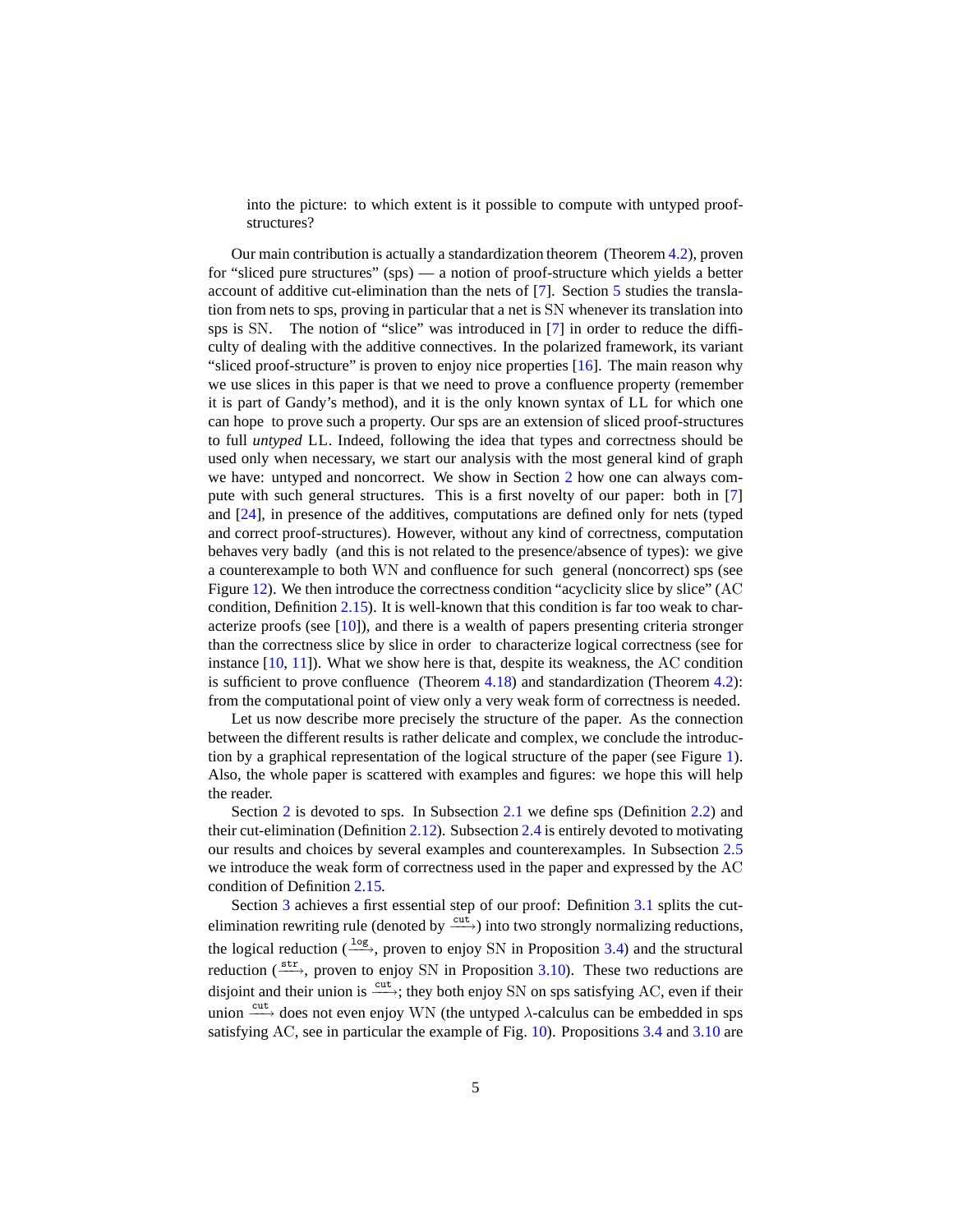into the picture: to which extent is it possible to compute with untyped proof-structures?

Our main contribution is actually a standardization theorem (Theorem 4.2), proven for "sliced pure structures" (sps) — a notion of proof-structure which yields a better account of additive cut-elimination than the nets of [7]. Section 5 studies the translation from nets to sps, proving in particular that a net is SN whenever its translation into sps is SN. The notion of "slice" was introduced in [7] in order to reduce the difficulty of dealing with the additive connectives. In the polarized framework, its variant "sliced proof-structure" is proven to enjoy nice properties [16]. The main reason why we use slices in this paper is that we need to prove a confluence property (remember it is part of Gandy's method), and it is the only known syntax of LL for which one can hope to prove such a property. Our sps are an extension of sliced proof-structures to full *untyped* LL. Indeed, following the idea that types and correctness should be used only when necessary, we start our analysis with the most general kind of graph we have: untyped and noncorrect. We show in Section 2 how one can always compute with such general structures. This is a first novelty of our paper: both in [7] and [24], in presence of the additives, computations are defined only for nets (typed and correct proof-structures). However, without any kind of correctness, computation behaves very badly (and this is not related to the presence/absence of types): we give a counterexample to both WN and confluence for such general (noncorrect) sps (see Figure 12). We then introduce the correctness condition "acyclicity slice by slice" (AC condition, Definition 2.15). It is well-known that this condition is far too weak to characterize proofs (see [10]), and there is a wealth of papers presenting criteria stronger than the correctness slice by slice in order to characterize logical correctness (see for instance [10, 11]). What we show here is that, despite its weakness, the AC condition is sufficient to prove confluence (Theorem 4.18) and standardization (Theorem 4.2): from the computational point of view only a very weak form of correctness is needed.

Let us now describe more precisely the structure of the paper. As the connection between the different results is rather delicate and complex, we conclude the introduction by a graphical representation of the logical structure of the paper (see Figure 1). Also, the whole paper is scattered with examples and figures: we hope this will help the reader.

Section 2 is devoted to sps. In Subsection 2.1 we define sps (Definition 2.2) and their cut-elimination (Definition 2.12). Subsection 2.4 is entirely devoted to motivating our results and choices by several examples and counterexamples. In Subsection 2.5 we introduce the weak form of correctness used in the paper and expressed by the AC condition of Definition 2.15.

Section 3 achieves a first essential step of our proof: Definition 3.1 splits the cut-elimination rewriting rule (denoted by $\xrightarrow{\texttt{cut}}$) into two strongly normalizing reductions, the logical reduction ($\xrightarrow{\texttt{log}}$, proven to enjoy SN in Proposition 3.4) and the structural reduction ($\xrightarrow{\texttt{str}}$, proven to enjoy SN in Proposition 3.10). These two reductions are disjoint and their union is $\xrightarrow{\texttt{cut}}$; they both enjoy SN on sps satisfying AC, even if their union $\xrightarrow{\texttt{cut}}$ does not even enjoy WN (the untyped $\lambda$-calculus can be embedded in sps satisfying AC, see in particular the example of Fig. 10). Propositions 3.4 and 3.10 are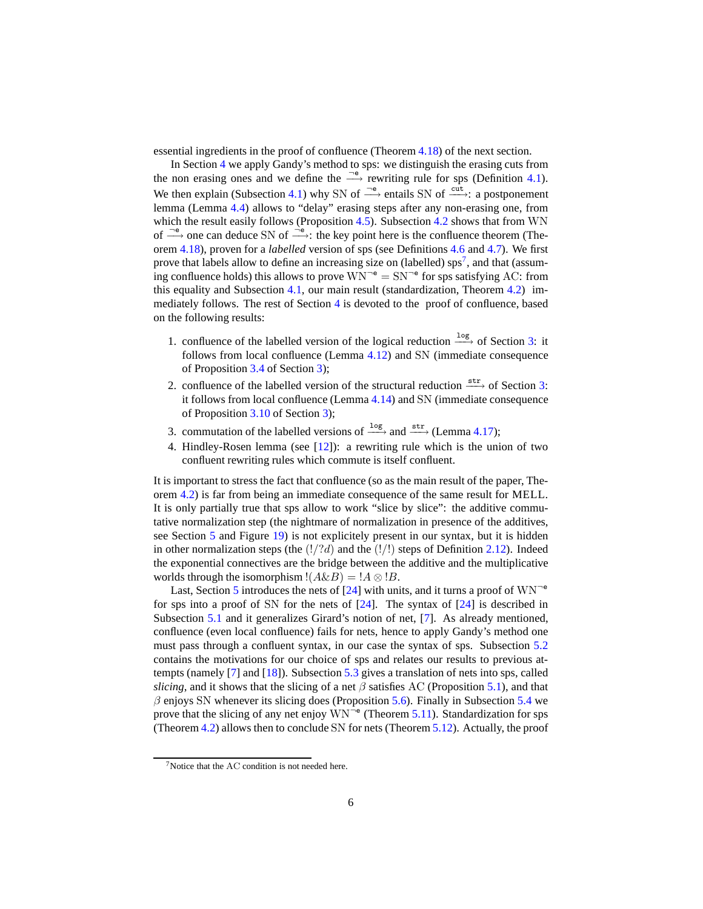essential ingredients in the proof of confluence (Theorem 4.18) of the next section.

In Section 4 we apply Gandy's method to sps: we distinguish the erasing cuts from the non erasing ones and we define the $\xrightarrow{\neg e}$ rewriting rule for sps (Definition 4.1). We then explain (Subsection 4.1) why SN of $\xrightarrow{\neg e}$ entails SN of $\xrightarrow{\text{cut}}$: a postponement lemma (Lemma 4.4) allows to "delay" erasing steps after any non-erasing one, from which the result easily follows (Proposition 4.5). Subsection 4.2 shows that from WN of $\xrightarrow{\neg e}$ one can deduce SN of $\xrightarrow{\neg e}$: the key point here is the confluence theorem (Theorem 4.18), proven for a *labelled* version of sps (see Definitions 4.6 and 4.7). We first prove that labels allow to define an increasing size on (labelled) sps[7], and that (assuming confluence holds) this allows to prove $\mathrm{WN}^{\neg e} = \mathrm{SN}^{\neg e}$ for sps satisfying AC: from this equality and Subsection 4.1, our main result (standardization, Theorem 4.2) immediately follows. The rest of Section 4 is devoted to the proof of confluence, based on the following results:

1. confluence of the labelled version of the logical reduction $\xrightarrow{\log}$ of Section 3: it follows from local confluence (Lemma 4.12) and SN (immediate consequence of Proposition 3.4 of Section 3);
2. confluence of the labelled version of the structural reduction $\xrightarrow{\text{str}}$ of Section 3: it follows from local confluence (Lemma 4.14) and SN (immediate consequence of Proposition 3.10 of Section 3);
3. commutation of the labelled versions of $\xrightarrow{\log}$ and $\xrightarrow{\text{str}}$ (Lemma 4.17);
4. Hindley-Rosen lemma (see [12]): a rewriting rule which is the union of two confluent rewriting rules which commute is itself confluent.

It is important to stress the fact that confluence (so as the main result of the paper, Theorem 4.2) is far from being an immediate consequence of the same result for MELL. It is only partially true that sps allow to work "slice by slice": the additive commutative normalization step (the nightmare of normalization in presence of the additives, see Section 5 and Figure 19) is not explicitely present in our syntax, but it is hidden in other normalization steps (the $(!/?d)$ and the $(!/!)$ steps of Definition 2.12). Indeed the exponential connectives are the bridge between the additive and the multiplicative worlds through the isomorphism $!(A\&B) = !A \otimes !B$.

Last, Section 5 introduces the nets of [24] with units, and it turns a proof of $\mathrm{WN}^{\neg e}$ for sps into a proof of SN for the nets of [24]. The syntax of [24] is described in Subsection 5.1 and it generalizes Girard's notion of net, [7]. As already mentioned, confluence (even local confluence) fails for nets, hence to apply Gandy's method one must pass through a confluent syntax, in our case the syntax of sps. Subsection 5.2 contains the motivations for our choice of sps and relates our results to previous attempts (namely [7] and [18]). Subsection 5.3 gives a translation of nets into sps, called *slicing*, and it shows that the slicing of a net $\beta$ satisfies AC (Proposition 5.1), and that $\beta$ enjoys SN whenever its slicing does (Proposition 5.6). Finally in Subsection 5.4 we prove that the slicing of any net enjoy $\mathrm{WN}^{\neg e}$ (Theorem 5.11). Standardization for sps (Theorem 4.2) allows then to conclude SN for nets (Theorem 5.12). Actually, the proof

[7] Notice that the AC condition is not needed here.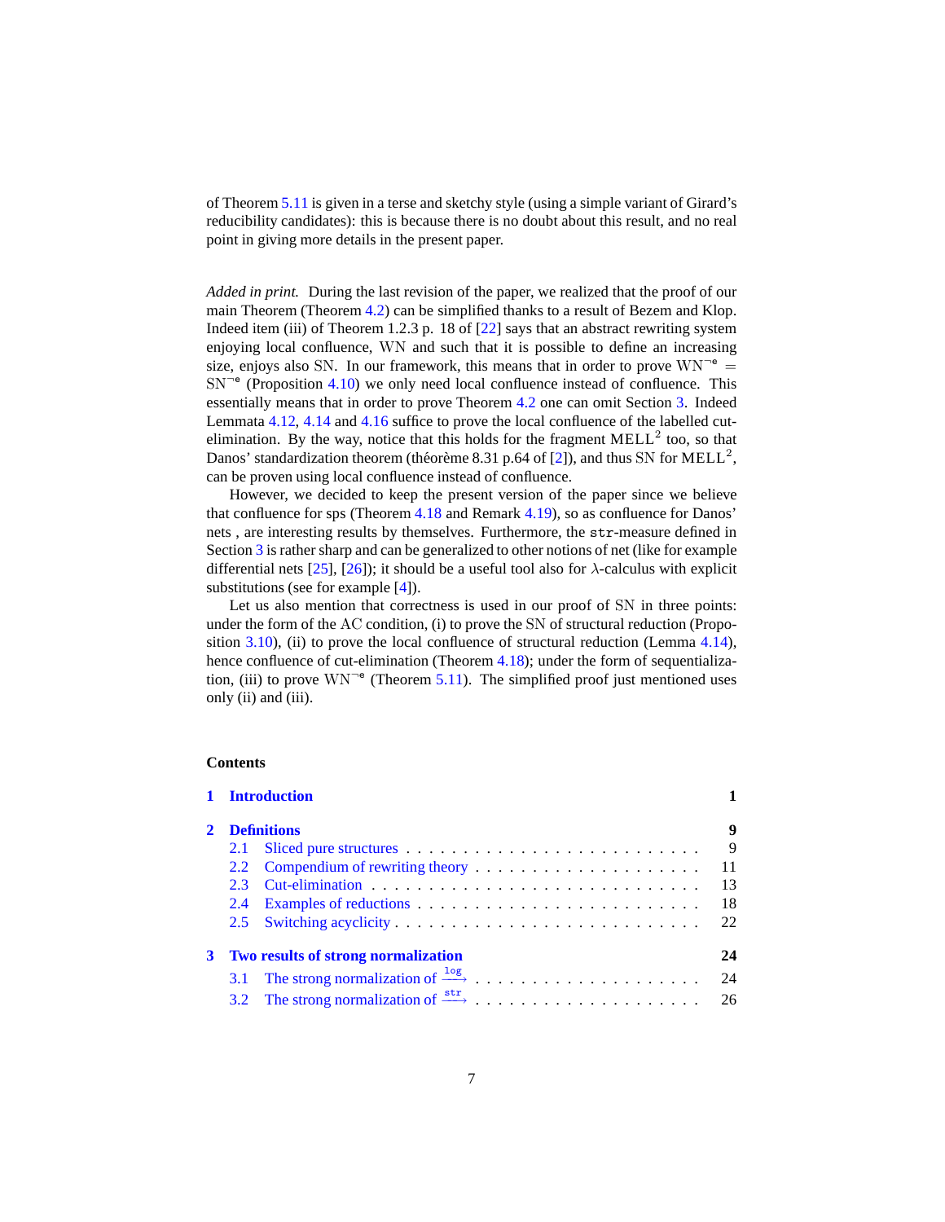of Theorem 5.11 is given in a terse and sketchy style (using a simple variant of Girard's reducibility candidates): this is because there is no doubt about this result, and no real point in giving more details in the present paper.

*Added in print.* During the last revision of the paper, we realized that the proof of our main Theorem (Theorem 4.2) can be simplified thanks to a result of Bezem and Klop. Indeed item (iii) of Theorem 1.2.3 p. 18 of [22] says that an abstract rewriting system enjoying local confluence, WN and such that it is possible to define an increasing size, enjoys also SN. In our framework, this means that in order to prove $\mathrm{WN}^{\neg\mathsf{e}} = \mathrm{SN}^{\neg\mathsf{e}}$ (Proposition 4.10) we only need local confluence instead of confluence. This essentially means that in order to prove Theorem 4.2 one can omit Section 3. Indeed Lemmata 4.12, 4.14 and 4.16 suffice to prove the local confluence of the labelled cut-elimination. By the way, notice that this holds for the fragment $\mathrm{MELL}^2$ too, so that Danos' standardization theorem (théorème 8.31 p.64 of [2]), and thus SN for $\mathrm{MELL}^2$, can be proven using local confluence instead of confluence.

However, we decided to keep the present version of the paper since we believe that confluence for sps (Theorem 4.18 and Remark 4.19), so as confluence for Danos' nets , are interesting results by themselves. Furthermore, the str-measure defined in Section 3 is rather sharp and can be generalized to other notions of net (like for example differential nets [25], [26]); it should be a useful tool also for $\lambda$-calculus with explicit substitutions (see for example [4]).

Let us also mention that correctness is used in our proof of SN in three points: under the form of the AC condition, (i) to prove the SN of structural reduction (Proposition 3.10), (ii) to prove the local confluence of structural reduction (Lemma 4.14), hence confluence of cut-elimination (Theorem 4.18); under the form of sequentialization, (iii) to prove $\mathrm{WN}^{\neg\mathsf{e}}$ (Theorem 5.11). The simplified proof just mentioned uses only (ii) and (iii).

**Contents**

**1 Introduction** **1**

**2 Definitions** **9**
- 2.1 Sliced pure structures . . . . . 9
- 2.2 Compendium of rewriting theory . . . . . 11
- 2.3 Cut-elimination . . . . . 13
- 2.4 Examples of reductions . . . . . 18
- 2.5 Switching acyclicity . . . . . 22

**3 Two results of strong normalization** **24**
- 3.1 The strong normalization of $\xrightarrow{\mathtt{log}}$ . . . . . 24
- 3.2 The strong normalization of $\xrightarrow{\mathtt{str}}$ . . . . . 26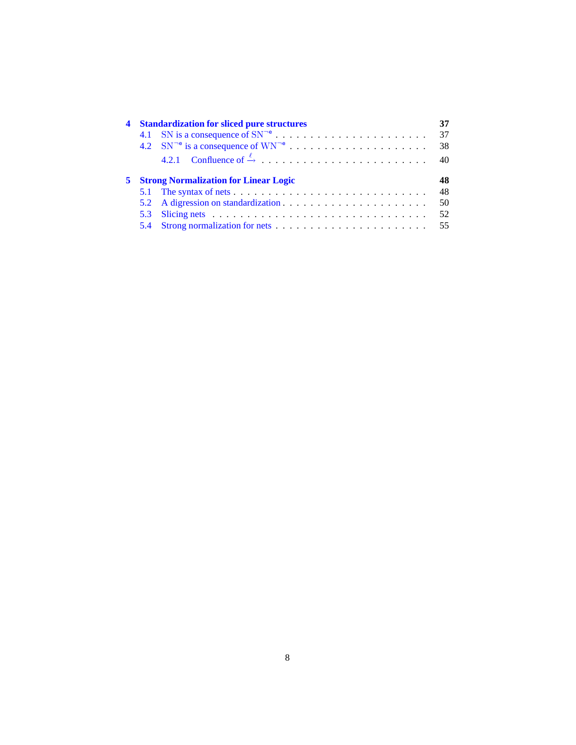**4 Standardization for sliced pure structures** **37**

- 4.1 SN is a consequence of $\mathrm{SN}^{\neg \mathsf{e}}$ . . . . . . . . . . . . . . . . . . . . . . 37
- 4.2 $\mathrm{SN}^{\neg \mathsf{e}}$ is a consequence of $\mathrm{WN}^{\neg \mathsf{e}}$ . . . . . . . . . . . . . . . . . . . 38
  - 4.2.1 Confluence of $\xrightarrow{\ell}$ . . . . . . . . . . . . . . . . . . . . . . 40

**5 Strong Normalization for Linear Logic** **48**

- 5.1 The syntax of nets . . . . . . . . . . . . . . . . . . . . . . . . . . 48
- 5.2 A digression on standardization . . . . . . . . . . . . . . . . . . . 50
- 5.3 Slicing nets . . . . . . . . . . . . . . . . . . . . . . . . . . . . 52
- 5.4 Strong normalization for nets . . . . . . . . . . . . . . . . . . . . 55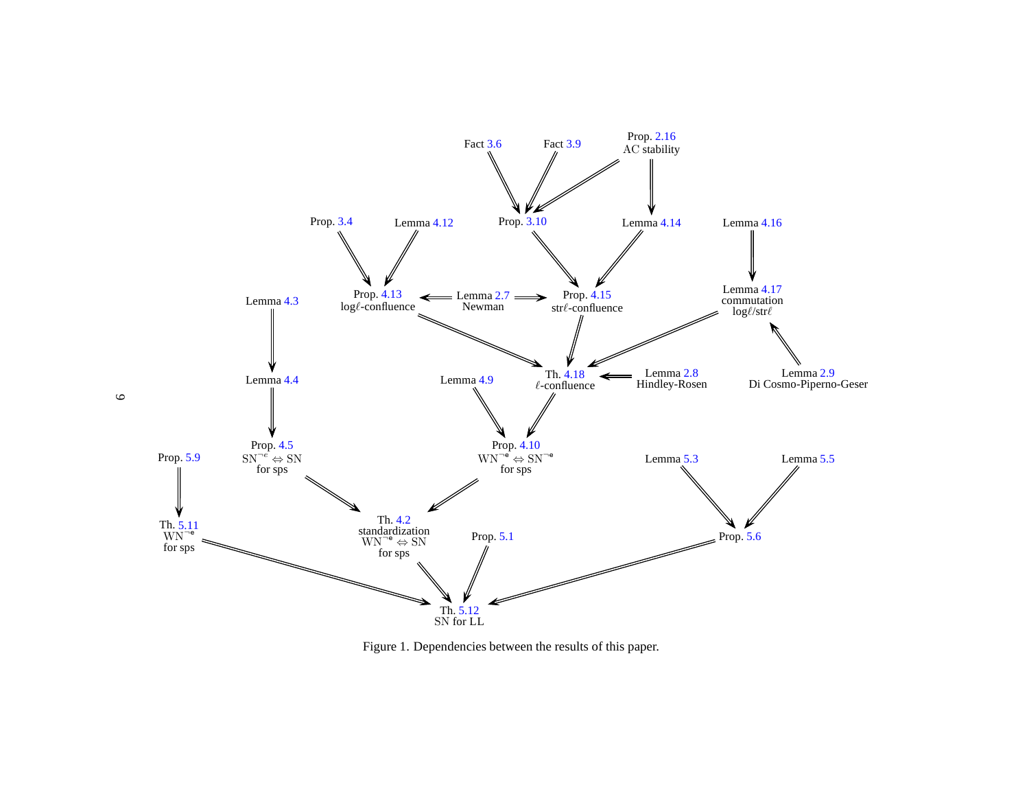Fact 3.6 Fact 3.9 Prop. 2.16 AC stability

Prop. 3.4 Lemma 4.12 Prop. 3.10 Lemma 4.14 Lemma 4.16

Prop. 4.13 log$\ell$-confluence Lemma 2.7 Newman Prop. 4.15 str$\ell$-confluence Lemma 4.17 commutation log$\ell$/str$\ell$

Lemma 4.3

Lemma 4.4 Lemma 4.9 Th. 4.18 $\ell$-confluence Lemma 2.8 Hindley-Rosen Lemma 2.9 Di Cosmo-Piperno-Geser

Prop. 5.9 Prop. 4.5 $SN^{\neg e} \Leftrightarrow SN$ for sps Prop. 4.10 $WN^{\neg e} \Leftrightarrow SN^{\neg e}$ for sps Lemma 5.3 Lemma 5.5

Th. 5.11 $WN^{\neg e}$ for sps Th. 4.2 standardization $WN^{\neg e} \Leftrightarrow SN$ for sps Prop. 5.1 Prop. 5.6

Th. 5.12 SN for LL

Figure 1. Dependencies between the results of this paper.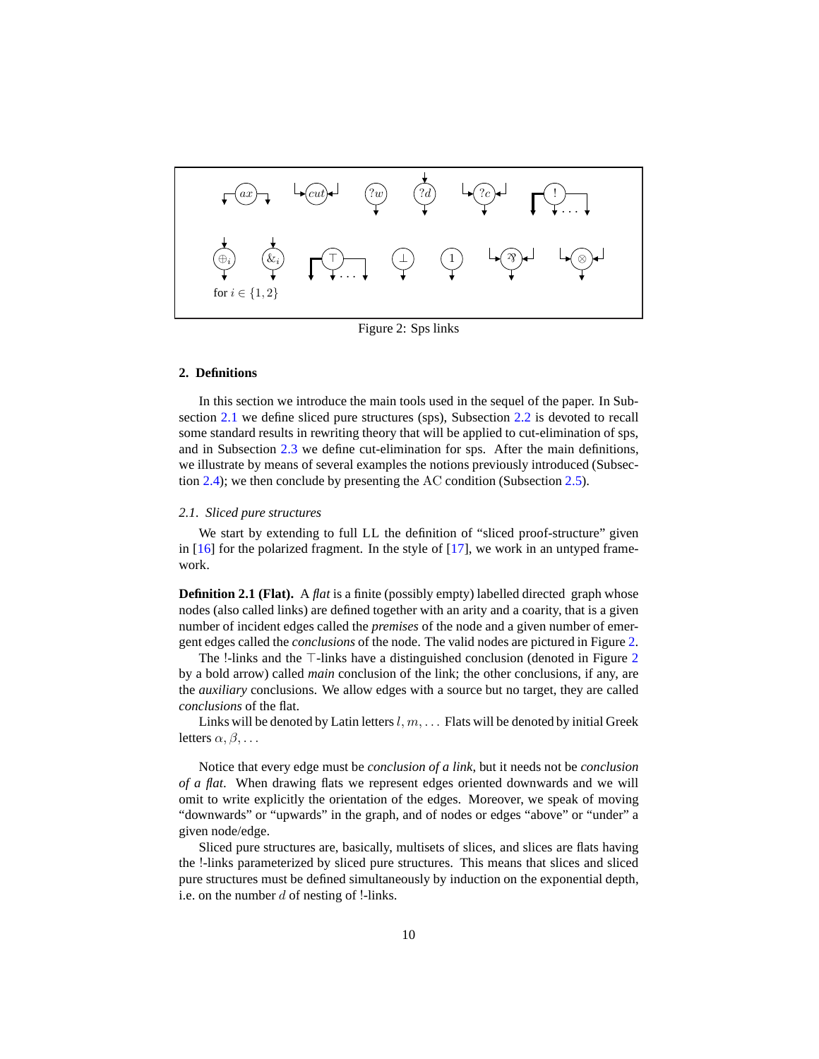Figure 2: Sps links

## 2. Definitions

In this section we introduce the main tools used in the sequel of the paper. In Subsection 2.1 we define sliced pure structures (sps), Subsection 2.2 is devoted to recall some standard results in rewriting theory that will be applied to cut-elimination of sps, and in Subsection 2.3 we define cut-elimination for sps. After the main definitions, we illustrate by means of several examples the notions previously introduced (Subsection 2.4); we then conclude by presenting the AC condition (Subsection 2.5).

### 2.1. Sliced pure structures

We start by extending to full LL the definition of "sliced proof-structure" given in [16] for the polarized fragment. In the style of [17], we work in an untyped framework.

**Definition 2.1 (Flat).** A *flat* is a finite (possibly empty) labelled directed graph whose nodes (also called links) are defined together with an arity and a coarity, that is a given number of incident edges called the *premises* of the node and a given number of emergent edges called the *conclusions* of the node. The valid nodes are pictured in Figure 2.

The !-links and the $\top$-links have a distinguished conclusion (denoted in Figure 2 by a bold arrow) called *main* conclusion of the link; the other conclusions, if any, are the *auxiliary* conclusions. We allow edges with a source but no target, they are called *conclusions* of the flat.

Links will be denoted by Latin letters $l, m, \ldots$ Flats will be denoted by initial Greek letters $\alpha, \beta, \ldots$

Notice that every edge must be *conclusion of a link*, but it needs not be *conclusion of a flat*. When drawing flats we represent edges oriented downwards and we will omit to write explicitly the orientation of the edges. Moreover, we speak of moving "downwards" or "upwards" in the graph, and of nodes or edges "above" or "under" a given node/edge.

Sliced pure structures are, basically, multisets of slices, and slices are flats having the !-links parameterized by sliced pure structures. This means that slices and sliced pure structures must be defined simultaneously by induction on the exponential depth, i.e. on the number $d$ of nesting of !-links.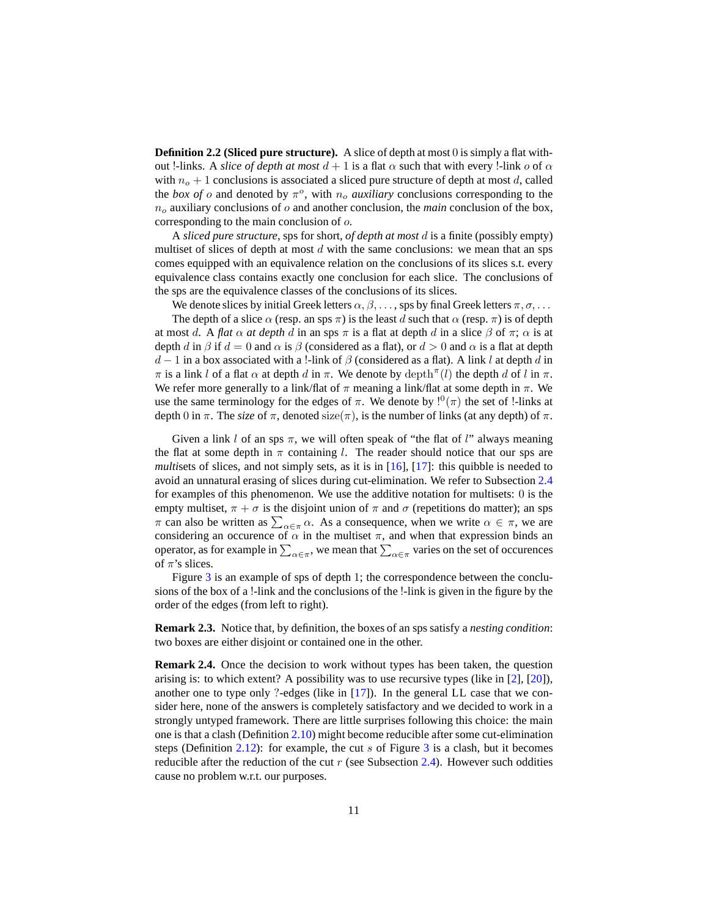**Definition 2.2 (Sliced pure structure).** A slice of depth at most $0$ is simply a flat without !-links. A *slice of depth at most* $d+1$ is a flat $\alpha$ such that with every !-link $o$ of $\alpha$ with $n_o + 1$ conclusions is associated a sliced pure structure of depth at most $d$, called the *box of* $o$ and denoted by $\pi^o$, with $n_o$ *auxiliary* conclusions corresponding to the $n_o$ auxiliary conclusions of $o$ and another conclusion, the *main* conclusion of the box, corresponding to the main conclusion of $o$.

A *sliced pure structure*, sps for short, *of depth at most* $d$ is a finite (possibly empty) multiset of slices of depth at most $d$ with the same conclusions: we mean that an sps comes equipped with an equivalence relation on the conclusions of its slices s.t. every equivalence class contains exactly one conclusion for each slice. The conclusions of the sps are the equivalence classes of the conclusions of its slices.

We denote slices by initial Greek letters $\alpha, \beta, \ldots$, sps by final Greek letters $\pi, \sigma, \ldots$

The depth of a slice $\alpha$ (resp. an sps $\pi$) is the least $d$ such that $\alpha$ (resp. $\pi$) is of depth at most $d$. A *flat* $\alpha$ *at depth* $d$ in an sps $\pi$ is a flat at depth $d$ in a slice $\beta$ of $\pi$; $\alpha$ is at depth $d$ in $\beta$ if $d = 0$ and $\alpha$ is $\beta$ (considered as a flat), or $d > 0$ and $\alpha$ is a flat at depth $d-1$ in a box associated with a !-link of $\beta$ (considered as a flat). A link $l$ at depth $d$ in $\pi$ is a link $l$ of a flat $\alpha$ at depth $d$ in $\pi$. We denote by $\mathrm{depth}^{\pi}(l)$ the depth $d$ of $l$ in $\pi$. We refer more generally to a link/flat of $\pi$ meaning a link/flat at some depth in $\pi$. We use the same terminology for the edges of $\pi$. We denote by $!^0(\pi)$ the set of !-links at depth $0$ in $\pi$. The *size* of $\pi$, denoted $\mathrm{size}(\pi)$, is the number of links (at any depth) of $\pi$.

Given a link $l$ of an sps $\pi$, we will often speak of "the flat of $l$" always meaning the flat at some depth in $\pi$ containing $l$. The reader should notice that our sps are *multi*sets of slices, and not simply sets, as it is in [16], [17]: this quibble is needed to avoid an unnatural erasing of slices during cut-elimination. We refer to Subsection 2.4 for examples of this phenomenon. We use the additive notation for multisets: $0$ is the empty multiset, $\pi + \sigma$ is the disjoint union of $\pi$ and $\sigma$ (repetitions do matter); an sps $\pi$ can also be written as $\sum_{\alpha \in \pi} \alpha$. As a consequence, when we write $\alpha \in \pi$, we are considering an occurence of $\alpha$ in the multiset $\pi$, and when that expression binds an operator, as for example in $\sum_{\alpha \in \pi}$, we mean that $\sum_{\alpha \in \pi}$ varies on the set of occurences of $\pi$'s slices.

Figure 3 is an example of sps of depth 1; the correspondence between the conclusions of the box of a !-link and the conclusions of the !-link is given in the figure by the order of the edges (from left to right).

**Remark 2.3.** Notice that, by definition, the boxes of an sps satisfy a *nesting condition*: two boxes are either disjoint or contained one in the other.

**Remark 2.4.** Once the decision to work without types has been taken, the question arising is: to which extent? A possibility was to use recursive types (like in [2], [20]), another one to type only ?-edges (like in [17]). In the general LL case that we consider here, none of the answers is completely satisfactory and we decided to work in a strongly untyped framework. There are little surprises following this choice: the main one is that a clash (Definition 2.10) might become reducible after some cut-elimination steps (Definition 2.12): for example, the cut $s$ of Figure 3 is a clash, but it becomes reducible after the reduction of the cut $r$ (see Subsection 2.4). However such oddities cause no problem w.r.t. our purposes.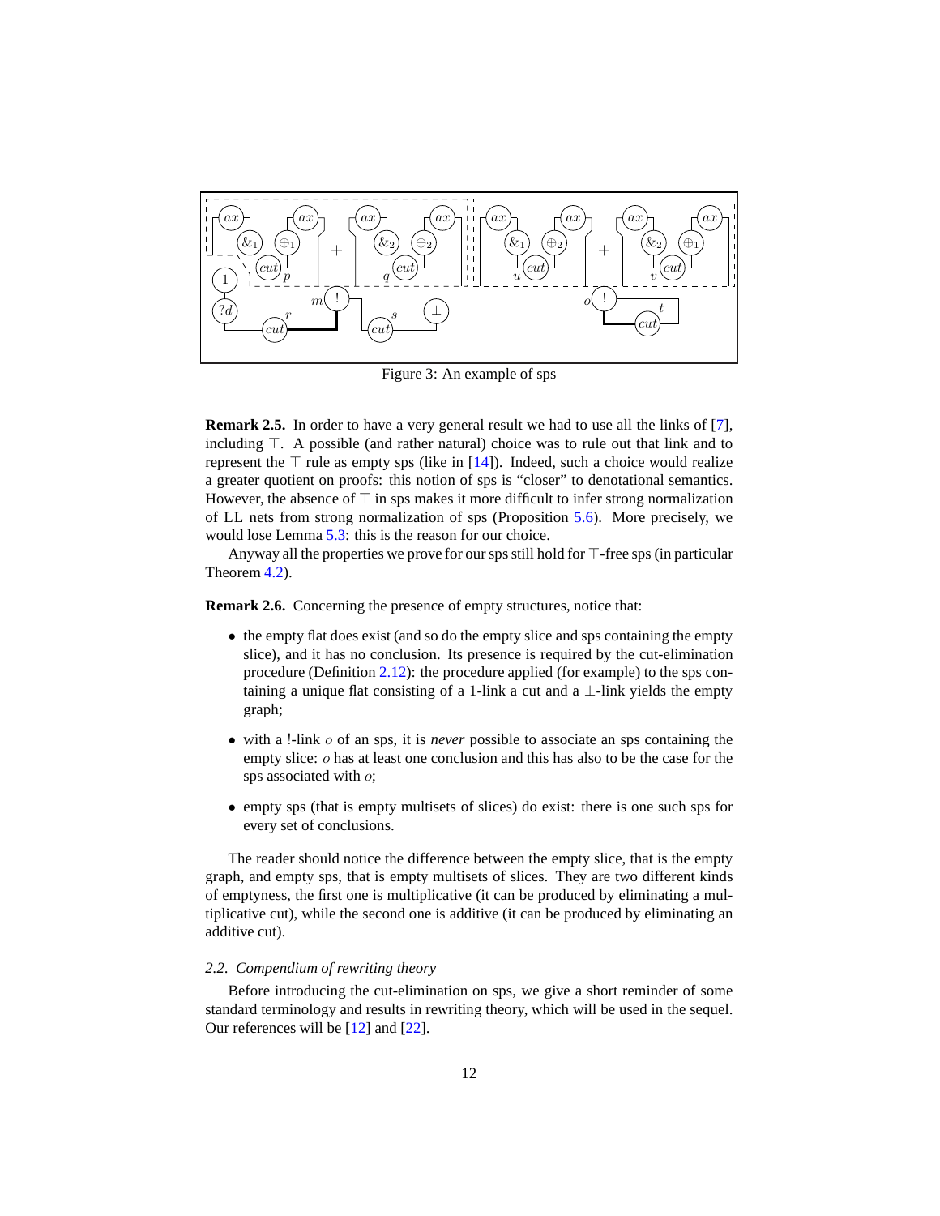Figure 3: An example of sps

**Remark 2.5.** In order to have a very general result we had to use all the links of [7], including $\top$. A possible (and rather natural) choice was to rule out that link and to represent the $\top$ rule as empty sps (like in [14]). Indeed, such a choice would realize a greater quotient on proofs: this notion of sps is "closer" to denotational semantics. However, the absence of $\top$ in sps makes it more difficult to infer strong normalization of LL nets from strong normalization of sps (Proposition 5.6). More precisely, we would lose Lemma 5.3: this is the reason for our choice.

Anyway all the properties we prove for our sps still hold for $\top$-free sps (in particular Theorem 4.2).

**Remark 2.6.** Concerning the presence of empty structures, notice that:

- the empty flat does exist (and so do the empty slice and sps containing the empty slice), and it has no conclusion. Its presence is required by the cut-elimination procedure (Definition 2.12): the procedure applied (for example) to the sps containing a unique flat consisting of a $1$-link a cut and a $\bot$-link yields the empty graph;
- with a $!$-link $o$ of an sps, it is *never* possible to associate an sps containing the empty slice: $o$ has at least one conclusion and this has also to be the case for the sps associated with $o$;
- empty sps (that is empty multisets of slices) do exist: there is one such sps for every set of conclusions.

The reader should notice the difference between the empty slice, that is the empty graph, and empty sps, that is empty multisets of slices. They are two different kinds of emptyness, the first one is multiplicative (it can be produced by eliminating a multiplicative cut), while the second one is additive (it can be produced by eliminating an additive cut).

### 2.2. Compendium of rewriting theory

Before introducing the cut-elimination on sps, we give a short reminder of some standard terminology and results in rewriting theory, which will be used in the sequel. Our references will be [12] and [22].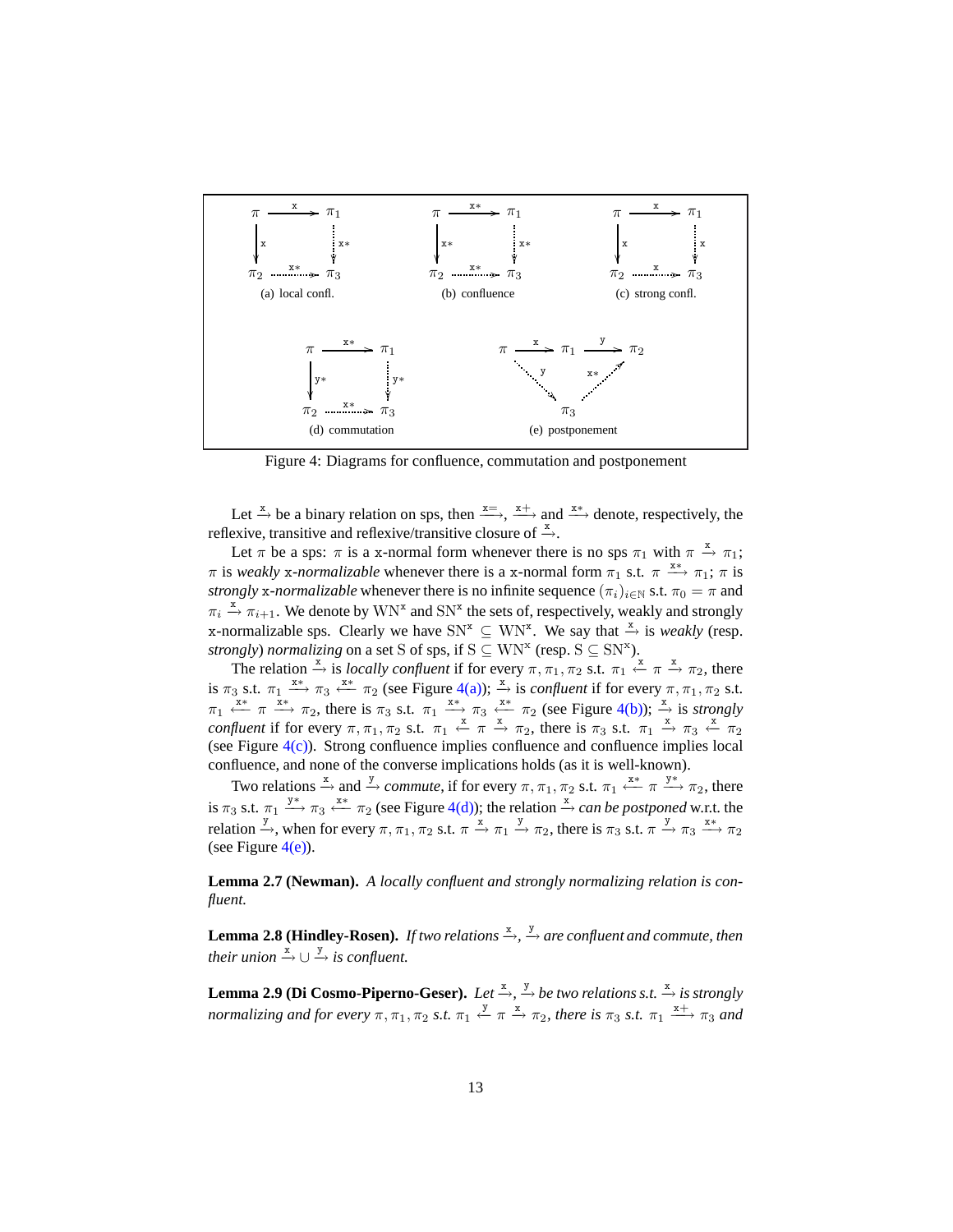(a) local confl.   (b) confluence   (c) strong confl.

(d) commutation   (e) postponement

Figure 4: Diagrams for confluence, commutation and postponement

Let $\xrightarrow{\mathtt{x}}$ be a binary relation on sps, then $\xrightarrow{\mathtt{x}=}$, $\xrightarrow{\mathtt{x}+}$ and $\xrightarrow{\mathtt{x}*}$ denote, respectively, the reflexive, transitive and reflexive/transitive closure of $\xrightarrow{\mathtt{x}}$.

Let $\pi$ be a sps: $\pi$ is a $\mathtt{x}$-normal form whenever there is no sps $\pi_1$ with $\pi \xrightarrow{\mathtt{x}} \pi_1$; $\pi$ is *weakly* $\mathtt{x}$*-normalizable* whenever there is a $\mathtt{x}$-normal form $\pi_1$ s.t. $\pi \xrightarrow{\mathtt{x}*} \pi_1$; $\pi$ is *strongly* $\mathtt{x}$*-normalizable* whenever there is no infinite sequence $(\pi_i)_{i\in\mathbb{N}}$ s.t. $\pi_0 = \pi$ and $\pi_i \xrightarrow{\mathtt{x}} \pi_{i+1}$. We denote by $\mathrm{WN}^{\mathtt{x}}$ and $\mathrm{SN}^{\mathtt{x}}$ the sets of, respectively, weakly and strongly $\mathtt{x}$-normalizable sps. Clearly we have $\mathrm{SN}^{\mathtt{x}} \subseteq \mathrm{WN}^{\mathtt{x}}$. We say that $\xrightarrow{\mathtt{x}}$ is *weakly* (resp. *strongly*) *normalizing* on a set $\mathrm{S}$ of sps, if $\mathrm{S} \subseteq \mathrm{WN}^{\mathtt{x}}$ (resp. $\mathrm{S} \subseteq \mathrm{SN}^{\mathtt{x}}$).

The relation $\xrightarrow{\mathtt{x}}$ is *locally confluent* if for every $\pi, \pi_1, \pi_2$ s.t. $\pi_1 \xleftarrow{\mathtt{x}} \pi \xrightarrow{\mathtt{x}} \pi_2$, there is $\pi_3$ s.t. $\pi_1 \xrightarrow{\mathtt{x}*} \pi_3 \xleftarrow{\mathtt{x}*} \pi_2$ (see Figure 4(a)); $\xrightarrow{\mathtt{x}}$ is *confluent* if for every $\pi, \pi_1, \pi_2$ s.t. $\pi_1 \xleftarrow{\mathtt{x}*} \pi \xrightarrow{\mathtt{x}*} \pi_2$, there is $\pi_3$ s.t. $\pi_1 \xrightarrow{\mathtt{x}*} \pi_3 \xleftarrow{\mathtt{x}*} \pi_2$ (see Figure 4(b)); $\xrightarrow{\mathtt{x}}$ is *strongly confluent* if for every $\pi, \pi_1, \pi_2$ s.t. $\pi_1 \xleftarrow{\mathtt{x}} \pi \xrightarrow{\mathtt{x}} \pi_2$, there is $\pi_3$ s.t. $\pi_1 \xrightarrow{\mathtt{x}} \pi_3 \xleftarrow{\mathtt{x}} \pi_2$ (see Figure 4(c)). Strong confluence implies confluence and confluence implies local confluence, and none of the converse implications holds (as it is well-known).

Two relations $\xrightarrow{\mathtt{x}}$ and $\xrightarrow{\mathtt{y}}$ *commute*, if for every $\pi, \pi_1, \pi_2$ s.t. $\pi_1 \xleftarrow{\mathtt{x}*} \pi \xrightarrow{\mathtt{y}*} \pi_2$, there is $\pi_3$ s.t. $\pi_1 \xrightarrow{\mathtt{y}*} \pi_3 \xleftarrow{\mathtt{x}*} \pi_2$ (see Figure 4(d)); the relation $\xrightarrow{\mathtt{x}}$ *can be postponed* w.r.t. the relation $\xrightarrow{\mathtt{y}}$, when for every $\pi, \pi_1, \pi_2$ s.t. $\pi \xrightarrow{\mathtt{x}} \pi_1 \xrightarrow{\mathtt{y}} \pi_2$, there is $\pi_3$ s.t. $\pi \xrightarrow{\mathtt{y}} \pi_3 \xrightarrow{\mathtt{x}*} \pi_2$ (see Figure 4(e)).

**Lemma 2.7 (Newman).** *A locally confluent and strongly normalizing relation is confluent.*

**Lemma 2.8 (Hindley-Rosen).** *If two relations $\xrightarrow{\mathtt{x}}$, $\xrightarrow{\mathtt{y}}$ are confluent and commute, then their union $\xrightarrow{\mathtt{x}} \cup \xrightarrow{\mathtt{y}}$ is confluent.*

**Lemma 2.9 (Di Cosmo-Piperno-Geser).** *Let $\xrightarrow{\mathtt{x}}$, $\xrightarrow{\mathtt{y}}$ be two relations s.t. $\xrightarrow{\mathtt{x}}$ is strongly normalizing and for every $\pi, \pi_1, \pi_2$ s.t. $\pi_1 \xleftarrow{\mathtt{y}} \pi \xrightarrow{\mathtt{x}} \pi_2$, there is $\pi_3$ s.t. $\pi_1 \xrightarrow{\mathtt{x}+} \pi_3$ and*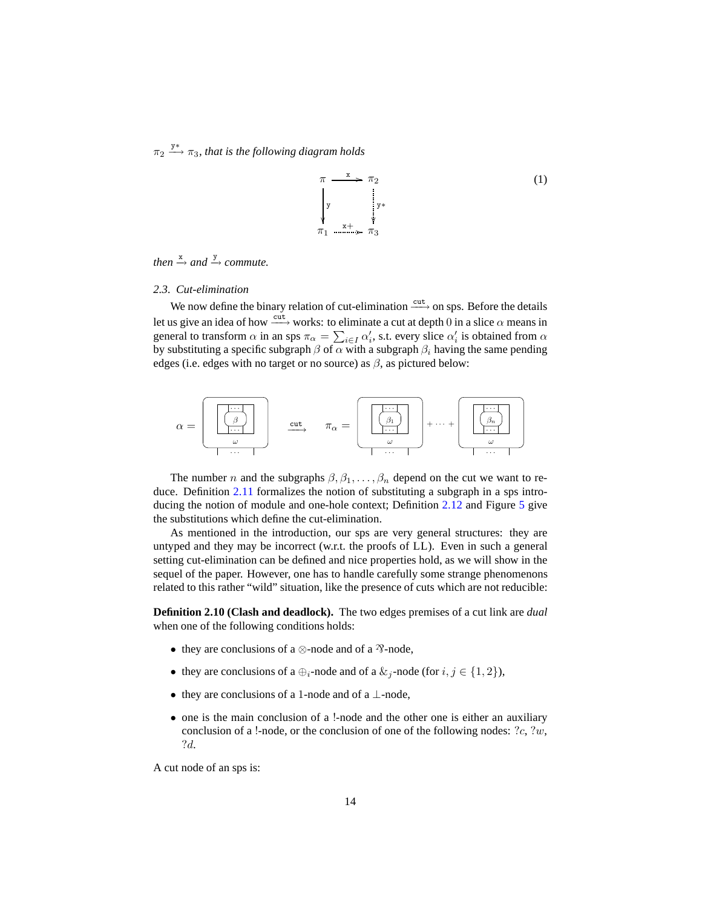$\pi_2 \xrightarrow{\mathtt{y}*} \pi_3$, *that is the following diagram holds*

$$\begin{array}{ccc} \pi & \xrightarrow{\mathtt{x}} & \pi_2 \\ \downarrow \mathtt{y} & & \vdots\, \mathtt{y}* \\ \pi_1 & \xrightarrow{\mathtt{x}+} & \pi_3 \end{array} \tag{1}$$

*then* $\xrightarrow{\mathtt{x}}$ *and* $\xrightarrow{\mathtt{y}}$ *commute.*

### 2.3. Cut-elimination

We now define the binary relation of cut-elimination $\xrightarrow{\mathtt{cut}}$ on sps. Before the details let us give an idea of how $\xrightarrow{\mathtt{cut}}$ works: to eliminate a cut at depth 0 in a slice $\alpha$ means in general to transform $\alpha$ in an sps $\pi_\alpha = \sum_{i \in I} \alpha'_i$, s.t. every slice $\alpha'_i$ is obtained from $\alpha$ by substituting a specific subgraph $\beta$ of $\alpha$ with a subgraph $\beta_i$ having the same pending edges (i.e. edges with no target or no source) as $\beta$, as pictured below:

$$\alpha = \boxed{\;\beta\;}_{\omega} \quad \xrightarrow{\mathtt{cut}} \quad \pi_\alpha = \boxed{\;\beta_1\;}_{\omega} + \cdots + \boxed{\;\beta_n\;}_{\omega}$$

The number $n$ and the subgraphs $\beta, \beta_1, \ldots, \beta_n$ depend on the cut we want to reduce. Definition 2.11 formalizes the notion of substituting a subgraph in a sps introducing the notion of module and one-hole context; Definition 2.12 and Figure 5 give the substitutions which define the cut-elimination.

As mentioned in the introduction, our sps are very general structures: they are untyped and they may be incorrect (w.r.t. the proofs of LL). Even in such a general setting cut-elimination can be defined and nice properties hold, as we will show in the sequel of the paper. However, one has to handle carefully some strange phenomenons related to this rather "wild" situation, like the presence of cuts which are not reducible:

**Definition 2.10 (Clash and deadlock).** The two edges premises of a cut link are *dual* when one of the following conditions holds:

- they are conclusions of a $\otimes$-node and of a $⅋$-node,
- they are conclusions of a $\oplus_i$-node and of a $\&_j$-node (for $i, j \in \{1, 2\}$),
- they are conclusions of a 1-node and of a $\bot$-node,
- one is the main conclusion of a !-node and the other one is either an auxiliary conclusion of a !-node, or the conclusion of one of the following nodes: $?c$, $?w$, $?d$.

A cut node of an sps is: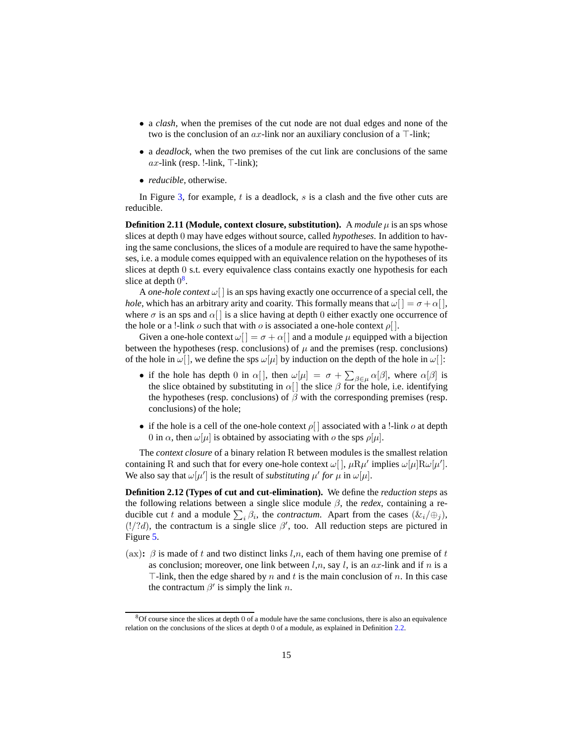- a *clash*, when the premises of the cut node are not dual edges and none of the two is the conclusion of an $ax$-link nor an auxiliary conclusion of a $\top$-link;
- a *deadlock*, when the two premises of the cut link are conclusions of the same $ax$-link (resp. !-link, $\top$-link);
- *reducible*, otherwise.

In Figure 3, for example, $t$ is a deadlock, $s$ is a clash and the five other cuts are reducible.

**Definition 2.11 (Module, context closure, substitution).** A *module* $\mu$ is an sps whose slices at depth 0 may have edges without source, called *hypotheses*. In addition to having the same conclusions, the slices of a module are required to have the same hypotheses, i.e. a module comes equipped with an equivalence relation on the hypotheses of its slices at depth 0 s.t. every equivalence class contains exactly one hypothesis for each slice at depth 0[8].

A *one-hole context* $\omega[\,]$ is an sps having exactly one occurrence of a special cell, the *hole*, which has an arbitrary arity and coarity. This formally means that $\omega[\,] = \sigma + \alpha[\,]$, where $\sigma$ is an sps and $\alpha[\,]$ is a slice having at depth 0 either exactly one occurrence of the hole or a !-link $o$ such that with $o$ is associated a one-hole context $\rho[\,]$.

Given a one-hole context $\omega[\,] = \sigma + \alpha[\,]$ and a module $\mu$ equipped with a bijection between the hypotheses (resp. conclusions) of $\mu$ and the premises (resp. conclusions) of the hole in $\omega[\,]$, we define the sps $\omega[\mu]$ by induction on the depth of the hole in $\omega[\,]$:

- if the hole has depth 0 in $\alpha[\,]$, then $\omega[\mu] = \sigma + \sum_{\beta \in \mu} \alpha[\beta]$, where $\alpha[\beta]$ is the slice obtained by substituting in $\alpha[\,]$ the slice $\beta$ for the hole, i.e. identifying the hypotheses (resp. conclusions) of $\beta$ with the corresponding premises (resp. conclusions) of the hole;
- if the hole is a cell of the one-hole context $\rho[\,]$ associated with a !-link $o$ at depth 0 in $\alpha$, then $\omega[\mu]$ is obtained by associating with $o$ the sps $\rho[\mu]$.

The *context closure* of a binary relation $\mathrm{R}$ between modules is the smallest relation containing $\mathrm{R}$ and such that for every one-hole context $\omega[\,]$, $\mu \mathrm{R} \mu'$ implies $\omega[\mu]\mathrm{R}\omega[\mu']$. We also say that $\omega[\mu']$ is the result of *substituting* $\mu'$ *for* $\mu$ in $\omega[\mu]$.

**Definition 2.12 (Types of cut and cut-elimination).** We define the *reduction steps* as the following relations between a single slice module $\beta$, the *redex*, containing a reducible cut $t$ and a module $\sum_i \beta_i$, the *contractum*. Apart from the cases $(\&_i/\oplus_j)$, $(!/?d)$, the contractum is a single slice $\beta'$, too. All reduction steps are pictured in Figure 5.

$(\mathrm{ax})$**:** $\beta$ is made of $t$ and two distinct links $l$,$n$, each of them having one premise of $t$ as conclusion; moreover, one link between $l$,$n$, say $l$, is an $ax$-link and if $n$ is a $\top$-link, then the edge shared by $n$ and $t$ is the main conclusion of $n$. In this case the contractum $\beta'$ is simply the link $n$.

[8] Of course since the slices at depth 0 of a module have the same conclusions, there is also an equivalence relation on the conclusions of the slices at depth 0 of a module, as explained in Definition 2.2.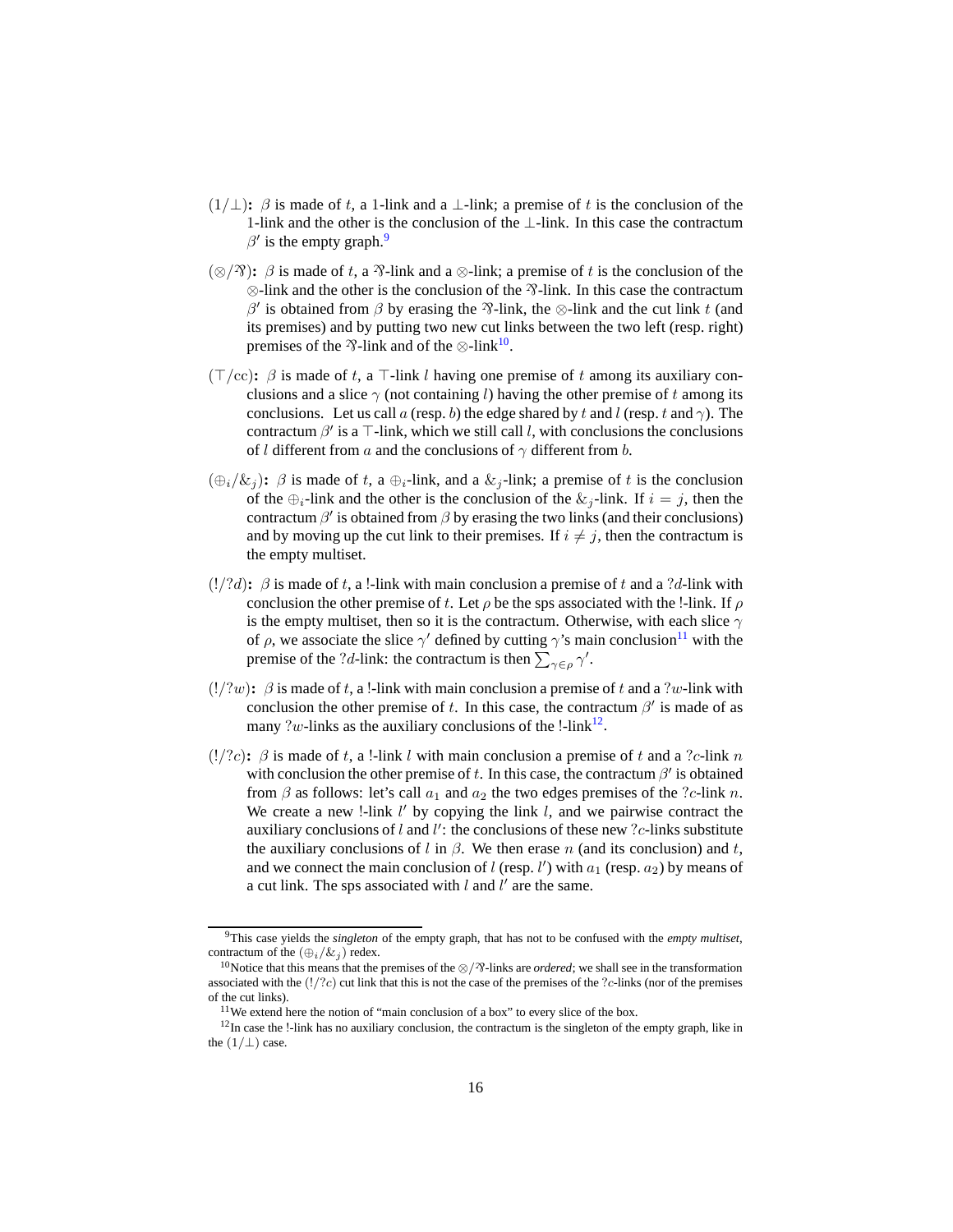- **$(1/\bot)$:** $\beta$ is made of $t$, a 1-link and a $\bot$-link; a premise of $t$ is the conclusion of the 1-link and the other is the conclusion of the $\bot$-link. In this case the contractum $\beta'$ is the empty graph.[9]

- **$(\otimes/\parr)$:** $\beta$ is made of $t$, a $\parr$-link and a $\otimes$-link; a premise of $t$ is the conclusion of the $\otimes$-link and the other is the conclusion of the $\parr$-link. In this case the contractum $\beta'$ is obtained from $\beta$ by erasing the $\parr$-link, the $\otimes$-link and the cut link $t$ (and its premises) and by putting two new cut links between the two left (resp. right) premises of the $\parr$-link and of the $\otimes$-link[10].

- **$(\top/\mathrm{cc})$:** $\beta$ is made of $t$, a $\top$-link $l$ having one premise of $t$ among its auxiliary conclusions and a slice $\gamma$ (not containing $l$) having the other premise of $t$ among its conclusions. Let us call $a$ (resp. $b$) the edge shared by $t$ and $l$ (resp. $t$ and $\gamma$). The contractum $\beta'$ is a $\top$-link, which we still call $l$, with conclusions the conclusions of $l$ different from $a$ and the conclusions of $\gamma$ different from $b$.

- **$(\oplus_i/\&_j)$:** $\beta$ is made of $t$, a $\oplus_i$-link, and a $\&_j$-link; a premise of $t$ is the conclusion of the $\oplus_i$-link and the other is the conclusion of the $\&_j$-link. If $i = j$, then the contractum $\beta'$ is obtained from $\beta$ by erasing the two links (and their conclusions) and by moving up the cut link to their premises. If $i \neq j$, then the contractum is the empty multiset.

- **$(!/?d)$:** $\beta$ is made of $t$, a $!$-link with main conclusion a premise of $t$ and a $?d$-link with conclusion the other premise of $t$. Let $\rho$ be the sps associated with the $!$-link. If $\rho$ is the empty multiset, then so it is the contractum. Otherwise, with each slice $\gamma$ of $\rho$, we associate the slice $\gamma'$ defined by cutting $\gamma$'s main conclusion[11] with the premise of the $?d$-link: the contractum is then $\sum_{\gamma\in\rho}\gamma'$.

- **$(!/?w)$:** $\beta$ is made of $t$, a $!$-link with main conclusion a premise of $t$ and a $?w$-link with conclusion the other premise of $t$. In this case, the contractum $\beta'$ is made of as many $?w$-links as the auxiliary conclusions of the $!$-link[12].

- **$(!/?c)$:** $\beta$ is made of $t$, a $!$-link $l$ with main conclusion a premise of $t$ and a $?c$-link $n$ with conclusion the other premise of $t$. In this case, the contractum $\beta'$ is obtained from $\beta$ as follows: let's call $a_1$ and $a_2$ the two edges premises of the $?c$-link $n$. We create a new $!$-link $l'$ by copying the link $l$, and we pairwise contract the auxiliary conclusions of $l$ and $l'$: the conclusions of these new $?c$-links substitute the auxiliary conclusions of $l$ in $\beta$. We then erase $n$ (and its conclusion) and $t$, and we connect the main conclusion of $l$ (resp. $l'$) with $a_1$ (resp. $a_2$) by means of a cut link. The sps associated with $l$ and $l'$ are the same.

---

[9] This case yields the *singleton* of the empty graph, that has not to be confused with the *empty multiset*, contractum of the $(\oplus_i/\&_j)$ redex.

[10] Notice that this means that the premises of the $\otimes/\parr$-links are *ordered*; we shall see in the transformation associated with the $(!/?c)$ cut link that this is not the case of the premises of the $?c$-links (nor of the premises of the cut links).

[11] We extend here the notion of "main conclusion of a box" to every slice of the box.

[12] In case the $!$-link has no auxiliary conclusion, the contractum is the singleton of the empty graph, like in the $(1/\bot)$ case.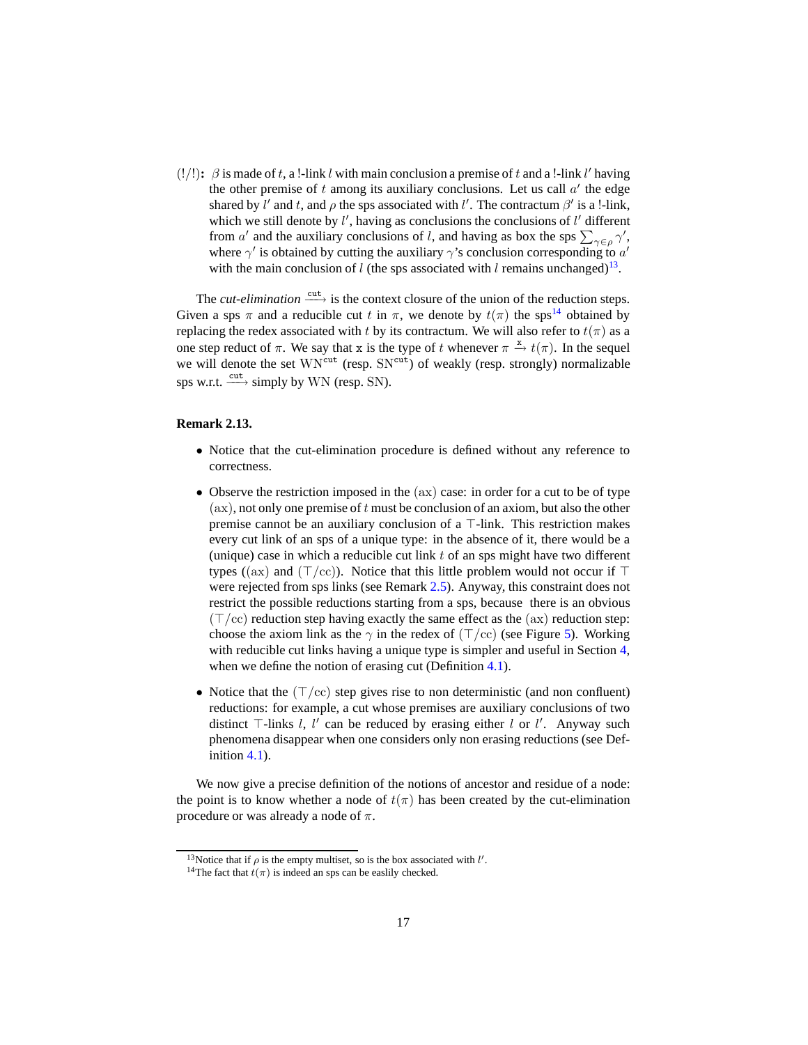**$(!/!)$:** $\beta$ is made of $t$, a !-link $l$ with main conclusion a premise of $t$ and a !-link $l'$ having the other premise of $t$ among its auxiliary conclusions. Let us call $a'$ the edge shared by $l'$ and $t$, and $\rho$ the sps associated with $l'$. The contractum $\beta'$ is a !-link, which we still denote by $l'$, having as conclusions the conclusions of $l'$ different from $a'$ and the auxiliary conclusions of $l$, and having as box the sps $\sum_{\gamma \in \rho} \gamma'$, where $\gamma'$ is obtained by cutting the auxiliary $\gamma$'s conclusion corresponding to $a'$ with the main conclusion of $l$ (the sps associated with $l$ remains unchanged)[13].

The *cut-elimination* $\xrightarrow{\texttt{cut}}$ is the context closure of the union of the reduction steps. Given a sps $\pi$ and a reducible cut $t$ in $\pi$, we denote by $t(\pi)$ the sps[14] obtained by replacing the redex associated with $t$ by its contractum. We will also refer to $t(\pi)$ as a one step reduct of $\pi$. We say that $\texttt{x}$ is the type of $t$ whenever $\pi \xrightarrow{\texttt{x}} t(\pi)$. In the sequel we will denote the set $\mathrm{WN}^{\texttt{cut}}$ (resp. $\mathrm{SN}^{\texttt{cut}}$) of weakly (resp. strongly) normalizable sps w.r.t. $\xrightarrow{\texttt{cut}}$ simply by WN (resp. SN).

**Remark 2.13.**

- Notice that the cut-elimination procedure is defined without any reference to correctness.
- Observe the restriction imposed in the $(\mathrm{ax})$ case: in order for a cut to be of type $(\mathrm{ax})$, not only one premise of $t$ must be conclusion of an axiom, but also the other premise cannot be an auxiliary conclusion of a $\top$-link. This restriction makes every cut link of an sps of a unique type: in the absence of it, there would be a (unique) case in which a reducible cut link $t$ of an sps might have two different types ($(\mathrm{ax})$ and $(\top/\mathrm{cc})$). Notice that this little problem would not occur if $\top$ were rejected from sps links (see Remark 2.5). Anyway, this constraint does not restrict the possible reductions starting from a sps, because there is an obvious $(\top/\mathrm{cc})$ reduction step having exactly the same effect as the $(\mathrm{ax})$ reduction step: choose the axiom link as the $\gamma$ in the redex of $(\top/\mathrm{cc})$ (see Figure 5). Working with reducible cut links having a unique type is simpler and useful in Section 4, when we define the notion of erasing cut (Definition 4.1).
- Notice that the $(\top/\mathrm{cc})$ step gives rise to non deterministic (and non confluent) reductions: for example, a cut whose premises are auxiliary conclusions of two distinct $\top$-links $l$, $l'$ can be reduced by erasing either $l$ or $l'$. Anyway such phenomena disappear when one considers only non erasing reductions (see Definition 4.1).

We now give a precise definition of the notions of ancestor and residue of a node: the point is to know whether a node of $t(\pi)$ has been created by the cut-elimination procedure or was already a node of $\pi$.

---

[13] Notice that if $\rho$ is the empty multiset, so is the box associated with $l'$.

[14] The fact that $t(\pi)$ is indeed an sps can be easlily checked.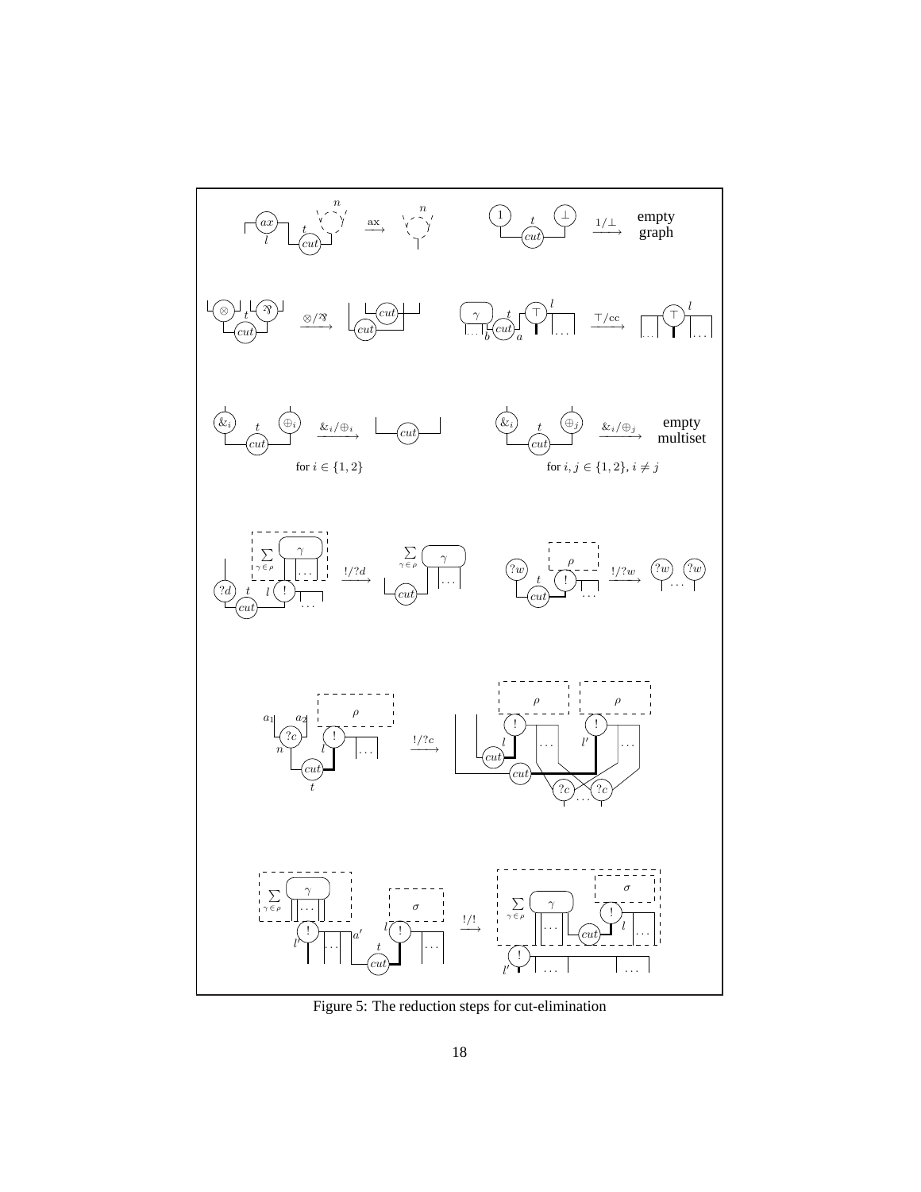Figure 5: The reduction steps for cut-elimination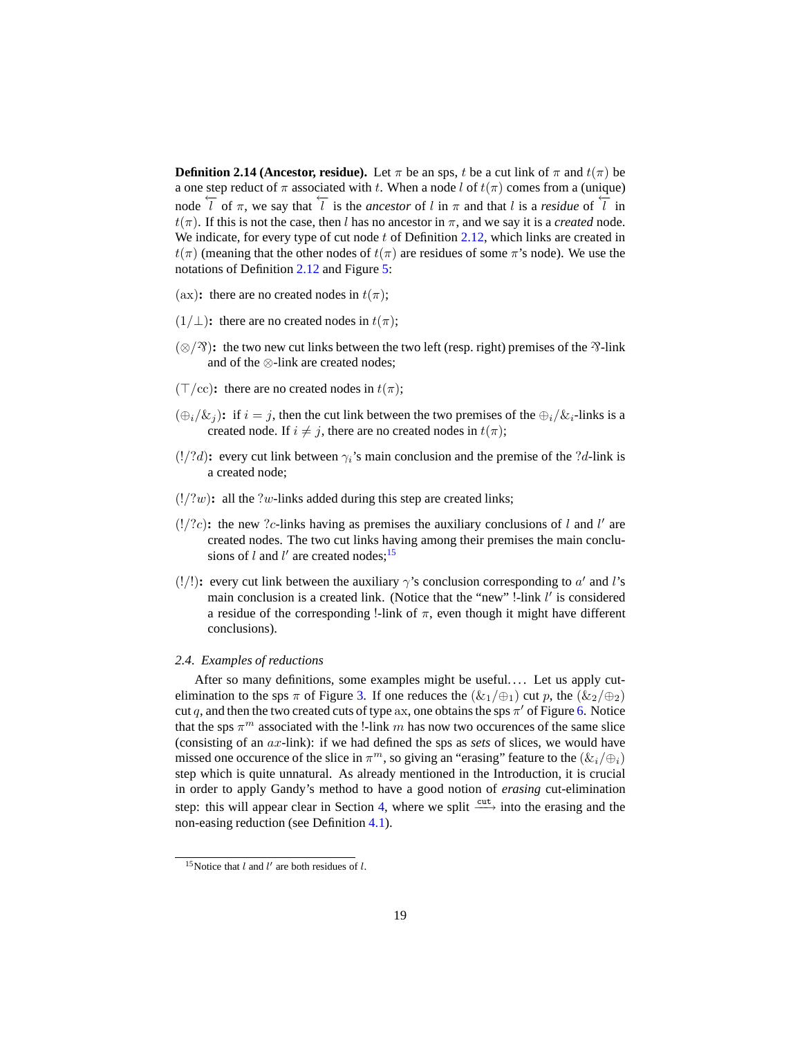**Definition 2.14 (Ancestor, residue).** Let $\pi$ be an sps, $t$ be a cut link of $\pi$ and $t(\pi)$ be a one step reduct of $\pi$ associated with $t$. When a node $l$ of $t(\pi)$ comes from a (unique) node $\overleftarrow{l}$ of $\pi$, we say that $\overleftarrow{l}$ is the *ancestor* of $l$ in $\pi$ and that $l$ is a *residue* of $\overleftarrow{l}$ in $t(\pi)$. If this is not the case, then $l$ has no ancestor in $\pi$, and we say it is a *created* node. We indicate, for every type of cut node $t$ of Definition 2.12, which links are created in $t(\pi)$ (meaning that the other nodes of $t(\pi)$ are residues of some $\pi$'s node). We use the notations of Definition 2.12 and Figure 5:

- $(\mathrm{ax})$**:** there are no created nodes in $t(\pi)$;
- $(1/\bot)$**:** there are no created nodes in $t(\pi)$;
- $(\otimes/\parr)$**:** the two new cut links between the two left (resp. right) premises of the $\parr$-link and of the $\otimes$-link are created nodes;
- $(\top/\mathrm{cc})$**:** there are no created nodes in $t(\pi)$;
- $(\oplus_i/\&_j)$**:** if $i = j$, then the cut link between the two premises of the $\oplus_i/\&_i$-links is a created node. If $i \neq j$, there are no created nodes in $t(\pi)$;
- $(!/?d)$**:** every cut link between $\gamma_i$'s main conclusion and the premise of the $?d$-link is a created node;
- $(!/?w)$**:** all the $?w$-links added during this step are created links;
- $(!/?c)$**:** the new $?c$-links having as premises the auxiliary conclusions of $l$ and $l'$ are created nodes. The two cut links having among their premises the main conclusions of $l$ and $l'$ are created nodes;[15]
- $(!/!)$**:** every cut link between the auxiliary $\gamma$'s conclusion corresponding to $a'$ and $l$'s main conclusion is a created link. (Notice that the "new" !-link $l'$ is considered a residue of the corresponding !-link of $\pi$, even though it might have different conclusions).

### 2.4. Examples of reductions

After so many definitions, some examples might be useful.... Let us apply cut-elimination to the sps $\pi$ of Figure 3. If one reduces the $(\&_1/\oplus_1)$ cut $p$, the $(\&_2/\oplus_2)$ cut $q$, and then the two created cuts of type $\mathrm{ax}$, one obtains the sps $\pi'$ of Figure 6. Notice that the sps $\pi^m$ associated with the !-link $m$ has now two occurences of the same slice (consisting of an $ax$-link): if we had defined the sps as *sets* of slices, we would have missed one occurence of the slice in $\pi^m$, so giving an "erasing" feature to the $(\&_i/\oplus_i)$ step which is quite unnatural. As already mentioned in the Introduction, it is crucial in order to apply Gandy's method to have a good notion of *erasing* cut-elimination step: this will appear clear in Section 4, where we split $\xrightarrow{\mathtt{cut}}$ into the erasing and the non-easing reduction (see Definition 4.1).

[15] Notice that $l$ and $l'$ are both residues of $l$.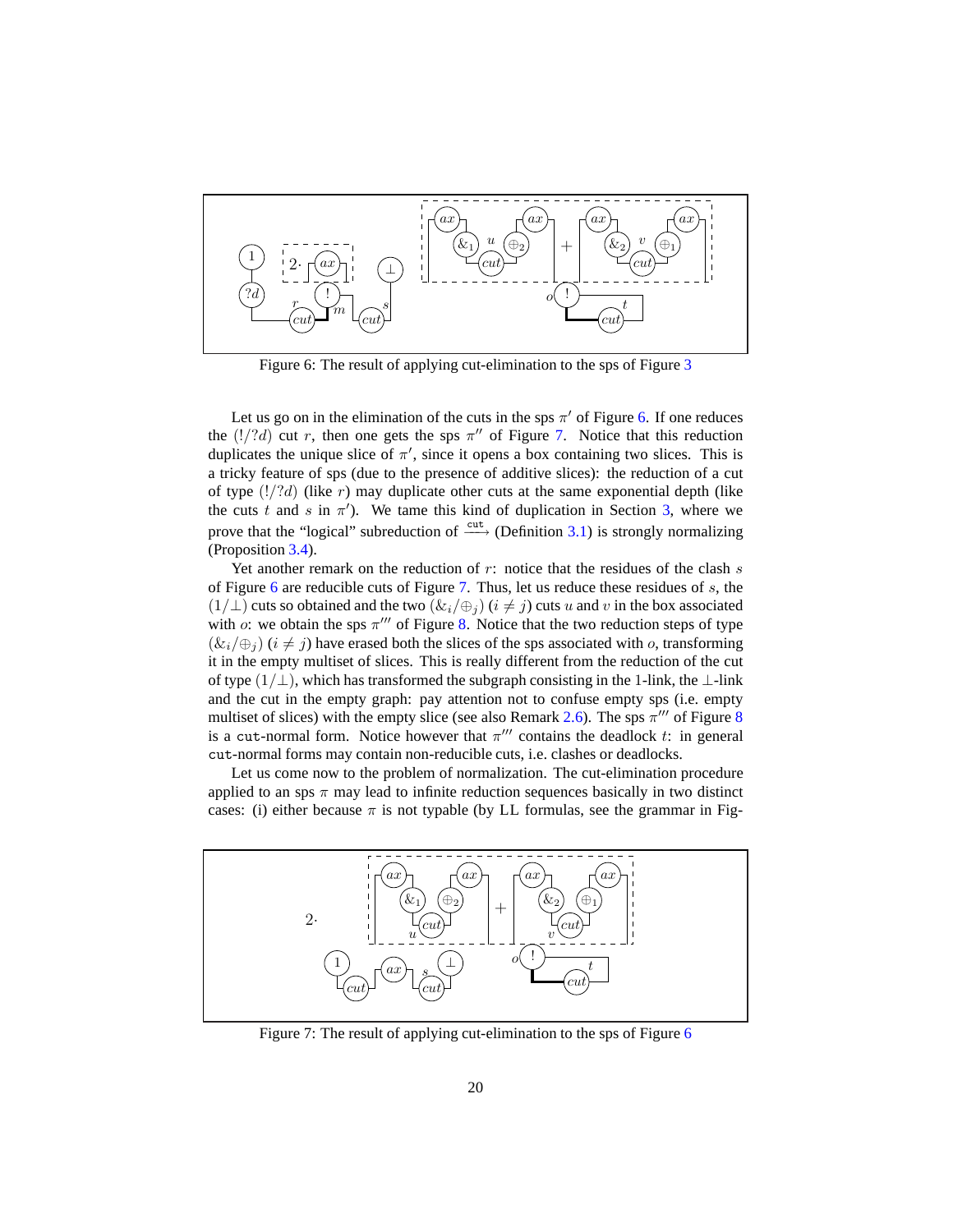Figure 6: The result of applying cut-elimination to the sps of Figure 3

Let us go on in the elimination of the cuts in the sps $\pi'$ of Figure 6. If one reduces the $(!/?d)$ cut $r$, then one gets the sps $\pi''$ of Figure 7. Notice that this reduction duplicates the unique slice of $\pi'$, since it opens a box containing two slices. This is a tricky feature of sps (due to the presence of additive slices): the reduction of a cut of type $(!/?d)$ (like $r$) may duplicate other cuts at the same exponential depth (like the cuts $t$ and $s$ in $\pi'$). We tame this kind of duplication in Section 3, where we prove that the "logical" subreduction of $\xrightarrow{\texttt{cut}}$ (Definition 3.1) is strongly normalizing (Proposition 3.4).

Yet another remark on the reduction of $r$: notice that the residues of the clash $s$ of Figure 6 are reducible cuts of Figure 7. Thus, let us reduce these residues of $s$, the $(1/\bot)$ cuts so obtained and the two $(\&_i/\oplus_j)$ $(i \neq j)$ cuts $u$ and $v$ in the box associated with $o$: we obtain the sps $\pi'''$ of Figure 8. Notice that the two reduction steps of type $(\&_i/\oplus_j)$ $(i \neq j)$ have erased both the slices of the sps associated with $o$, transforming it in the empty multiset of slices. This is really different from the reduction of the cut of type $(1/\bot)$, which has transformed the subgraph consisting in the 1-link, the $\bot$-link and the cut in the empty graph: pay attention not to confuse empty sps (i.e. empty multiset of slices) with the empty slice (see also Remark 2.6). The sps $\pi'''$ of Figure 8 is a $\texttt{cut}$-normal form. Notice however that $\pi'''$ contains the deadlock $t$: in general $\texttt{cut}$-normal forms may contain non-reducible cuts, i.e. clashes or deadlocks.

Let us come now to the problem of normalization. The cut-elimination procedure applied to an sps $\pi$ may lead to infinite reduction sequences basically in two distinct cases: (i) either because $\pi$ is not typable (by LL formulas, see the grammar in Fig-

Figure 7: The result of applying cut-elimination to the sps of Figure 6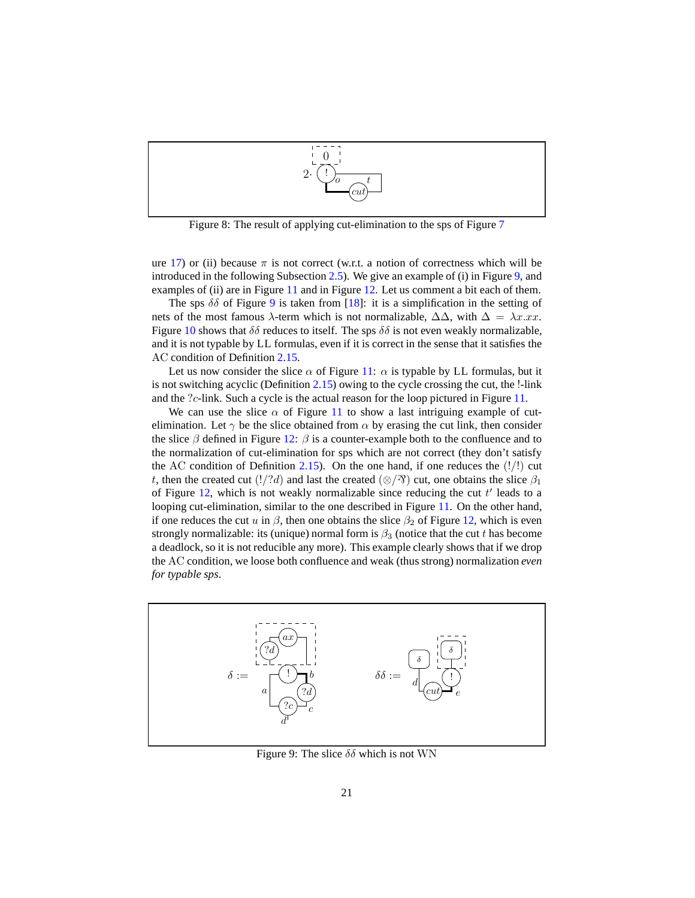Figure 8: The result of applying cut-elimination to the sps of Figure 7

ure 17) or (ii) because $\pi$ is not correct (w.r.t. a notion of correctness which will be introduced in the following Subsection 2.5). We give an example of (i) in Figure 9, and examples of (ii) are in Figure 11 and in Figure 12. Let us comment a bit each of them.

The sps $\delta\delta$ of Figure 9 is taken from [18]: it is a simplification in the setting of nets of the most famous $\lambda$-term which is not normalizable, $\Delta\Delta$, with $\Delta = \lambda x.xx$. Figure 10 shows that $\delta\delta$ reduces to itself. The sps $\delta\delta$ is not even weakly normalizable, and it is not typable by LL formulas, even if it is correct in the sense that it satisfies the AC condition of Definition 2.15.

Let us now consider the slice $\alpha$ of Figure 11: $\alpha$ is typable by LL formulas, but it is not switching acyclic (Definition 2.15) owing to the cycle crossing the cut, the !-link and the $?c$-link. Such a cycle is the actual reason for the loop pictured in Figure 11.

We can use the slice $\alpha$ of Figure 11 to show a last intriguing example of cut-elimination. Let $\gamma$ be the slice obtained from $\alpha$ by erasing the cut link, then consider the slice $\beta$ defined in Figure 12: $\beta$ is a counter-example both to the confluence and to the normalization of cut-elimination for sps which are not correct (they don't satisfy the AC condition of Definition 2.15). On the one hand, if one reduces the $(!/!)$ cut $t$, then the created cut $(!/?d)$ and last the created $(\otimes/⅋)$ cut, one obtains the slice $\beta_1$ of Figure 12, which is not weakly normalizable since reducing the cut $t'$ leads to a looping cut-elimination, similar to the one described in Figure 11. On the other hand, if one reduces the cut $u$ in $\beta$, then one obtains the slice $\beta_2$ of Figure 12, which is even strongly normalizable: its (unique) normal form is $\beta_3$ (notice that the cut $t$ has become a deadlock, so it is not reducible any more). This example clearly shows that if we drop the AC condition, we loose both confluence and weak (thus strong) normalization *even for typable sps*.

Figure 9: The slice $\delta\delta$ which is not WN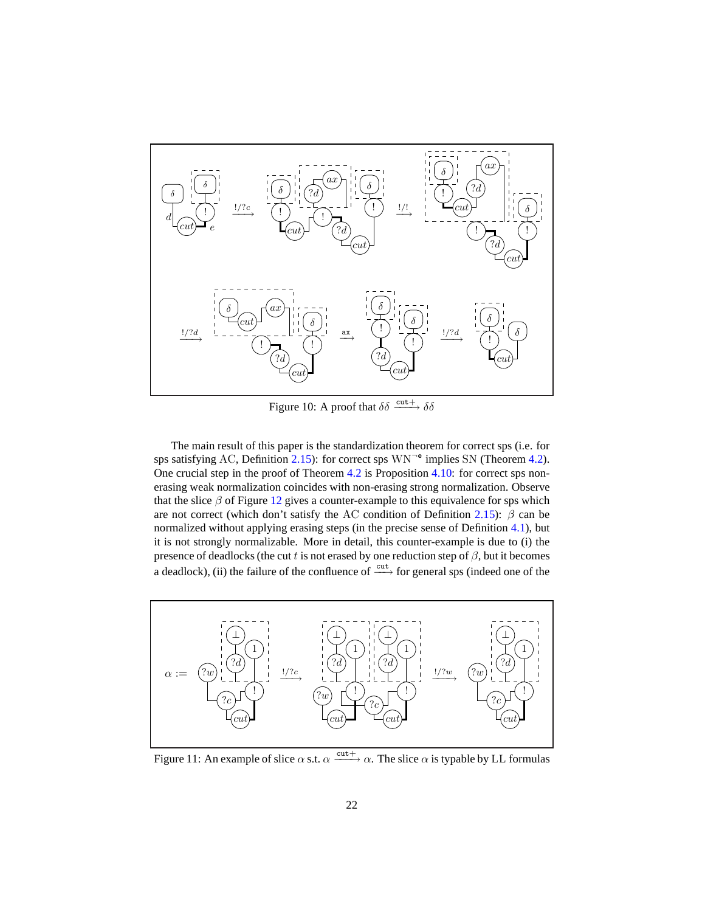Figure 10: A proof that $\delta\delta \xrightarrow{\text{cut}+} \delta\delta$

The main result of this paper is the standardization theorem for correct sps (i.e. for sps satisfying AC, Definition 2.15): for correct sps $\mathrm{WN}^{\neg e}$ implies SN (Theorem 4.2). One crucial step in the proof of Theorem 4.2 is Proposition 4.10: for correct sps non-erasing weak normalization coincides with non-erasing strong normalization. Observe that the slice $\beta$ of Figure 12 gives a counter-example to this equivalence for sps which are not correct (which don't satisfy the AC condition of Definition 2.15): $\beta$ can be normalized without applying erasing steps (in the precise sense of Definition 4.1), but it is not strongly normalizable. More in detail, this counter-example is due to (i) the presence of deadlocks (the cut $t$ is not erased by one reduction step of $\beta$, but it becomes a deadlock), (ii) the failure of the confluence of $\xrightarrow{\text{cut}}$ for general sps (indeed one of the

Figure 11: An example of slice $\alpha$ s.t. $\alpha \xrightarrow{\text{cut}+} \alpha$. The slice $\alpha$ is typable by LL formulas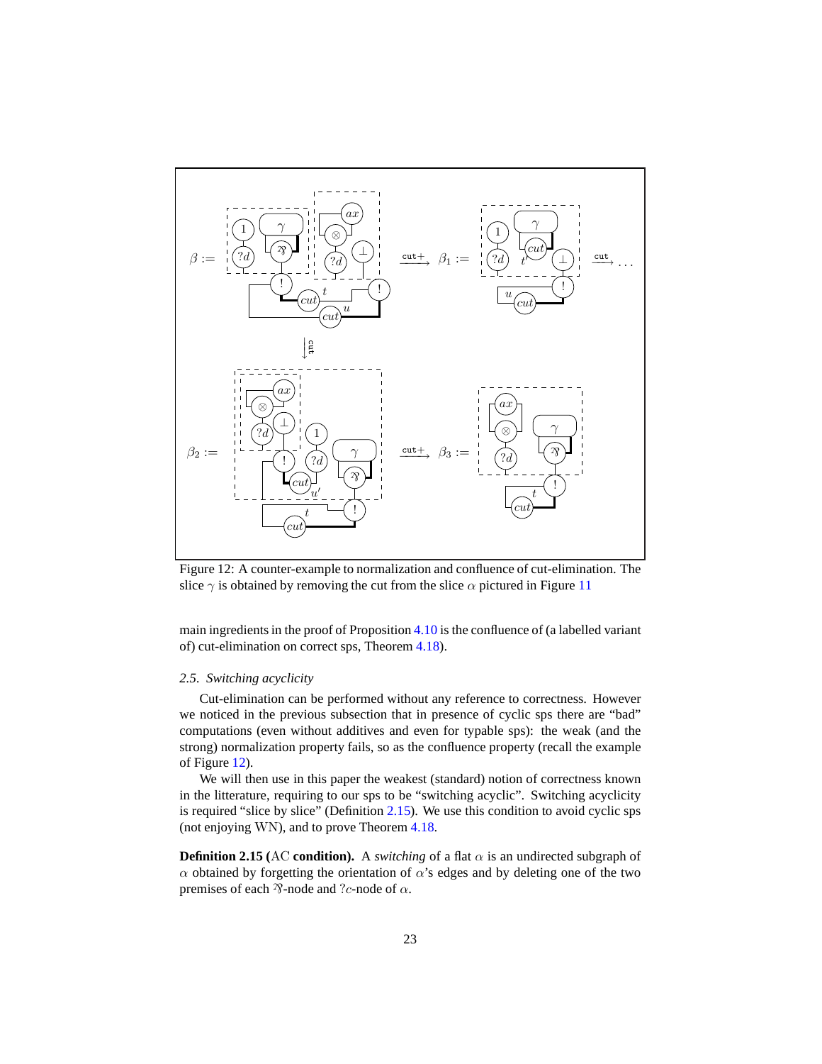Figure 12: A counter-example to normalization and confluence of cut-elimination. The slice $\gamma$ is obtained by removing the cut from the slice $\alpha$ pictured in Figure 11

main ingredients in the proof of Proposition 4.10 is the confluence of (a labelled variant of) cut-elimination on correct sps, Theorem 4.18).

### *2.5. Switching acyclicity*

Cut-elimination can be performed without any reference to correctness. However we noticed in the previous subsection that in presence of cyclic sps there are "bad" computations (even without additives and even for typable sps): the weak (and the strong) normalization property fails, so as the confluence property (recall the example of Figure 12).

We will then use in this paper the weakest (standard) notion of correctness known in the litterature, requiring to our sps to be "switching acyclic". Switching acyclicity is required "slice by slice" (Definition 2.15). We use this condition to avoid cyclic sps (not enjoying WN), and to prove Theorem 4.18.

**Definition 2.15 (AC condition).** A *switching* of a flat $\alpha$ is an undirected subgraph of $\alpha$ obtained by forgetting the orientation of $\alpha$'s edges and by deleting one of the two premises of each $⅋$-node and $?c$-node of $\alpha$.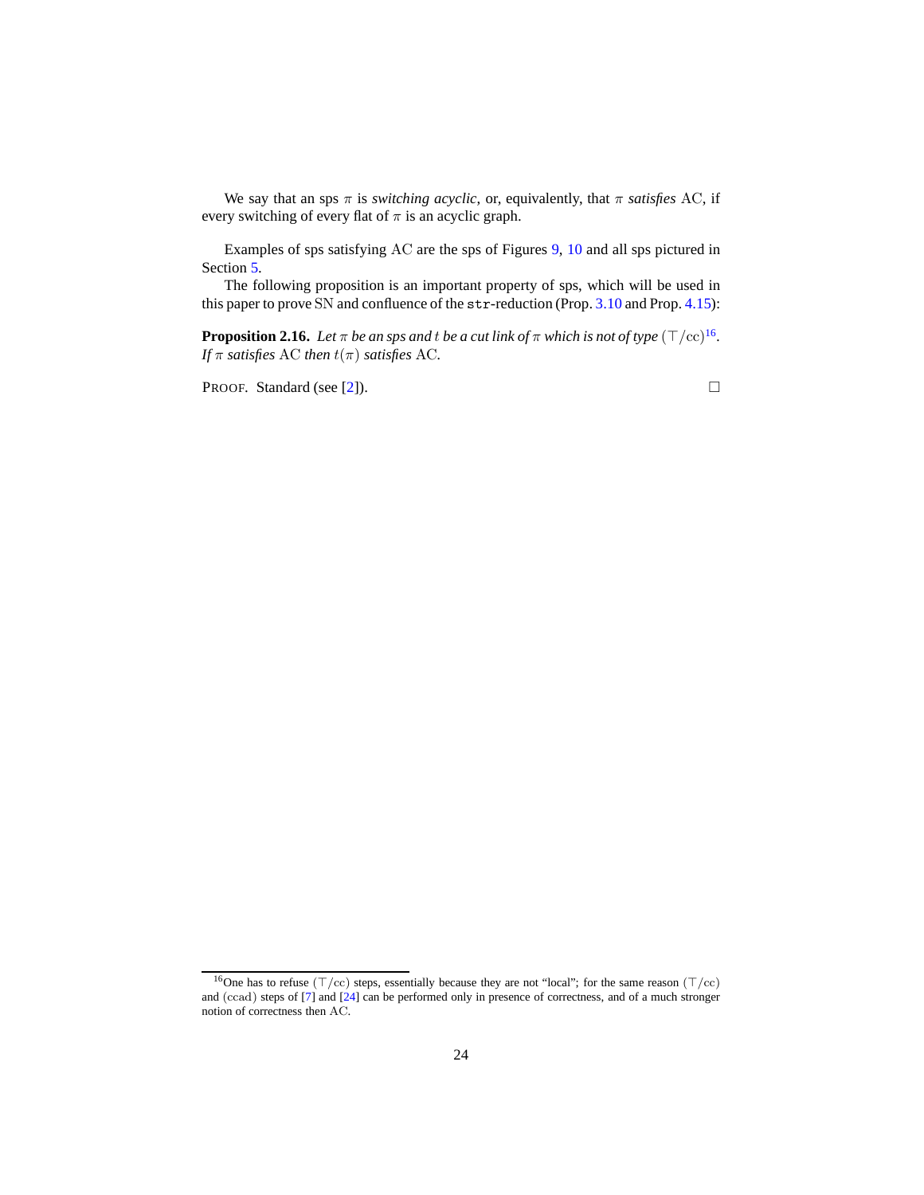We say that an sps $\pi$ is *switching acyclic*, or, equivalently, that $\pi$ *satisfies* AC, if every switching of every flat of $\pi$ is an acyclic graph.

Examples of sps satisfying AC are the sps of Figures 9, 10 and all sps pictured in Section 5.

The following proposition is an important property of sps, which will be used in this paper to prove SN and confluence of the `str`-reduction (Prop. 3.10 and Prop. 4.15):

**Proposition 2.16.** *Let $\pi$ be an sps and $t$ be a cut link of $\pi$ which is not of type* $(\top/\mathrm{cc})$[16]. *If $\pi$ satisfies* AC *then $t(\pi)$ satisfies* AC.

PROOF. Standard (see [2]). □

[16] One has to refuse $(\top/\mathrm{cc})$ steps, essentially because they are not "local"; for the same reason $(\top/\mathrm{cc})$ and $(\mathrm{ccad})$ steps of [7] and [24] can be performed only in presence of correctness, and of a much stronger notion of correctness then AC.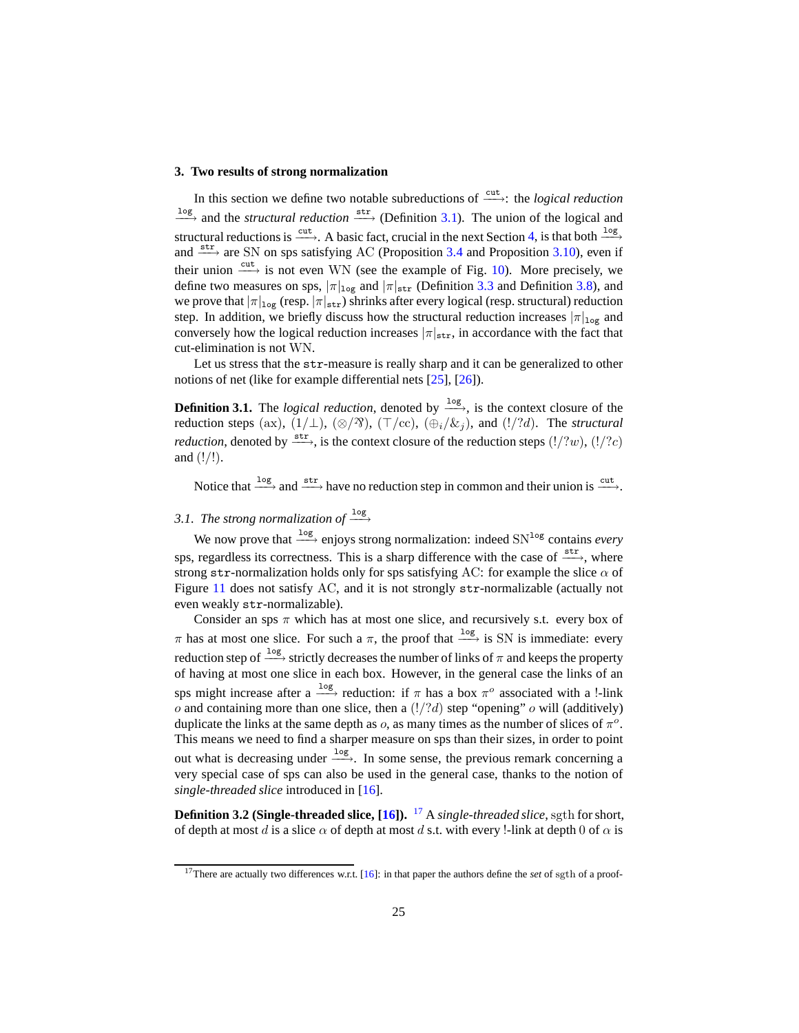## 3. Two results of strong normalization

In this section we define two notable subreductions of $\xrightarrow{\text{cut}}$: the *logical reduction* $\xrightarrow{\text{log}}$ and the *structural reduction* $\xrightarrow{\text{str}}$ (Definition 3.1). The union of the logical and structural reductions is $\xrightarrow{\text{cut}}$. A basic fact, crucial in the next Section 4, is that both $\xrightarrow{\text{log}}$ and $\xrightarrow{\text{str}}$ are SN on sps satisfying AC (Proposition 3.4 and Proposition 3.10), even if their union $\xrightarrow{\text{cut}}$ is not even WN (see the example of Fig. 10). More precisely, we define two measures on sps, $|\pi|_{\texttt{log}}$ and $|\pi|_{\texttt{str}}$ (Definition 3.3 and Definition 3.8), and we prove that $|\pi|_{\texttt{log}}$ (resp. $|\pi|_{\texttt{str}}$) shrinks after every logical (resp. structural) reduction step. In addition, we briefly discuss how the structural reduction increases $|\pi|_{\texttt{log}}$ and conversely how the logical reduction increases $|\pi|_{\texttt{str}}$, in accordance with the fact that cut-elimination is not WN.

Let us stress that the $\texttt{str}$-measure is really sharp and it can be generalized to other notions of net (like for example differential nets [25], [26]).

**Definition 3.1.** The *logical reduction*, denoted by $\xrightarrow{\text{log}}$, is the context closure of the reduction steps $(\mathrm{ax})$, $(1/\bot)$, $(\otimes/\parr)$, $(\top/\mathrm{cc})$, $(\oplus_i/\&_j)$, and $(!/?d)$. The *structural reduction*, denoted by $\xrightarrow{\text{str}}$, is the context closure of the reduction steps $(!/?w)$, $(!/?c)$ and $(!/!)$.

Notice that $\xrightarrow{\text{log}}$ and $\xrightarrow{\text{str}}$ have no reduction step in common and their union is $\xrightarrow{\text{cut}}$.

### 3.1. The strong normalization of $\xrightarrow{\text{log}}$

We now prove that $\xrightarrow{\text{log}}$ enjoys strong normalization: indeed $\mathrm{SN}^{\texttt{log}}$ contains *every* sps, regardless its correctness. This is a sharp difference with the case of $\xrightarrow{\text{str}}$, where strong $\texttt{str}$-normalization holds only for sps satisfying AC: for example the slice $\alpha$ of Figure 11 does not satisfy AC, and it is not strongly $\texttt{str}$-normalizable (actually not even weakly $\texttt{str}$-normalizable).

Consider an sps $\pi$ which has at most one slice, and recursively s.t. every box of $\pi$ has at most one slice. For such a $\pi$, the proof that $\xrightarrow{\text{log}}$ is SN is immediate: every reduction step of $\xrightarrow{\text{log}}$ strictly decreases the number of links of $\pi$ and keeps the property of having at most one slice in each box. However, in the general case the links of an sps might increase after a $\xrightarrow{\text{log}}$ reduction: if $\pi$ has a box $\pi^o$ associated with a !-link $o$ and containing more than one slice, then a $(!/?d)$ step "opening" $o$ will (additively) duplicate the links at the same depth as $o$, as many times as the number of slices of $\pi^o$. This means we need to find a sharper measure on sps than their sizes, in order to point out what is decreasing under $\xrightarrow{\text{log}}$. In some sense, the previous remark concerning a very special case of sps can also be used in the general case, thanks to the notion of *single-threaded slice* introduced in [16].

**Definition 3.2 (Single-threaded slice, [16]).** [17] A *single-threaded slice*, $\mathrm{sgth}$ for short, of depth at most $d$ is a slice $\alpha$ of depth at most $d$ s.t. with every !-link at depth $0$ of $\alpha$ is

---

[17] There are actually two differences w.r.t. [16]: in that paper the authors define the *set* of $\mathrm{sgth}$ of a proof-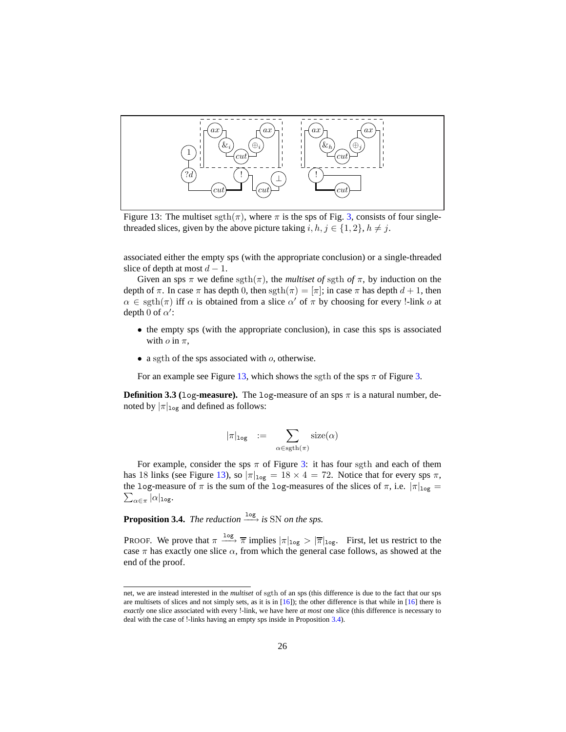Figure 13: The multiset $\mathrm{sgth}(\pi)$, where $\pi$ is the sps of Fig. 3, consists of four single-threaded slices, given by the above picture taking $i, h, j \in \{1, 2\}$, $h \neq j$.

associated either the empty sps (with the appropriate conclusion) or a single-threaded slice of depth at most $d - 1$.

Given an sps $\pi$ we define $\mathrm{sgth}(\pi)$, the *multiset of* $\mathrm{sgth}$ *of* $\pi$, by induction on the depth of $\pi$. In case $\pi$ has depth 0, then $\mathrm{sgth}(\pi) = [\pi]$; in case $\pi$ has depth $d + 1$, then $\alpha \in \mathrm{sgth}(\pi)$ iff $\alpha$ is obtained from a slice $\alpha'$ of $\pi$ by choosing for every !-link $o$ at depth 0 of $\alpha'$:

- the empty sps (with the appropriate conclusion), in case this sps is associated with $o$ in $\pi$,
- a $\mathrm{sgth}$ of the sps associated with $o$, otherwise.

For an example see Figure 13, which shows the $\mathrm{sgth}$ of the sps $\pi$ of Figure 3.

**Definition 3.3 (log-measure).** The log-measure of an sps $\pi$ is a natural number, denoted by $|\pi|_{\texttt{log}}$ and defined as follows:

$$|\pi|_{\texttt{log}} \quad := \sum_{\alpha \in \mathrm{sgth}(\pi)} \mathrm{size}(\alpha)$$

For example, consider the sps $\pi$ of Figure 3: it has four $\mathrm{sgth}$ and each of them has 18 links (see Figure 13), so $|\pi|_{\texttt{log}} = 18 \times 4 = 72$. Notice that for every sps $\pi$, the log-measure of $\pi$ is the sum of the log-measures of the slices of $\pi$, i.e. $|\pi|_{\texttt{log}} = \sum_{\alpha \in \pi} |\alpha|_{\texttt{log}}$.

**Proposition 3.4.** *The reduction* $\xrightarrow{\texttt{log}}$ *is* SN *on the sps.*

PROOF. We prove that $\pi \xrightarrow{\texttt{log}} \overline{\pi}$ implies $|\pi|_{\texttt{log}} > |\overline{\pi}|_{\texttt{log}}$. First, let us restrict to the case $\pi$ has exactly one slice $\alpha$, from which the general case follows, as showed at the end of the proof.

---

net, we are instead interested in the *multiset* of $\mathrm{sgth}$ of an sps (this difference is due to the fact that our sps are multisets of slices and not simply sets, as it is in [16]); the other difference is that while in [16] there is *exactly* one slice associated with every !-link, we have here *at most* one slice (this difference is necessary to deal with the case of !-links having an empty sps inside in Proposition 3.4).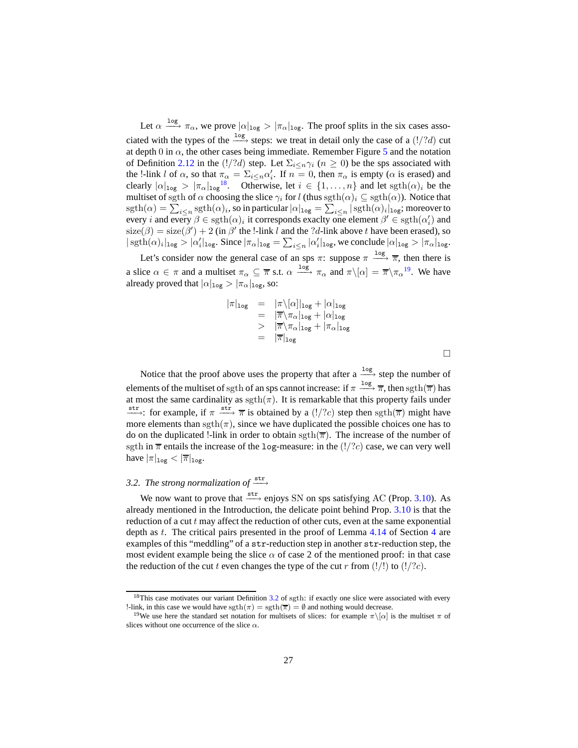Let $\alpha \xrightarrow{\texttt{log}} \pi_\alpha$, we prove $|\alpha|_{\texttt{log}} > |\pi_\alpha|_{\texttt{log}}$. The proof splits in the six cases associated with the types of the $\xrightarrow{\texttt{log}}$ steps: we treat in detail only the case of a $(!/?d)$ cut at depth $0$ in $\alpha$, the other cases being immediate. Remember Figure 5 and the notation of Definition 2.12 in the $(!/?d)$ step. Let $\Sigma_{i\leq n}\gamma_i$ ($n \geq 0$) be the sps associated with the !-link $l$ of $\alpha$, so that $\pi_\alpha = \Sigma_{i\leq n}\alpha'_i$. If $n = 0$, then $\pi_\alpha$ is empty ($\alpha$ is erased) and clearly $|\alpha|_{\texttt{log}} > |\pi_\alpha|_{\texttt{log}}$[18]. Otherwise, let $i \in \{1, \ldots, n\}$ and let $\mathrm{sgth}(\alpha)_i$ be the multiset of sgth of $\alpha$ choosing the slice $\gamma_i$ for $l$ (thus $\mathrm{sgth}(\alpha)_i \subseteq \mathrm{sgth}(\alpha)$). Notice that $\mathrm{sgth}(\alpha) = \sum_{i\leq n}\mathrm{sgth}(\alpha)_i$, so in particular $|\alpha|_{\texttt{log}} = \sum_{i\leq n}|\mathrm{sgth}(\alpha)_i|_{\texttt{log}}$; moreover to every $i$ and every $\beta \in \mathrm{sgth}(\alpha)_i$ it corresponds exaclty one element $\beta' \in \mathrm{sgth}(\alpha'_i)$ and $\mathrm{size}(\beta) = \mathrm{size}(\beta') + 2$ (in $\beta'$ the !-link $l$ and the $?d$-link above $t$ have been erased), so $|\mathrm{sgth}(\alpha)_i|_{\texttt{log}} > |\alpha'_i|_{\texttt{log}}$. Since $|\pi_\alpha|_{\texttt{log}} = \sum_{i\leq n}|\alpha'_i|_{\texttt{log}}$, we conclude $|\alpha|_{\texttt{log}} > |\pi_\alpha|_{\texttt{log}}$.

Let's consider now the general case of an sps $\pi$: suppose $\pi \xrightarrow{\texttt{log}} \overline{\pi}$, then there is a slice $\alpha \in \pi$ and a multiset $\pi_\alpha \subseteq \overline{\pi}$ s.t. $\alpha \xrightarrow{\texttt{log}} \pi_\alpha$ and $\pi\backslash[\alpha] = \overline{\pi}\backslash\pi_\alpha$[19]. We have already proved that $|\alpha|_{\texttt{log}} > |\pi_\alpha|_{\texttt{log}}$, so:

$$
\begin{aligned}
|\pi|_{\texttt{log}} &= |\pi\backslash[\alpha]|_{\texttt{log}} + |\alpha|_{\texttt{log}} \\
&= |\overline{\pi}\backslash\pi_\alpha|_{\texttt{log}} + |\alpha|_{\texttt{log}} \\
&> |\overline{\pi}\backslash\pi_\alpha|_{\texttt{log}} + |\pi_\alpha|_{\texttt{log}} \\
&= |\overline{\pi}|_{\texttt{log}}
\end{aligned}
$$

□

Notice that the proof above uses the property that after a $\xrightarrow{\texttt{log}}$ step the number of elements of the multiset of sgth of an sps cannot increase: if $\pi \xrightarrow{\texttt{log}} \overline{\pi}$, then $\mathrm{sgth}(\overline{\pi})$ has at most the same cardinality as $\mathrm{sgth}(\pi)$. It is remarkable that this property fails under $\xrightarrow{\texttt{str}}$: for example, if $\pi \xrightarrow{\texttt{str}} \overline{\pi}$ is obtained by a $(!/?c)$ step then $\mathrm{sgth}(\overline{\pi})$ might have more elements than $\mathrm{sgth}(\pi)$, since we have duplicated the possible choices one has to do on the duplicated !-link in order to obtain $\mathrm{sgth}(\overline{\pi})$. The increase of the number of sgth in $\overline{\pi}$ entails the increase of the `log`-measure: in the $(!/?c)$ case, we can very well have $|\pi|_{\texttt{log}} < |\overline{\pi}|_{\texttt{log}}$.

## 3.2. *The strong normalization of* $\xrightarrow{\texttt{str}}$

We now want to prove that $\xrightarrow{\texttt{str}}$ enjoys SN on sps satisfying AC (Prop. 3.10). As already mentioned in the Introduction, the delicate point behind Prop. 3.10 is that the reduction of a cut $t$ may affect the reduction of other cuts, even at the same exponential depth as $t$. The critical pairs presented in the proof of Lemma 4.14 of Section 4 are examples of this "meddling" of a `str`-reduction step in another `str`-reduction step, the most evident example being the slice $\alpha$ of case 2 of the mentioned proof: in that case the reduction of the cut $t$ even changes the type of the cut $r$ from $(!/!)$ to $(!/?c)$.

---

[18] This case motivates our variant Definition 3.2 of sgth: if exactly one slice were associated with every !-link, in this case we would have $\mathrm{sgth}(\pi) = \mathrm{sgth}(\overline{\pi}) = \emptyset$ and nothing would decrease.

[19] We use here the standard set notation for multisets of slices: for example $\pi\backslash[\alpha]$ is the multiset $\pi$ of slices without one occurrence of the slice $\alpha$.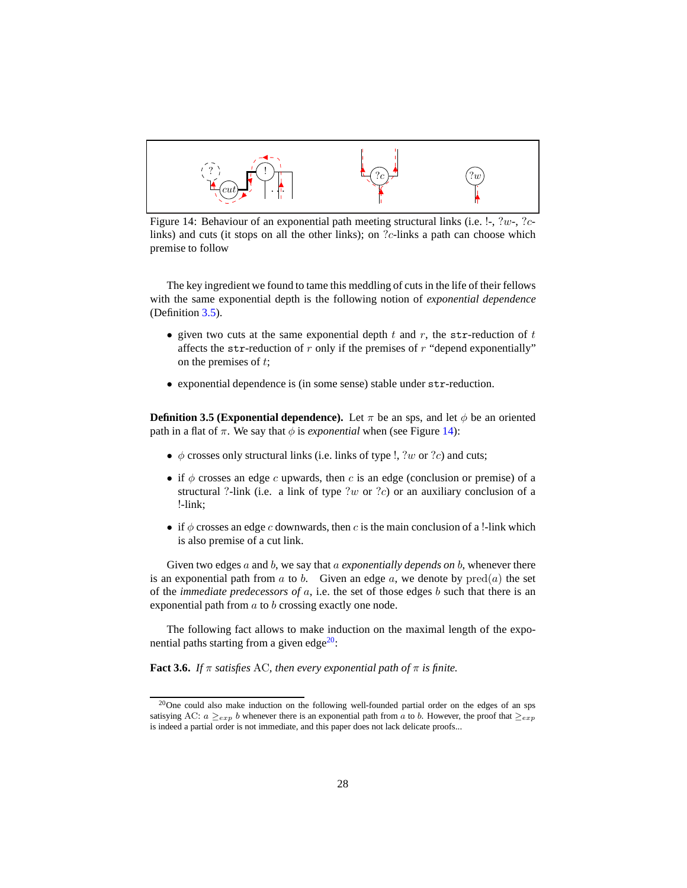Figure 14: Behaviour of an exponential path meeting structural links (i.e. !-, $?w$-, $?c$-links) and cuts (it stops on all the other links); on $?c$-links a path can choose which premise to follow

The key ingredient we found to tame this meddling of cuts in the life of their fellows with the same exponential depth is the following notion of *exponential dependence* (Definition 3.5).

- given two cuts at the same exponential depth $t$ and $r$, the `str`-reduction of $t$ affects the `str`-reduction of $r$ only if the premises of $r$ "depend exponentially" on the premises of $t$;
- exponential dependence is (in some sense) stable under `str`-reduction.

**Definition 3.5 (Exponential dependence).** Let $\pi$ be an sps, and let $\phi$ be an oriented path in a flat of $\pi$. We say that $\phi$ is *exponential* when (see Figure 14):

- $\phi$ crosses only structural links (i.e. links of type !, $?w$ or $?c$) and cuts;
- if $\phi$ crosses an edge $c$ upwards, then $c$ is an edge (conclusion or premise) of a structural ?-link (i.e. a link of type $?w$ or $?c$) or an auxiliary conclusion of a !-link;
- if $\phi$ crosses an edge $c$ downwards, then $c$ is the main conclusion of a !-link which is also premise of a cut link.

Given two edges $a$ and $b$, we say that $a$ *exponentially depends on* $b$, whenever there is an exponential path from $a$ to $b$. Given an edge $a$, we denote by $\mathrm{pred}(a)$ the set of the *immediate predecessors of* $a$, i.e. the set of those edges $b$ such that there is an exponential path from $a$ to $b$ crossing exactly one node.

The following fact allows to make induction on the maximal length of the exponential paths starting from a given edge[20]:

**Fact 3.6.** *If $\pi$ satisfies* AC*, then every exponential path of $\pi$ is finite.*

[20] One could also make induction on the following well-founded partial order on the edges of an sps satisying AC: $a \geq_{exp} b$ whenever there is an exponential path from $a$ to $b$. However, the proof that $\geq_{exp}$ is indeed a partial order is not immediate, and this paper does not lack delicate proofs...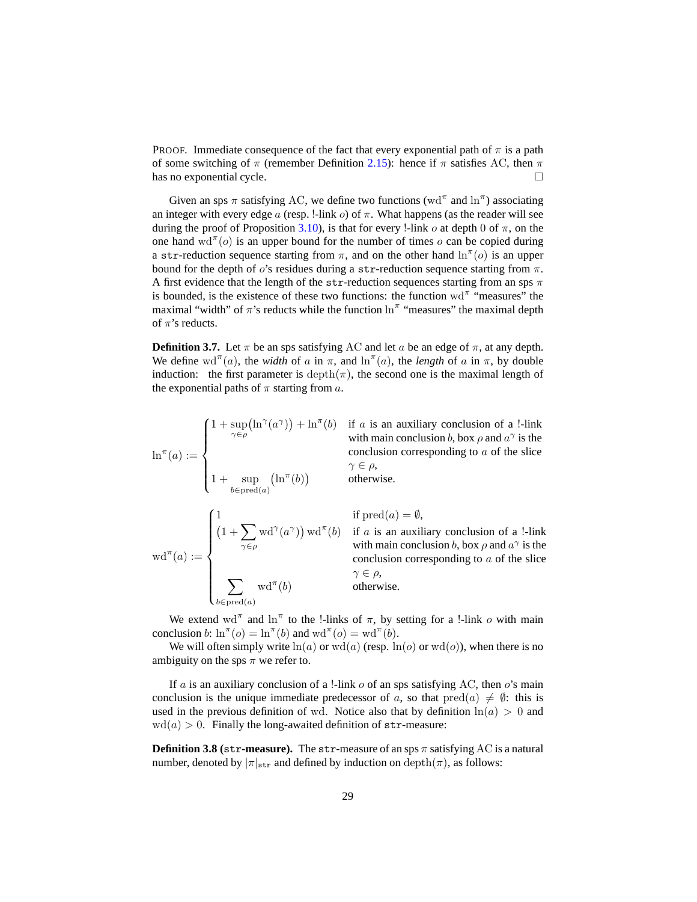PROOF. Immediate consequence of the fact that every exponential path of $\pi$ is a path of some switching of $\pi$ (remember Definition 2.15): hence if $\pi$ satisfies AC, then $\pi$ has no exponential cycle. $\square$

Given an sps $\pi$ satisfying AC, we define two functions ($\mathrm{wd}^\pi$ and $\ln^\pi$) associating an integer with every edge $a$ (resp. !-link $o$) of $\pi$. What happens (as the reader will see during the proof of Proposition 3.10), is that for every !-link $o$ at depth $0$ of $\pi$, on the one hand $\mathrm{wd}^\pi(o)$ is an upper bound for the number of times $o$ can be copied during a `str`-reduction sequence starting from $\pi$, and on the other hand $\ln^\pi(o)$ is an upper bound for the depth of $o$'s residues during a `str`-reduction sequence starting from $\pi$. A first evidence that the length of the `str`-reduction sequences starting from an sps $\pi$ is bounded, is the existence of these two functions: the function $\mathrm{wd}^\pi$ "measures" the maximal "width" of $\pi$'s reducts while the function $\ln^\pi$ "measures" the maximal depth of $\pi$'s reducts.

**Definition 3.7.** Let $\pi$ be an sps satisfying AC and let $a$ be an edge of $\pi$, at any depth. We define $\mathrm{wd}^\pi(a)$, the *width* of $a$ in $\pi$, and $\ln^\pi(a)$, the *length* of $a$ in $\pi$, by double induction: the first parameter is $\mathrm{depth}(\pi)$, the second one is the maximal length of the exponential paths of $\pi$ starting from $a$.

$$
\ln^\pi(a) := \begin{cases} 1 + \sup\limits_{\gamma\in\rho}\big(\ln^\gamma(a^\gamma)\big) + \ln^\pi(b) & \text{if } a \text{ is an auxiliary conclusion of a !-link with main conclusion } b \text{, box } \rho \text{ and } a^\gamma \text{ is the conclusion corresponding to } a \text{ of the slice } \gamma\in\rho, \\ 1 + \sup\limits_{b\in\mathrm{pred}(a)}\big(\ln^\pi(b)\big) & \text{otherwise.} \end{cases}
$$

$$
\mathrm{wd}^\pi(a) := \begin{cases} 1 & \text{if } \mathrm{pred}(a)=\emptyset, \\ \big(1 + \sum\limits_{\gamma\in\rho}\mathrm{wd}^\gamma(a^\gamma)\big)\,\mathrm{wd}^\pi(b) & \text{if } a \text{ is an auxiliary conclusion of a !-link with main conclusion } b \text{, box } \rho \text{ and } a^\gamma \text{ is the conclusion corresponding to } a \text{ of the slice } \gamma\in\rho, \\ \sum\limits_{b\in\mathrm{pred}(a)} \mathrm{wd}^\pi(b) & \text{otherwise.} \end{cases}
$$

We extend $\mathrm{wd}^\pi$ and $\ln^\pi$ to the !-links of $\pi$, by setting for a !-link $o$ with main conclusion $b$: $\ln^\pi(o) = \ln^\pi(b)$ and $\mathrm{wd}^\pi(o) = \mathrm{wd}^\pi(b)$.

We will often simply write $\ln(a)$ or $\mathrm{wd}(a)$ (resp. $\ln(o)$ or $\mathrm{wd}(o)$), when there is no ambiguity on the sps $\pi$ we refer to.

If $a$ is an auxiliary conclusion of a !-link $o$ of an sps satisfying AC, then $o$'s main conclusion is the unique immediate predecessor of $a$, so that $\mathrm{pred}(a) \neq \emptyset$: this is used in the previous definition of $\mathrm{wd}$. Notice also that by definition $\ln(a) > 0$ and $\mathrm{wd}(a) > 0$. Finally the long-awaited definition of `str`-measure:

**Definition 3.8 (`str`-measure).** The `str`-measure of an sps $\pi$ satisfying AC is a natural number, denoted by $|\pi|_{\mathtt{str}}$ and defined by induction on $\mathrm{depth}(\pi)$, as follows: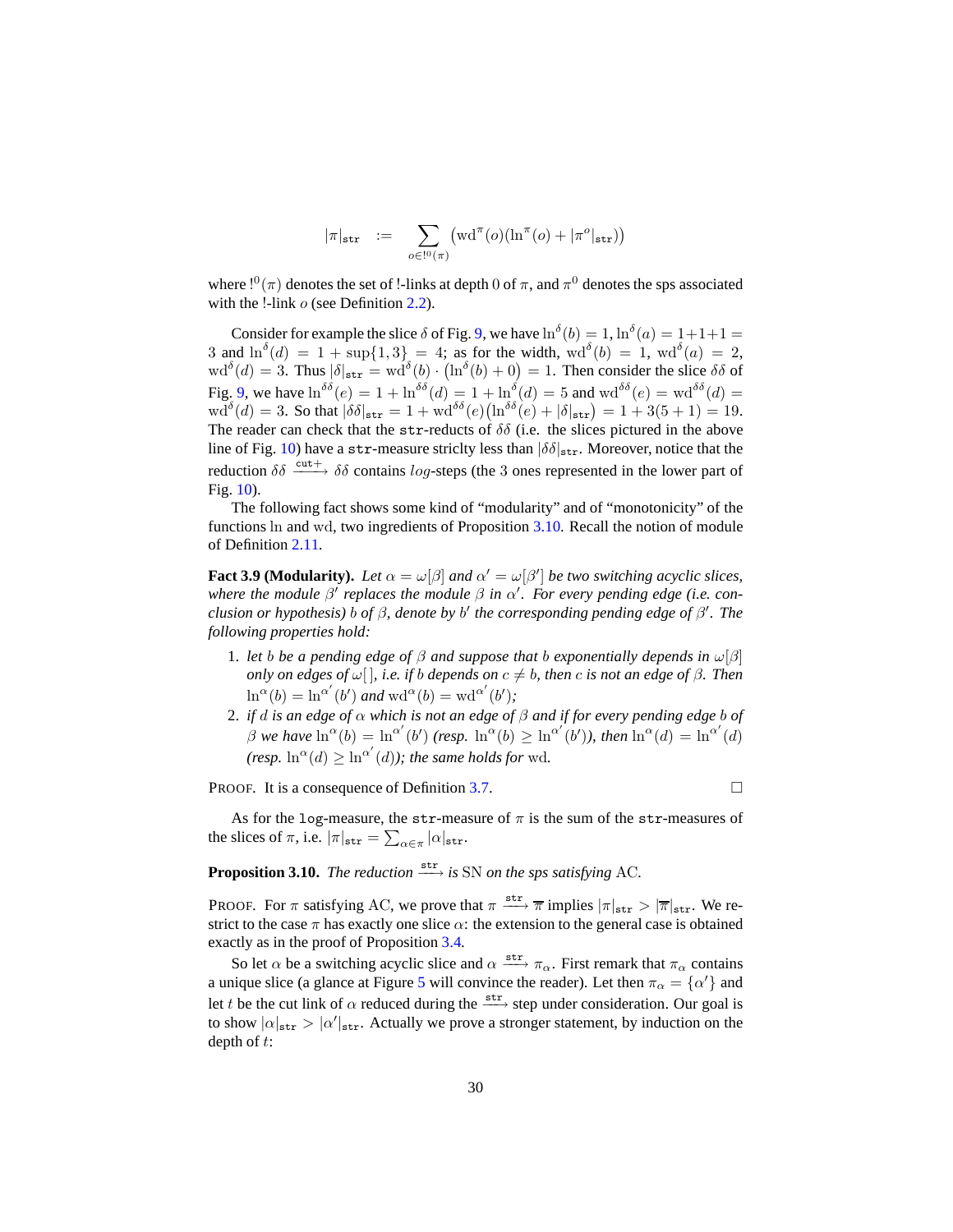$$|\pi|_{\mathtt{str}} \quad := \quad \sum_{o \in !^0(\pi)} \left( \mathrm{wd}^{\pi}(o)(\ln^{\pi}(o) + |\pi^o|_{\mathtt{str}}) \right)$$

where $!^0(\pi)$ denotes the set of !-links at depth 0 of $\pi$, and $\pi^0$ denotes the sps associated with the !-link $o$ (see Definition 2.2).

Consider for example the slice $\delta$ of Fig. 9, we have $\ln^{\delta}(b) = 1$, $\ln^{\delta}(a) = 1+1+1 = 3$ and $\ln^{\delta}(d) = 1 + \sup\{1, 3\} = 4$; as for the width, $\mathrm{wd}^{\delta}(b) = 1$, $\mathrm{wd}^{\delta}(a) = 2$, $\mathrm{wd}^{\delta}(d) = 3$. Thus $|\delta|_{\mathtt{str}} = \mathrm{wd}^{\delta}(b) \cdot \left(\ln^{\delta}(b) + 0\right) = 1$. Then consider the slice $\delta\delta$ of Fig. 9, we have $\ln^{\delta\delta}(e) = 1 + \ln^{\delta\delta}(d) = 1 + \ln^{\delta}(d) = 5$ and $\mathrm{wd}^{\delta\delta}(e) = \mathrm{wd}^{\delta\delta}(d) = \mathrm{wd}^{\delta}(d) = 3$. So that $|\delta\delta|_{\mathtt{str}} = 1 + \mathrm{wd}^{\delta\delta}(e)\left(\ln^{\delta\delta}(e) + |\delta|_{\mathtt{str}}\right) = 1 + 3(5+1) = 19$. The reader can check that the $\mathtt{str}$-reducts of $\delta\delta$ (i.e. the slices pictured in the above line of Fig. 10) have a $\mathtt{str}$-measure striclty less than $|\delta\delta|_{\mathtt{str}}$. Moreover, notice that the reduction $\delta\delta \xrightarrow{\mathtt{cut}+} \delta\delta$ contains $log$-steps (the 3 ones represented in the lower part of Fig. 10).

The following fact shows some kind of "modularity" and of "monotonicity" of the functions $\ln$ and $\mathrm{wd}$, two ingredients of Proposition 3.10. Recall the notion of module of Definition 2.11.

**Fact 3.9 (Modularity).** *Let $\alpha = \omega[\beta]$ and $\alpha' = \omega[\beta']$ be two switching acyclic slices, where the module $\beta'$ replaces the module $\beta$ in $\alpha'$. For every pending edge (i.e. conclusion or hypothesis) $b$ of $\beta$, denote by $b'$ the corresponding pending edge of $\beta'$. The following properties hold:*

1. *let $b$ be a pending edge of $\beta$ and suppose that $b$ exponentially depends in $\omega[\beta]$ only on edges of $\omega[\,]$, i.e. if $b$ depends on $c \neq b$, then $c$ is not an edge of $\beta$. Then $\ln^{\alpha}(b) = \ln^{\alpha'}(b')$ and $\mathrm{wd}^{\alpha}(b) = \mathrm{wd}^{\alpha'}(b')$;*
2. *if $d$ is an edge of $\alpha$ which is not an edge of $\beta$ and if for every pending edge $b$ of $\beta$ we have $\ln^{\alpha}(b) = \ln^{\alpha'}(b')$ (resp. $\ln^{\alpha}(b) \geq \ln^{\alpha'}(b')$), then $\ln^{\alpha}(d) = \ln^{\alpha'}(d)$ (resp. $\ln^{\alpha}(d) \geq \ln^{\alpha'}(d)$); the same holds for $\mathrm{wd}$.*

PROOF. It is a consequence of Definition 3.7. $\square$

As for the $\mathtt{log}$-measure, the $\mathtt{str}$-measure of $\pi$ is the sum of the $\mathtt{str}$-measures of the slices of $\pi$, i.e. $|\pi|_{\mathtt{str}} = \sum_{\alpha \in \pi} |\alpha|_{\mathtt{str}}$.

**Proposition 3.10.** *The reduction $\xrightarrow{\mathtt{str}}$ is* SN *on the sps satisfying* AC*.*

PROOF. For $\pi$ satisfying AC, we prove that $\pi \xrightarrow{\mathtt{str}} \overline{\pi}$ implies $|\pi|_{\mathtt{str}} > |\overline{\pi}|_{\mathtt{str}}$. We restrict to the case $\pi$ has exactly one slice $\alpha$: the extension to the general case is obtained exactly as in the proof of Proposition 3.4.

So let $\alpha$ be a switching acyclic slice and $\alpha \xrightarrow{\mathtt{str}} \pi_{\alpha}$. First remark that $\pi_{\alpha}$ contains a unique slice (a glance at Figure 5 will convince the reader). Let then $\pi_{\alpha} = \{\alpha'\}$ and let $t$ be the cut link of $\alpha$ reduced during the $\xrightarrow{\mathtt{str}}$ step under consideration. Our goal is to show $|\alpha|_{\mathtt{str}} > |\alpha'|_{\mathtt{str}}$. Actually we prove a stronger statement, by induction on the depth of $t$: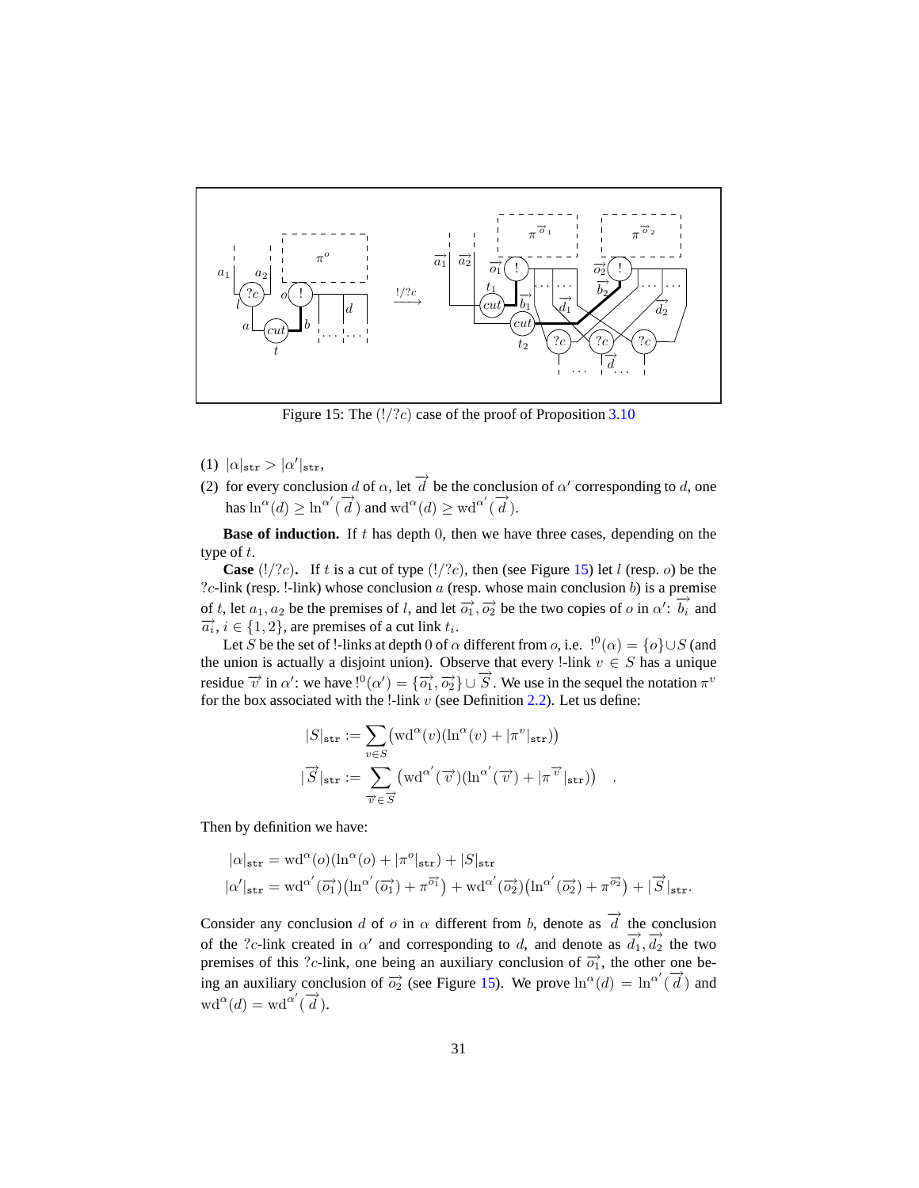Figure 15: The $(!/?c)$ case of the proof of Proposition 3.10

(1) $|\alpha|_{\mathtt{str}} > |\alpha'|_{\mathtt{str}}$,

(2) for every conclusion $d$ of $\alpha$, let $\overrightarrow{d}$ be the conclusion of $\alpha'$ corresponding to $d$, one has $\ln^{\alpha}(d) \geq \ln^{\alpha'}(\overrightarrow{d})$ and $\mathrm{wd}^{\alpha}(d) \geq \mathrm{wd}^{\alpha'}(\overrightarrow{d})$.

**Base of induction.** If $t$ has depth $0$, then we have three cases, depending on the type of $t$.

**Case** $(!/?c)$**.** If $t$ is a cut of type $(!/?c)$, then (see Figure 15) let $l$ (resp. $o$) be the $?c$-link (resp. !-link) whose conclusion $a$ (resp. whose main conclusion $b$) is a premise of $t$, let $a_1, a_2$ be the premises of $l$, and let $\overrightarrow{o_1}, \overrightarrow{o_2}$ be the two copies of $o$ in $\alpha'$: $\overrightarrow{b_i}$ and $\overrightarrow{a_i}$, $i \in \{1, 2\}$, are premises of a cut link $t_i$.

Let $S$ be the set of !-links at depth $0$ of $\alpha$ different from $o$, i.e. $!^0(\alpha) = \{o\} \cup S$ (and the union is actually a disjoint union). Observe that every !-link $v \in S$ has a unique residue $\overrightarrow{v}$ in $\alpha'$: we have $!^0(\alpha') = \{\overrightarrow{o_1}, \overrightarrow{o_2}\} \cup \overrightarrow{S}$. We use in the sequel the notation $\pi^v$ for the box associated with the !-link $v$ (see Definition 2.2). Let us define:

$$
\begin{aligned}
|S|_{\mathtt{str}} &:= \sum_{v \in S} \big(\mathrm{wd}^{\alpha}(v)(\ln^{\alpha}(v) + |\pi^v|_{\mathtt{str}})\big) \\
|\overrightarrow{S}|_{\mathtt{str}} &:= \sum_{\overrightarrow{v} \in \overrightarrow{S}} \big(\mathrm{wd}^{\alpha'}(\overrightarrow{v})(\ln^{\alpha'}(\overrightarrow{v}) + |\pi^{\overrightarrow{v}}|_{\mathtt{str}})\big) \quad .
\end{aligned}
$$

Then by definition we have:

$$
\begin{aligned}
|\alpha|_{\mathtt{str}} &= \mathrm{wd}^{\alpha}(o)(\ln^{\alpha}(o) + |\pi^o|_{\mathtt{str}}) + |S|_{\mathtt{str}} \\
|\alpha'|_{\mathtt{str}} &= \mathrm{wd}^{\alpha'}(\overrightarrow{o_1})\big(\ln^{\alpha'}(\overrightarrow{o_1}) + \pi^{\overrightarrow{o_1}}\big) + \mathrm{wd}^{\alpha'}(\overrightarrow{o_2})\big(\ln^{\alpha'}(\overrightarrow{o_2}) + \pi^{\overrightarrow{o_2}}\big) + |\overrightarrow{S}|_{\mathtt{str}}.
\end{aligned}
$$

Consider any conclusion $d$ of $o$ in $\alpha$ different from $b$, denote as $\overrightarrow{d}$ the conclusion of the $?c$-link created in $\alpha'$ and corresponding to $d$, and denote as $\overrightarrow{d_1}, \overrightarrow{d_2}$ the two premises of this $?c$-link, one being an auxiliary conclusion of $\overrightarrow{o_1}$, the other one being an auxiliary conclusion of $\overrightarrow{o_2}$ (see Figure 15). We prove $\ln^{\alpha}(d) = \ln^{\alpha'}(\overrightarrow{d})$ and $\mathrm{wd}^{\alpha}(d) = \mathrm{wd}^{\alpha'}(\overrightarrow{d})$.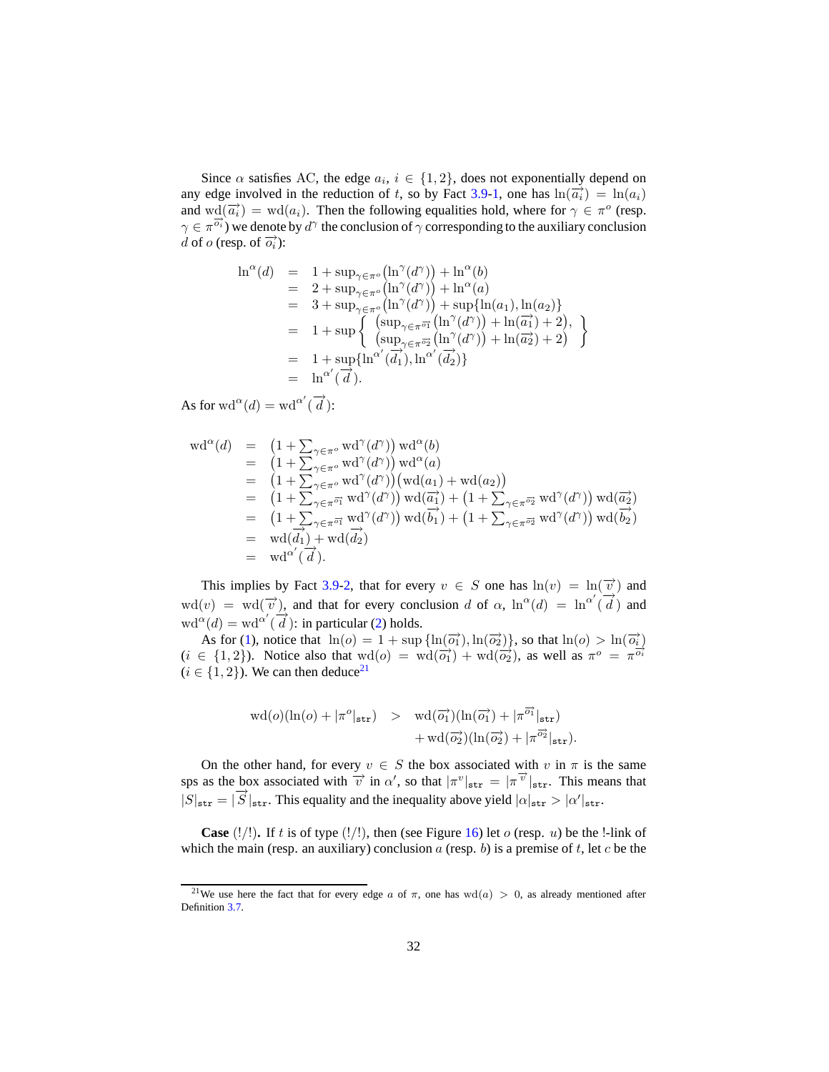Since $\alpha$ satisfies AC, the edge $a_i$, $i \in \{1,2\}$, does not exponentially depend on any edge involved in the reduction of $t$, so by Fact 3.9-1, one has $\ln(\overrightarrow{a_i}) = \ln(a_i)$ and $\mathrm{wd}(\overrightarrow{a_i}) = \mathrm{wd}(a_i)$. Then the following equalities hold, where for $\gamma \in \pi^o$ (resp. $\gamma \in \pi^{\overrightarrow{o_i}}$) we denote by $d^\gamma$ the conclusion of $\gamma$ corresponding to the auxiliary conclusion $d$ of $o$ (resp. of $\overrightarrow{o_i}$):

$$
\begin{array}{rcl}
\ln^\alpha(d) & = & 1 + \sup_{\gamma \in \pi^o}\big(\ln^\gamma(d^\gamma)\big) + \ln^\alpha(b) \\
& = & 2 + \sup_{\gamma \in \pi^o}\big(\ln^\gamma(d^\gamma)\big) + \ln^\alpha(a) \\
& = & 3 + \sup_{\gamma \in \pi^o}\big(\ln^\gamma(d^\gamma)\big) + \sup\{\ln(a_1), \ln(a_2)\} \\
& = & 1 + \sup\left\{ \begin{array}{l} \big(\sup_{\gamma \in \pi^{\overrightarrow{o_1}}}\big(\ln^\gamma(d^\gamma)\big) + \ln(\overrightarrow{a_1}) + 2\big), \\ \big(\sup_{\gamma \in \pi^{\overrightarrow{o_2}}}\big(\ln^\gamma(d^\gamma)\big) + \ln(\overrightarrow{a_2}) + 2\big) \end{array} \right\} \\
& = & 1 + \sup\{\ln^{\alpha'}(\overrightarrow{d_1}), \ln^{\alpha'}(\overrightarrow{d_2})\} \\
& = & \ln^{\alpha'}(\overrightarrow{d}).
\end{array}
$$

As for $\mathrm{wd}^\alpha(d) = \mathrm{wd}^{\alpha'}(\overrightarrow{d})$:

$$
\begin{array}{rcl}
\mathrm{wd}^\alpha(d) & = & \big(1 + \sum_{\gamma \in \pi^o} \mathrm{wd}^\gamma(d^\gamma)\big)\, \mathrm{wd}^\alpha(b) \\
& = & \big(1 + \sum_{\gamma \in \pi^o} \mathrm{wd}^\gamma(d^\gamma)\big)\, \mathrm{wd}^\alpha(a) \\
& = & \big(1 + \sum_{\gamma \in \pi^o} \mathrm{wd}^\gamma(d^\gamma)\big)\big(\mathrm{wd}(a_1) + \mathrm{wd}(a_2)\big) \\
& = & \big(1 + \sum_{\gamma \in \pi^{\overrightarrow{o_1}}} \mathrm{wd}^\gamma(d^\gamma)\big)\, \mathrm{wd}(\overrightarrow{a_1}) + \big(1 + \sum_{\gamma \in \pi^{\overrightarrow{o_2}}} \mathrm{wd}^\gamma(d^\gamma)\big)\, \mathrm{wd}(\overrightarrow{a_2}) \\
& = & \big(1 + \sum_{\gamma \in \pi^{\overrightarrow{o_1}}} \mathrm{wd}^\gamma(d^\gamma)\big)\, \mathrm{wd}(\overrightarrow{b_1}) + \big(1 + \sum_{\gamma \in \pi^{\overrightarrow{o_2}}} \mathrm{wd}^\gamma(d^\gamma)\big)\, \mathrm{wd}(\overrightarrow{b_2}) \\
& = & \mathrm{wd}(\overrightarrow{d_1}) + \mathrm{wd}(\overrightarrow{d_2}) \\
& = & \mathrm{wd}^{\alpha'}(\overrightarrow{d}).
\end{array}
$$

This implies by Fact 3.9-2, that for every $v \in S$ one has $\ln(v) = \ln(\overrightarrow{v})$ and $\mathrm{wd}(v) = \mathrm{wd}(\overrightarrow{v})$, and that for every conclusion $d$ of $\alpha$, $\ln^\alpha(d) = \ln^{\alpha'}(\overrightarrow{d})$ and $\mathrm{wd}^\alpha(d) = \mathrm{wd}^{\alpha'}(\overrightarrow{d})$: in particular (2) holds.

As for (1), notice that $\ln(o) = 1 + \sup\{\ln(\overrightarrow{o_1}), \ln(\overrightarrow{o_2})\}$, so that $\ln(o) > \ln(\overrightarrow{o_i})$ ($i \in \{1,2\}$). Notice also that $\mathrm{wd}(o) = \mathrm{wd}(\overrightarrow{o_1}) + \mathrm{wd}(\overrightarrow{o_2})$, as well as $\pi^o = \pi^{\overrightarrow{o_i}}$ ($i \in \{1,2\}$). We can then deduce[21]

$$
\begin{array}{rcl}
\mathrm{wd}(o)(\ln(o) + |\pi^o|_{\mathtt{str}}) & > & \mathrm{wd}(\overrightarrow{o_1})(\ln(\overrightarrow{o_1}) + |\pi^{\overrightarrow{o_1}}|_{\mathtt{str}}) \\
& & + \mathrm{wd}(\overrightarrow{o_2})(\ln(\overrightarrow{o_2}) + |\pi^{\overrightarrow{o_2}}|_{\mathtt{str}}).
\end{array}
$$

On the other hand, for every $v \in S$ the box associated with $v$ in $\pi$ is the same sps as the box associated with $\overrightarrow{v}$ in $\alpha'$, so that $|\pi^v|_{\mathtt{str}} = |\pi^{\overrightarrow{v}}|_{\mathtt{str}}$. This means that $|S|_{\mathtt{str}} = |\overrightarrow{S}|_{\mathtt{str}}$. This equality and the inequality above yield $|\alpha|_{\mathtt{str}} > |\alpha'|_{\mathtt{str}}$.

**Case** $(!/!)$**.** If $t$ is of type $(!/!)$, then (see Figure 16) let $o$ (resp. $u$) be the !-link of which the main (resp. an auxiliary) conclusion $a$ (resp. $b$) is a premise of $t$, let $c$ be the

[21] We use here the fact that for every edge $a$ of $\pi$, one has $\mathrm{wd}(a) > 0$, as already mentioned after Definition 3.7.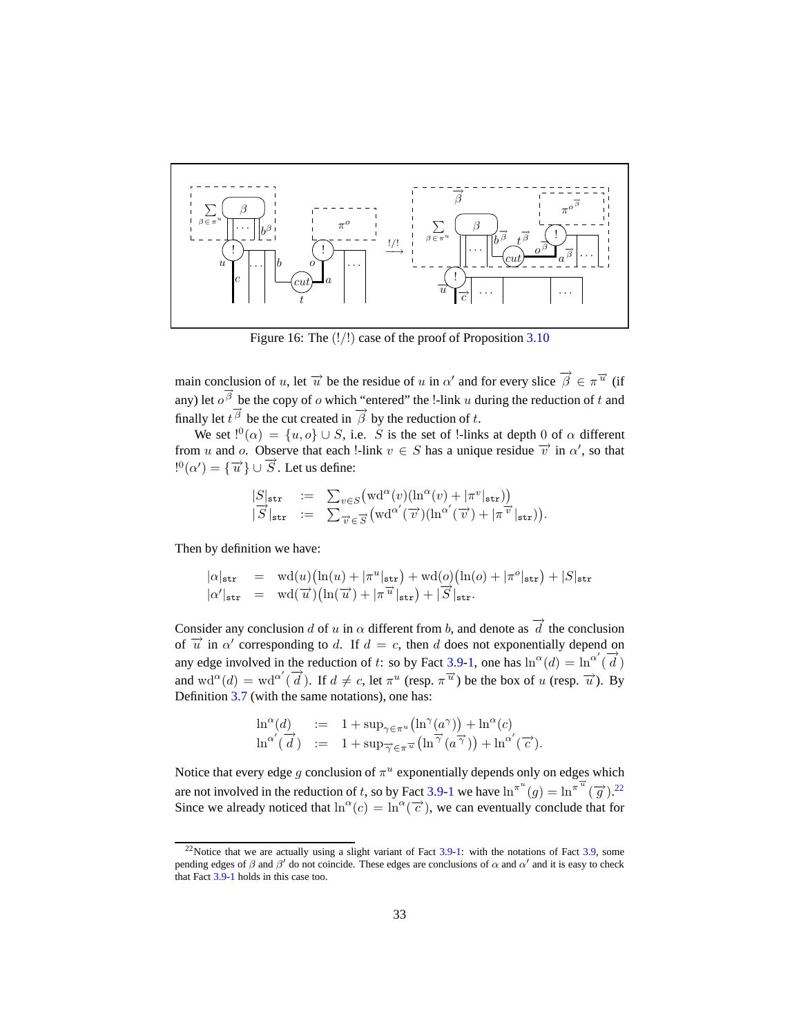Figure 16: The (!/!) case of the proof of Proposition 3.10

main conclusion of $u$, let $\overrightarrow{u}$ be the residue of $u$ in $\alpha'$ and for every slice $\overrightarrow{\beta} \in \pi^{\overrightarrow{u}}$ (if any) let $o^{\overrightarrow{\beta}}$ be the copy of $o$ which "entered" the !-link $u$ during the reduction of $t$ and finally let $t^{\overrightarrow{\beta}}$ be the cut created in $\overrightarrow{\beta}$ by the reduction of $t$.

We set $!^0(\alpha) = \{u, o\} \cup S$, i.e. $S$ is the set of !-links at depth 0 of $\alpha$ different from $u$ and $o$. Observe that each !-link $v \in S$ has a unique residue $\overrightarrow{v}$ in $\alpha'$, so that $!^0(\alpha') = \{\overrightarrow{u}\} \cup \overrightarrow{S}$. Let us define:

$$
\begin{array}{lcl}
|S|_{\mathtt{str}} & := & \sum_{v \in S} \big(\mathrm{wd}^{\alpha}(v)(\ln^{\alpha}(v) + |\pi^{v}|_{\mathtt{str}})\big) \\
|\overrightarrow{S}|_{\mathtt{str}} & := & \sum_{\overrightarrow{v} \in \overrightarrow{S}} \big(\mathrm{wd}^{\alpha'}(\overrightarrow{v})(\ln^{\alpha'}(\overrightarrow{v}) + |\pi^{\overrightarrow{v}}|_{\mathtt{str}})\big).
\end{array}
$$

Then by definition we have:

$$
\begin{array}{lcl}
|\alpha|_{\mathtt{str}} & = & \mathrm{wd}(u)\big(\ln(u) + |\pi^{u}|_{\mathtt{str}}\big) + \mathrm{wd}(o)\big(\ln(o) + |\pi^{o}|_{\mathtt{str}}\big) + |S|_{\mathtt{str}} \\
|\alpha'|_{\mathtt{str}} & = & \mathrm{wd}(\overrightarrow{u})\big(\ln(\overrightarrow{u}) + |\pi^{\overrightarrow{u}}|_{\mathtt{str}}\big) + |\overrightarrow{S}|_{\mathtt{str}}.
\end{array}
$$

Consider any conclusion $d$ of $u$ in $\alpha$ different from $b$, and denote as $\overrightarrow{d}$ the conclusion of $\overrightarrow{u}$ in $\alpha'$ corresponding to $d$. If $d = c$, then $d$ does not exponentially depend on any edge involved in the reduction of $t$: so by Fact 3.9-1, one has $\ln^{\alpha}(d) = \ln^{\alpha'}(\overrightarrow{d})$ and $\mathrm{wd}^{\alpha}(d) = \mathrm{wd}^{\alpha'}(\overrightarrow{d})$. If $d \neq c$, let $\pi^{u}$ (resp. $\pi^{\overrightarrow{u}}$) be the box of $u$ (resp. $\overrightarrow{u}$). By Definition 3.7 (with the same notations), one has:

$$
\begin{array}{lcl}
\ln^{\alpha}(d) & := & 1 + \sup_{\gamma \in \pi^{u}}\big(\ln^{\gamma}(a^{\gamma})\big) + \ln^{\alpha}(c) \\
\ln^{\alpha'}(\overrightarrow{d}) & := & 1 + \sup_{\overrightarrow{\gamma} \in \pi^{\overrightarrow{u}}}\big(\ln^{\overrightarrow{\gamma}}(a^{\overrightarrow{\gamma}})\big) + \ln^{\alpha'}(\overrightarrow{c}).
\end{array}
$$

Notice that every edge $g$ conclusion of $\pi^{u}$ exponentially depends only on edges which are not involved in the reduction of $t$, so by Fact 3.9-1 we have $\ln^{\pi^{u}}(g) = \ln^{\pi^{\overrightarrow{u}}}(\overrightarrow{g})$.[22] Since we already noticed that $\ln^{\alpha}(c) = \ln^{\alpha}(\overrightarrow{c})$, we can eventually conclude that for

[22] Notice that we are actually using a slight variant of Fact 3.9-1: with the notations of Fact 3.9, some pending edges of $\beta$ and $\beta'$ do not coincide. These edges are conclusions of $\alpha$ and $\alpha'$ and it is easy to check that Fact 3.9-1 holds in this case too.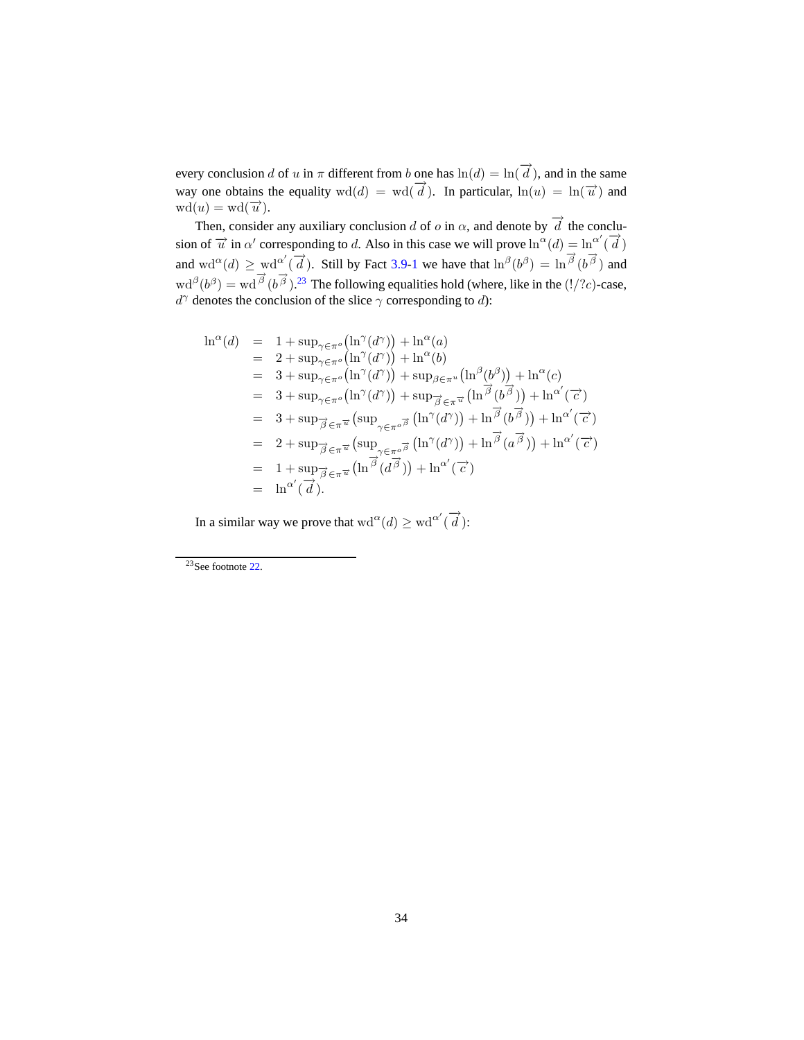every conclusion $d$ of $u$ in $\pi$ different from $b$ one has $\mathrm{ln}(d) = \mathrm{ln}(\overrightarrow{d})$, and in the same way one obtains the equality $\mathrm{wd}(d) = \mathrm{wd}(\overrightarrow{d})$. In particular, $\mathrm{ln}(u) = \mathrm{ln}(\overrightarrow{u})$ and $\mathrm{wd}(u) = \mathrm{wd}(\overrightarrow{u})$.

Then, consider any auxiliary conclusion $d$ of $o$ in $\alpha$, and denote by $\overrightarrow{d}$ the conclusion of $\overrightarrow{u}$ in $\alpha'$ corresponding to $d$. Also in this case we will prove $\mathrm{ln}^{\alpha}(d) = \mathrm{ln}^{\alpha'}(\overrightarrow{d})$ and $\mathrm{wd}^{\alpha}(d) \geq \mathrm{wd}^{\alpha'}(\overrightarrow{d})$. Still by Fact 3.9-1 we have that $\mathrm{ln}^{\beta}(b^{\beta}) = \mathrm{ln}^{\overrightarrow{\beta}}(b^{\overrightarrow{\beta}})$ and $\mathrm{wd}^{\beta}(b^{\beta}) = \mathrm{wd}^{\overrightarrow{\beta}}(b^{\overrightarrow{\beta}})$.[23] The following equalities hold (where, like in the $(!/?c)$-case, $d^{\gamma}$ denotes the conclusion of the slice $\gamma$ corresponding to $d$):

$$
\begin{aligned}
\mathrm{ln}^{\alpha}(d) &= 1 + \sup_{\gamma \in \pi^{o}} \big(\mathrm{ln}^{\gamma}(d^{\gamma})\big) + \mathrm{ln}^{\alpha}(a) \\
&= 2 + \sup_{\gamma \in \pi^{o}} \big(\mathrm{ln}^{\gamma}(d^{\gamma})\big) + \mathrm{ln}^{\alpha}(b) \\
&= 3 + \sup_{\gamma \in \pi^{o}} \big(\mathrm{ln}^{\gamma}(d^{\gamma})\big) + \sup_{\beta \in \pi^{u}} \big(\mathrm{ln}^{\beta}(b^{\beta})\big) + \mathrm{ln}^{\alpha}(c) \\
&= 3 + \sup_{\gamma \in \pi^{o}} \big(\mathrm{ln}^{\gamma}(d^{\gamma})\big) + \sup_{\overrightarrow{\beta} \in \pi^{\overrightarrow{u}}} \big(\mathrm{ln}^{\overrightarrow{\beta}}(b^{\overrightarrow{\beta}})\big) + \mathrm{ln}^{\alpha'}(\overrightarrow{c}) \\
&= 3 + \sup_{\overrightarrow{\beta} \in \pi^{\overrightarrow{u}}} \big(\sup_{\gamma \in \pi^{o^{\overrightarrow{\beta}}}} \big(\mathrm{ln}^{\gamma}(d^{\gamma})\big) + \mathrm{ln}^{\overrightarrow{\beta}}(b^{\overrightarrow{\beta}})\big) + \mathrm{ln}^{\alpha'}(\overrightarrow{c}) \\
&= 2 + \sup_{\overrightarrow{\beta} \in \pi^{\overrightarrow{u}}} \big(\sup_{\gamma \in \pi^{o^{\overrightarrow{\beta}}}} \big(\mathrm{ln}^{\gamma}(d^{\gamma})\big) + \mathrm{ln}^{\overrightarrow{\beta}}(a^{\overrightarrow{\beta}})\big) + \mathrm{ln}^{\alpha'}(\overrightarrow{c}) \\
&= 1 + \sup_{\overrightarrow{\beta} \in \pi^{\overrightarrow{u}}} \big(\mathrm{ln}^{\overrightarrow{\beta}}(d^{\overrightarrow{\beta}})\big) + \mathrm{ln}^{\alpha'}(\overrightarrow{c}) \\
&= \mathrm{ln}^{\alpha'}(\overrightarrow{d}).
\end{aligned}
$$

In a similar way we prove that $\mathrm{wd}^{\alpha}(d) \geq \mathrm{wd}^{\alpha'}(\overrightarrow{d})$:

[23] See footnote 22.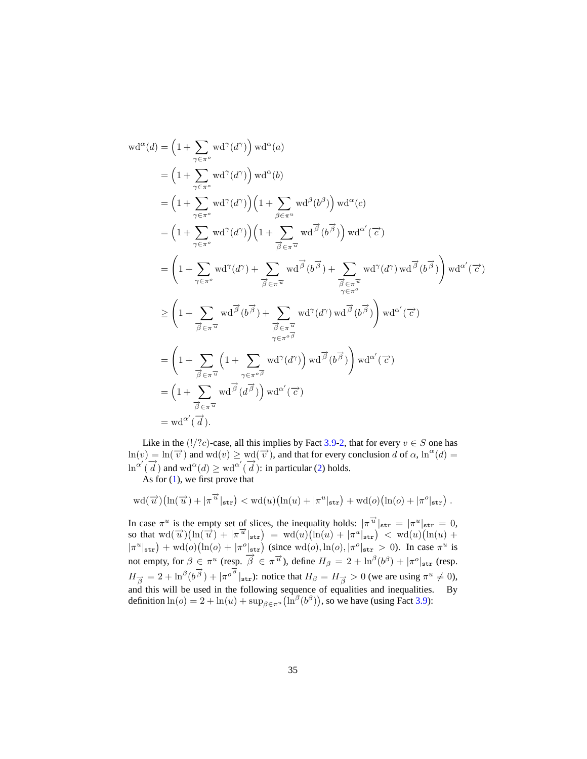$$
\begin{aligned}
\mathrm{wd}^{\alpha}(d) &= \Big(1+\sum_{\gamma\in\pi^{o}}\mathrm{wd}^{\gamma}(d^{\gamma})\Big)\,\mathrm{wd}^{\alpha}(a)\\
&= \Big(1+\sum_{\gamma\in\pi^{o}}\mathrm{wd}^{\gamma}(d^{\gamma})\Big)\,\mathrm{wd}^{\alpha}(b)\\
&= \Big(1+\sum_{\gamma\in\pi^{o}}\mathrm{wd}^{\gamma}(d^{\gamma})\Big)\Big(1+\sum_{\beta\in\pi^{u}}\mathrm{wd}^{\beta}(b^{\beta})\Big)\,\mathrm{wd}^{\alpha}(c)\\
&= \Big(1+\sum_{\gamma\in\pi^{o}}\mathrm{wd}^{\gamma}(d^{\gamma})\Big)\Big(1+\sum_{\overrightarrow{\beta}\in\pi^{\overrightarrow{u}}}\mathrm{wd}^{\overrightarrow{\beta}}(b^{\overrightarrow{\beta}})\Big)\,\mathrm{wd}^{\alpha'}(\overrightarrow{c})\\
&= \left(1+\sum_{\gamma\in\pi^{o}}\mathrm{wd}^{\gamma}(d^{\gamma})+\sum_{\overrightarrow{\beta}\in\pi^{\overrightarrow{u}}}\mathrm{wd}^{\overrightarrow{\beta}}(b^{\overrightarrow{\beta}})+\sum_{\substack{\overrightarrow{\beta}\in\pi^{\overrightarrow{u}}\\ \gamma\in\pi^{o}}}\mathrm{wd}^{\gamma}(d^{\gamma})\,\mathrm{wd}^{\overrightarrow{\beta}}(b^{\overrightarrow{\beta}})\right)\mathrm{wd}^{\alpha'}(\overrightarrow{c})\\
&\geq \left(1+\sum_{\overrightarrow{\beta}\in\pi^{\overrightarrow{u}}}\mathrm{wd}^{\overrightarrow{\beta}}(b^{\overrightarrow{\beta}})+\sum_{\substack{\overrightarrow{\beta}\in\pi^{\overrightarrow{u}}\\ \gamma\in\pi^{o^{\overrightarrow{\beta}}}}}\mathrm{wd}^{\gamma}(d^{\gamma})\,\mathrm{wd}^{\overrightarrow{\beta}}(b^{\overrightarrow{\beta}})\right)\mathrm{wd}^{\alpha'}(\overrightarrow{c})\\
&= \left(1+\sum_{\overrightarrow{\beta}\in\pi^{\overrightarrow{u}}}\Big(1+\sum_{\gamma\in\pi^{o^{\overrightarrow{\beta}}}}\mathrm{wd}^{\gamma}(d^{\gamma})\Big)\,\mathrm{wd}^{\overrightarrow{\beta}}(b^{\overrightarrow{\beta}})\right)\mathrm{wd}^{\alpha'}(\overrightarrow{c})\\
&= \Big(1+\sum_{\overrightarrow{\beta}\in\pi^{\overrightarrow{u}}}\mathrm{wd}^{\overrightarrow{\beta}}(d^{\overrightarrow{\beta}})\Big)\,\mathrm{wd}^{\alpha'}(\overrightarrow{c})\\
&= \mathrm{wd}^{\alpha'}(\overrightarrow{d}).
\end{aligned}
$$

Like in the $(!/?c)$-case, all this implies by Fact 3.9-2, that for every $v\in S$ one has $\ln(v)=\ln(\overrightarrow{v})$ and $\mathrm{wd}(v)\geq\mathrm{wd}(\overrightarrow{v})$, and that for every conclusion $d$ of $\alpha$, $\ln^{\alpha}(d)=\ln^{\alpha'}(\overrightarrow{d})$ and $\mathrm{wd}^{\alpha}(d)\geq\mathrm{wd}^{\alpha'}(\overrightarrow{d})$: in particular (2) holds.

As for (1), we first prove that

$$
\mathrm{wd}(\overrightarrow{u})\big(\ln(\overrightarrow{u})+|\pi^{\overrightarrow{u}}|_{\mathtt{str}}\big)<\mathrm{wd}(u)\big(\ln(u)+|\pi^{u}|_{\mathtt{str}}\big)+\mathrm{wd}(o)\big(\ln(o)+|\pi^{o}|_{\mathtt{str}}\big)\ .
$$

In case $\pi^{u}$ is the empty set of slices, the inequality holds: $|\pi^{\overrightarrow{u}}|_{\mathtt{str}}=|\pi^{u}|_{\mathtt{str}}=0$, so that $\mathrm{wd}(\overrightarrow{u})\big(\ln(\overrightarrow{u})+|\pi^{\overrightarrow{u}}|_{\mathtt{str}}\big)=\mathrm{wd}(u)\big(\ln(u)+|\pi^{u}|_{\mathtt{str}}\big)<\mathrm{wd}(u)\big(\ln(u)+|\pi^{u}|_{\mathtt{str}}\big)+\mathrm{wd}(o)\big(\ln(o)+|\pi^{o}|_{\mathtt{str}}\big)$ (since $\mathrm{wd}(o),\ln(o),|\pi^{o}|_{\mathtt{str}}>0$). In case $\pi^{u}$ is not empty, for $\beta\in\pi^{u}$ (resp. $\overrightarrow{\beta}\in\pi^{\overrightarrow{u}}$), define $H_{\beta}=2+\ln^{\beta}(b^{\beta})+|\pi^{o}|_{\mathtt{str}}$ (resp. $H_{\overrightarrow{\beta}}=2+\ln^{\beta}(b^{\overrightarrow{\beta}})+|\pi^{o^{\overrightarrow{\beta}}}|_{\mathtt{str}}$): notice that $H_{\beta}=H_{\overrightarrow{\beta}}>0$ (we are using $\pi^{u}\neq 0$), and this will be used in the following sequence of equalities and inequalities. By definition $\ln(o)=2+\ln(u)+\sup_{\beta\in\pi^{u}}\big(\ln^{\beta}(b^{\beta})\big)$, so we have (using Fact 3.9):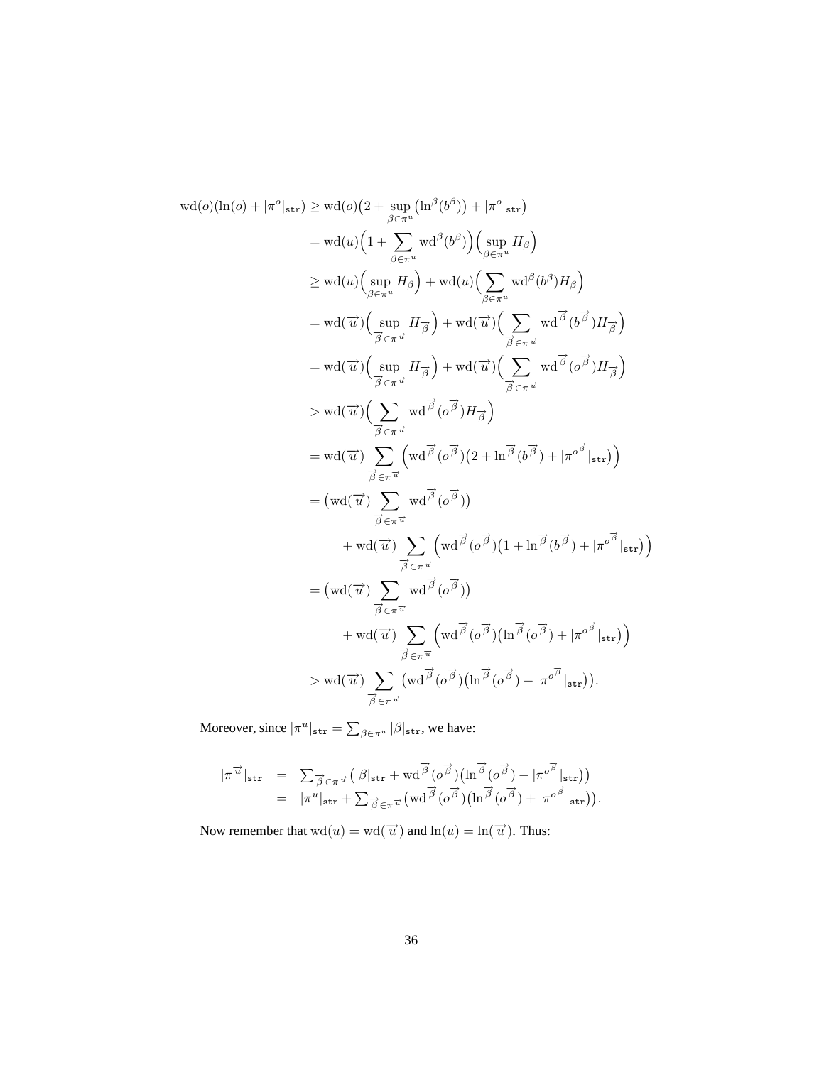$$
\begin{aligned}
\mathrm{wd}(o)(\ln(o) + |\pi^o|_{\mathtt{str}}) &\geq \mathrm{wd}(o)\big(2 + \sup_{\beta \in \pi^u}\big(\ln^\beta(b^\beta)\big) + |\pi^o|_{\mathtt{str}}\big) \\
&= \mathrm{wd}(u)\Big(1 + \sum_{\beta \in \pi^u} \mathrm{wd}^\beta(b^\beta)\Big)\Big(\sup_{\beta \in \pi^u} H_\beta\Big) \\
&\geq \mathrm{wd}(u)\Big(\sup_{\beta \in \pi^u} H_\beta\Big) + \mathrm{wd}(u)\Big(\sum_{\beta \in \pi^u} \mathrm{wd}^\beta(b^\beta) H_\beta\Big) \\
&= \mathrm{wd}(\overrightarrow{u})\Big(\sup_{\overrightarrow{\beta} \in \pi^{\overrightarrow{u}}} H_{\overrightarrow{\beta}}\Big) + \mathrm{wd}(\overrightarrow{u})\Big(\sum_{\overrightarrow{\beta} \in \pi^{\overrightarrow{u}}} \mathrm{wd}^{\overrightarrow{\beta}}(b^{\overrightarrow{\beta}}) H_{\overrightarrow{\beta}}\Big) \\
&= \mathrm{wd}(\overrightarrow{u})\Big(\sup_{\overrightarrow{\beta} \in \pi^{\overrightarrow{u}}} H_{\overrightarrow{\beta}}\Big) + \mathrm{wd}(\overrightarrow{u})\Big(\sum_{\overrightarrow{\beta} \in \pi^{\overrightarrow{u}}} \mathrm{wd}^{\overrightarrow{\beta}}(o^{\overrightarrow{\beta}}) H_{\overrightarrow{\beta}}\Big) \\
&> \mathrm{wd}(\overrightarrow{u})\Big(\sum_{\overrightarrow{\beta} \in \pi^{\overrightarrow{u}}} \mathrm{wd}^{\overrightarrow{\beta}}(o^{\overrightarrow{\beta}}) H_{\overrightarrow{\beta}}\Big) \\
&= \mathrm{wd}(\overrightarrow{u}) \sum_{\overrightarrow{\beta} \in \pi^{\overrightarrow{u}}} \Big(\mathrm{wd}^{\overrightarrow{\beta}}(o^{\overrightarrow{\beta}})\big(2 + \ln^{\overrightarrow{\beta}}(b^{\overrightarrow{\beta}}) + |\pi^{o^{\overrightarrow{\beta}}}|_{\mathtt{str}}\big)\Big) \\
&= \big(\mathrm{wd}(\overrightarrow{u}) \sum_{\overrightarrow{\beta} \in \pi^{\overrightarrow{u}}} \mathrm{wd}^{\overrightarrow{\beta}}(o^{\overrightarrow{\beta}})\big) \\
&\qquad + \mathrm{wd}(\overrightarrow{u}) \sum_{\overrightarrow{\beta} \in \pi^{\overrightarrow{u}}} \Big(\mathrm{wd}^{\overrightarrow{\beta}}(o^{\overrightarrow{\beta}})\big(1 + \ln^{\overrightarrow{\beta}}(b^{\overrightarrow{\beta}}) + |\pi^{o^{\overrightarrow{\beta}}}|_{\mathtt{str}}\big)\Big) \\
&= \big(\mathrm{wd}(\overrightarrow{u}) \sum_{\overrightarrow{\beta} \in \pi^{\overrightarrow{u}}} \mathrm{wd}^{\overrightarrow{\beta}}(o^{\overrightarrow{\beta}})\big) \\
&\qquad + \mathrm{wd}(\overrightarrow{u}) \sum_{\overrightarrow{\beta} \in \pi^{\overrightarrow{u}}} \Big(\mathrm{wd}^{\overrightarrow{\beta}}(o^{\overrightarrow{\beta}})\big(\ln^{\overrightarrow{\beta}}(o^{\overrightarrow{\beta}}) + |\pi^{o^{\overrightarrow{\beta}}}|_{\mathtt{str}}\big)\Big) \\
&> \mathrm{wd}(\overrightarrow{u}) \sum_{\overrightarrow{\beta} \in \pi^{\overrightarrow{u}}} \big(\mathrm{wd}^{\overrightarrow{\beta}}(o^{\overrightarrow{\beta}})\big(\ln^{\overrightarrow{\beta}}(o^{\overrightarrow{\beta}}) + |\pi^{o^{\overrightarrow{\beta}}}|_{\mathtt{str}}\big)\big).
\end{aligned}
$$

Moreover, since $|\pi^u|_{\mathtt{str}} = \sum_{\beta \in \pi^u} |\beta|_{\mathtt{str}}$, we have:

$$
\begin{aligned}
|\pi^{\overrightarrow{u}}|_{\mathtt{str}} &= \textstyle\sum_{\overrightarrow{\beta} \in \pi^{\overrightarrow{u}}} \big(|\beta|_{\mathtt{str}} + \mathrm{wd}^{\overrightarrow{\beta}}(o^{\overrightarrow{\beta}})\big(\ln^{\overrightarrow{\beta}}(o^{\overrightarrow{\beta}}) + |\pi^{o^{\overrightarrow{\beta}}}|_{\mathtt{str}}\big)\big) \\
&= |\pi^u|_{\mathtt{str}} + \textstyle\sum_{\overrightarrow{\beta} \in \pi^{\overrightarrow{u}}} \big(\mathrm{wd}^{\overrightarrow{\beta}}(o^{\overrightarrow{\beta}})\big(\ln^{\overrightarrow{\beta}}(o^{\overrightarrow{\beta}}) + |\pi^{o^{\overrightarrow{\beta}}}|_{\mathtt{str}}\big)\big).
\end{aligned}
$$

Now remember that $\mathrm{wd}(u) = \mathrm{wd}(\overrightarrow{u})$ and $\ln(u) = \ln(\overrightarrow{u})$. Thus: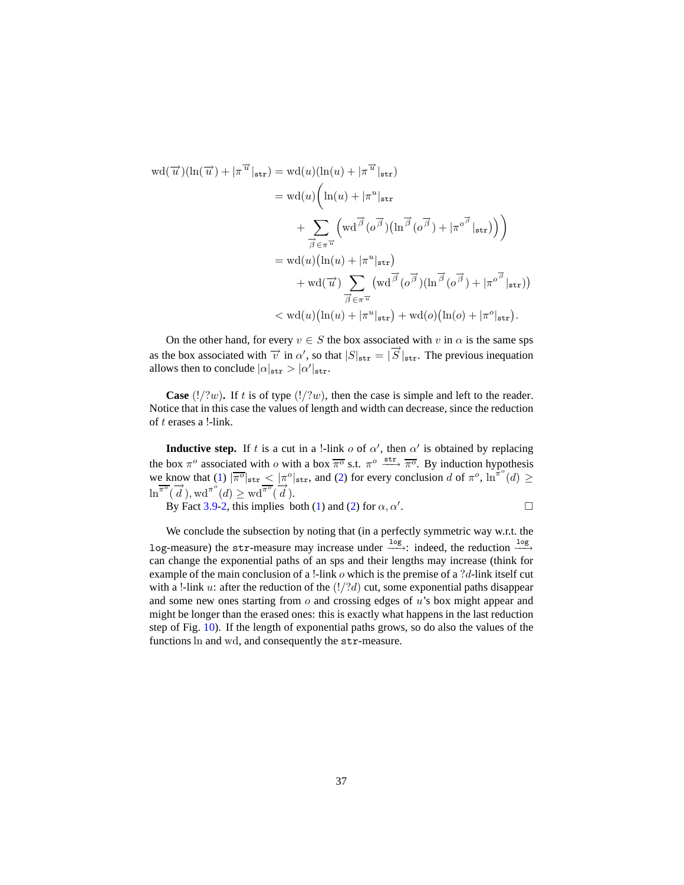$$
\begin{aligned}
\mathrm{wd}(\overrightarrow{u})(\ln(\overrightarrow{u}) + |\pi^{\overrightarrow{u}}|_{\mathtt{str}}) &= \mathrm{wd}(u)(\ln(u) + |\pi^{\overrightarrow{u}}|_{\mathtt{str}}) \\
&= \mathrm{wd}(u)\bigg(\ln(u) + |\pi^{u}|_{\mathtt{str}} \\
&\qquad + \sum_{\overrightarrow{\beta} \in \pi^{\overrightarrow{u}}} \Big(\mathrm{wd}^{\overrightarrow{\beta}}(o^{\overrightarrow{\beta}})\big(\ln^{\overrightarrow{\beta}}(o^{\overrightarrow{\beta}}) + |\pi^{o^{\overrightarrow{\beta}}}|_{\mathtt{str}}\big)\Big)\bigg) \\
&= \mathrm{wd}(u)\big(\ln(u) + |\pi^{u}|_{\mathtt{str}}\big) \\
&\qquad + \mathrm{wd}(\overrightarrow{u}) \sum_{\overrightarrow{\beta} \in \pi^{\overrightarrow{u}}} \big(\mathrm{wd}^{\overrightarrow{\beta}}(o^{\overrightarrow{\beta}})(\ln^{\overrightarrow{\beta}}(o^{\overrightarrow{\beta}}) + |\pi^{o^{\overrightarrow{\beta}}}|_{\mathtt{str}})\big) \\
&< \mathrm{wd}(u)\big(\ln(u) + |\pi^{u}|_{\mathtt{str}}\big) + \mathrm{wd}(o)\big(\ln(o) + |\pi^{o}|_{\mathtt{str}}\big).
\end{aligned}
$$

On the other hand, for every $v \in S$ the box associated with $v$ in $\alpha$ is the same sps as the box associated with $\overrightarrow{v}$ in $\alpha'$, so that $|S|_{\mathtt{str}} = |\overrightarrow{S}|_{\mathtt{str}}$. The previous inequation allows then to conclude $|\alpha|_{\mathtt{str}} > |\alpha'|_{\mathtt{str}}$.

**Case** $(!/?w)$**.** If $t$ is of type $(!/?w)$, then the case is simple and left to the reader. Notice that in this case the values of length and width can decrease, since the reduction of $t$ erases a !-link.

**Inductive step.** If $t$ is a cut in a !-link $o$ of $\alpha'$, then $\alpha'$ is obtained by replacing the box $\pi^o$ associated with $o$ with a box $\overline{\pi^o}$ s.t. $\pi^o \xrightarrow{\mathtt{str}} \overline{\pi^o}$. By induction hypothesis we know that (1) $|\overline{\pi^o}|_{\mathtt{str}} < |\pi^o|_{\mathtt{str}}$, and (2) for every conclusion $d$ of $\pi^o$, $\ln^{\pi^o}(d) \geq \ln^{\overline{\pi^o}}(\overrightarrow{d}), \mathrm{wd}^{\pi^o}(d) \geq \mathrm{wd}^{\overline{\pi^o}}(\overrightarrow{d})$.

By Fact 3.9-2, this implies both (1) and (2) for $\alpha, \alpha'$. □

We conclude the subsection by noting that (in a perfectly symmetric way w.r.t. the `log`-measure) the `str`-measure may increase under $\xrightarrow{\mathtt{log}}$: indeed, the reduction $\xrightarrow{\mathtt{log}}$ can change the exponential paths of an sps and their lengths may increase (think for example of the main conclusion of a !-link $o$ which is the premise of a $?d$-link itself cut with a !-link $u$: after the reduction of the $(!/?d)$ cut, some exponential paths disappear and some new ones starting from $o$ and crossing edges of $u$'s box might appear and might be longer than the erased ones: this is exactly what happens in the last reduction step of Fig. 10). If the length of exponential paths grows, so do also the values of the functions $\ln$ and $\mathrm{wd}$, and consequently the `str`-measure.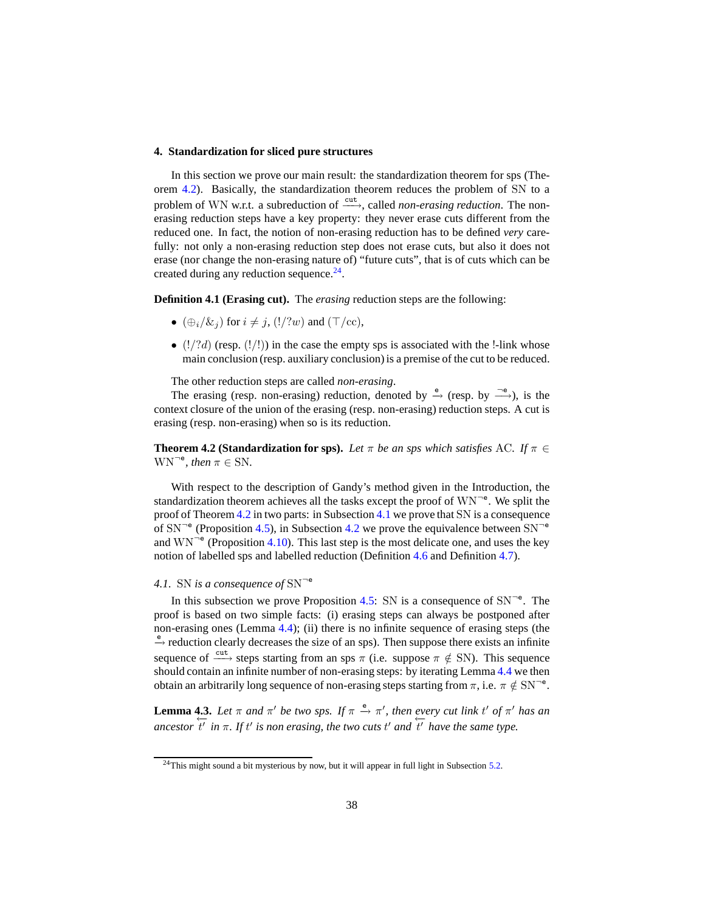## 4. Standardization for sliced pure structures

In this section we prove our main result: the standardization theorem for sps (Theorem 4.2). Basically, the standardization theorem reduces the problem of SN to a problem of WN w.r.t. a subreduction of $\xrightarrow{\mathtt{cut}}$, called *non-erasing reduction*. The non-erasing reduction steps have a key property: they never erase cuts different from the reduced one. In fact, the notion of non-erasing reduction has to be defined *very* carefully: not only a non-erasing reduction step does not erase cuts, but also it does not erase (nor change the non-erasing nature of) "future cuts", that is of cuts which can be created during any reduction sequence.[24].

**Definition 4.1 (Erasing cut).** The *erasing* reduction steps are the following:

- $(\oplus_i/\&_j)$ for $i \neq j$, $(!/?w)$ and $(\top/\mathrm{cc})$,
- $(!/?d)$ (resp. $(!/!)$) in the case the empty sps is associated with the !-link whose main conclusion (resp. auxiliary conclusion) is a premise of the cut to be reduced.

The other reduction steps are called *non-erasing*.

The erasing (resp. non-erasing) reduction, denoted by $\xrightarrow{\mathtt{e}}$ (resp. by $\xrightarrow{\neg\mathtt{e}}$), is the context closure of the union of the erasing (resp. non-erasing) reduction steps. A cut is erasing (resp. non-erasing) when so is its reduction.

**Theorem 4.2 (Standardization for sps).** *Let $\pi$ be an sps which satisfies* AC. *If $\pi \in \mathrm{WN}^{\neg\mathtt{e}}$, then $\pi \in \mathrm{SN}$.*

With respect to the description of Gandy's method given in the Introduction, the standardization theorem achieves all the tasks except the proof of $\mathrm{WN}^{\neg\mathtt{e}}$. We split the proof of Theorem 4.2 in two parts: in Subsection 4.1 we prove that SN is a consequence of $\mathrm{SN}^{\neg\mathtt{e}}$ (Proposition 4.5), in Subsection 4.2 we prove the equivalence between $\mathrm{SN}^{\neg\mathtt{e}}$ and $\mathrm{WN}^{\neg\mathtt{e}}$ (Proposition 4.10). This last step is the most delicate one, and uses the key notion of labelled sps and labelled reduction (Definition 4.6 and Definition 4.7).

### 4.1. SN *is a consequence of* $\mathrm{SN}^{\neg\mathtt{e}}$

In this subsection we prove Proposition 4.5: SN is a consequence of $\mathrm{SN}^{\neg\mathtt{e}}$. The proof is based on two simple facts: (i) erasing steps can always be postponed after non-erasing ones (Lemma 4.4); (ii) there is no infinite sequence of erasing steps (the $\xrightarrow{\mathtt{e}}$ reduction clearly decreases the size of an sps). Then suppose there exists an infinite sequence of $\xrightarrow{\mathtt{cut}}$ steps starting from an sps $\pi$ (i.e. suppose $\pi \notin \mathrm{SN}$). This sequence should contain an infinite number of non-erasing steps: by iterating Lemma 4.4 we then obtain an arbitrarily long sequence of non-erasing steps starting from $\pi$, i.e. $\pi \notin \mathrm{SN}^{\neg\mathtt{e}}$.

**Lemma 4.3.** *Let $\pi$ and $\pi'$ be two sps. If $\pi \xrightarrow{\mathtt{e}} \pi'$, then every cut link $t'$ of $\pi'$ has an ancestor $\overleftarrow{t'}$ in $\pi$. If $t'$ is non erasing, the two cuts $t'$ and $\overleftarrow{t'}$ have the same type.*

---

[24] This might sound a bit mysterious by now, but it will appear in full light in Subsection 5.2.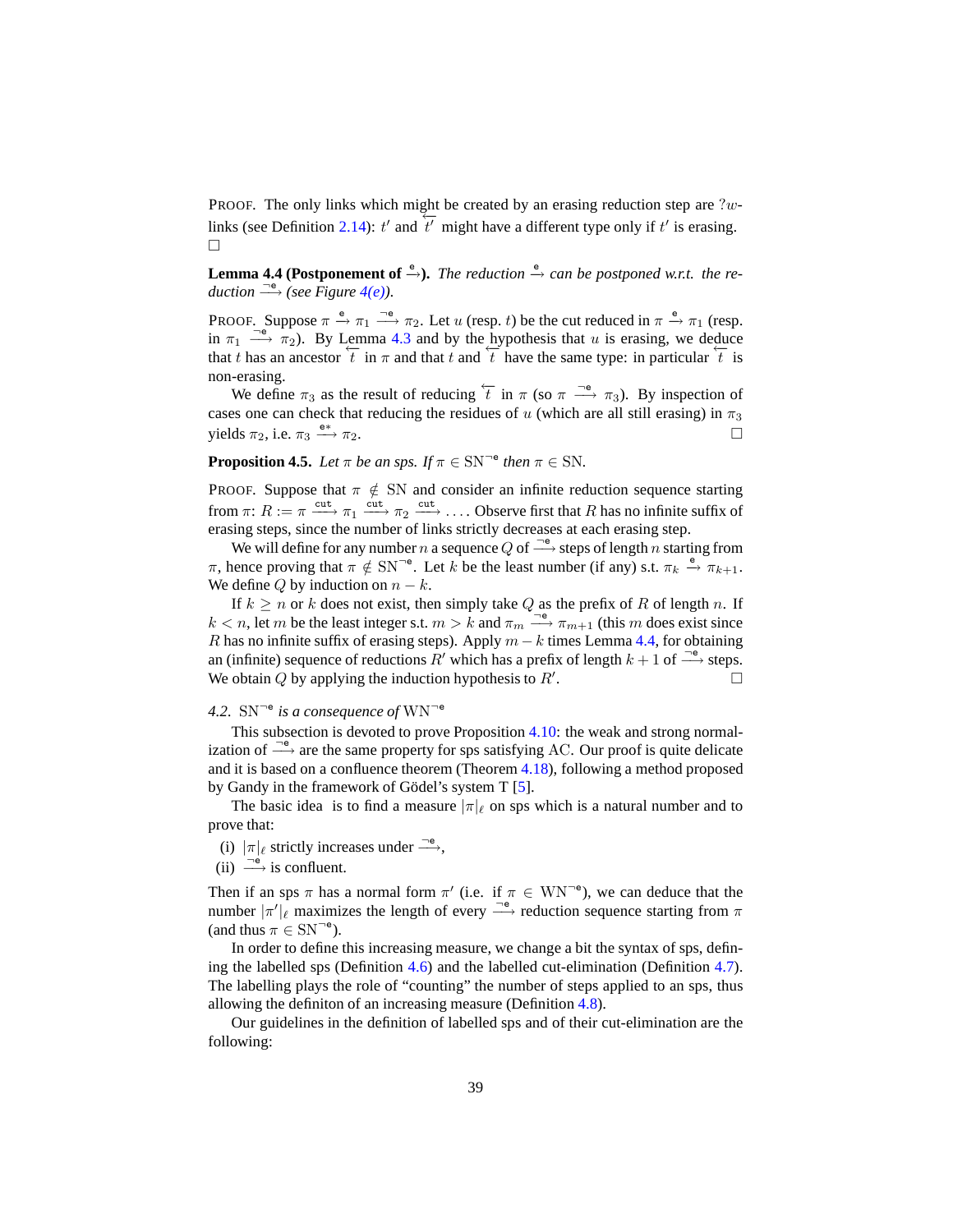PROOF. The only links which might be created by an erasing reduction step are $?w$-links (see Definition 2.14): $t'$ and $\overleftarrow{t'}$ might have a different type only if $t'$ is erasing. □

**Lemma 4.4 (Postponement of $\xrightarrow{\mathsf{e}}$).** *The reduction $\xrightarrow{\mathsf{e}}$ can be postponed w.r.t. the reduction $\xrightarrow{\neg\mathsf{e}}$ (see Figure 4(e)).*

PROOF. Suppose $\pi \xrightarrow{\mathsf{e}} \pi_1 \xrightarrow{\neg\mathsf{e}} \pi_2$. Let $u$ (resp. $t$) be the cut reduced in $\pi \xrightarrow{\mathsf{e}} \pi_1$ (resp. in $\pi_1 \xrightarrow{\neg\mathsf{e}} \pi_2$). By Lemma 4.3 and by the hypothesis that $u$ is erasing, we deduce that $t$ has an ancestor $\overleftarrow{t}$ in $\pi$ and that $t$ and $\overleftarrow{t}$ have the same type: in particular $\overleftarrow{t}$ is non-erasing.

We define $\pi_3$ as the result of reducing $\overleftarrow{t}$ in $\pi$ (so $\pi \xrightarrow{\neg\mathsf{e}} \pi_3$). By inspection of cases one can check that reducing the residues of $u$ (which are all still erasing) in $\pi_3$ yields $\pi_2$, i.e. $\pi_3 \xrightarrow{\mathsf{e}*} \pi_2$. □

**Proposition 4.5.** *Let $\pi$ be an sps. If $\pi \in \mathrm{SN}^{\neg\mathsf{e}}$ then $\pi \in \mathrm{SN}$.*

PROOF. Suppose that $\pi \notin \mathrm{SN}$ and consider an infinite reduction sequence starting from $\pi$: $R := \pi \xrightarrow{\mathsf{cut}} \pi_1 \xrightarrow{\mathsf{cut}} \pi_2 \xrightarrow{\mathsf{cut}} \ldots$. Observe first that $R$ has no infinite suffix of erasing steps, since the number of links strictly decreases at each erasing step.

We will define for any number $n$ a sequence $Q$ of $\xrightarrow{\neg\mathsf{e}}$ steps of length $n$ starting from $\pi$, hence proving that $\pi \notin \mathrm{SN}^{\neg\mathsf{e}}$. Let $k$ be the least number (if any) s.t. $\pi_k \xrightarrow{\mathsf{e}} \pi_{k+1}$. We define $Q$ by induction on $n - k$.

If $k \geq n$ or $k$ does not exist, then simply take $Q$ as the prefix of $R$ of length $n$. If $k < n$, let $m$ be the least integer s.t. $m > k$ and $\pi_m \xrightarrow{\neg\mathsf{e}} \pi_{m+1}$ (this $m$ does exist since $R$ has no infinite suffix of erasing steps). Apply $m - k$ times Lemma 4.4, for obtaining an (infinite) sequence of reductions $R'$ which has a prefix of length $k + 1$ of $\xrightarrow{\neg\mathsf{e}}$ steps. We obtain $Q$ by applying the induction hypothesis to $R'$. □

### 4.2. $\mathrm{SN}^{\neg\mathsf{e}}$ *is a consequence of* $\mathrm{WN}^{\neg\mathsf{e}}$

This subsection is devoted to prove Proposition 4.10: the weak and strong normalization of $\xrightarrow{\neg\mathsf{e}}$ are the same property for sps satisfying AC. Our proof is quite delicate and it is based on a confluence theorem (Theorem 4.18), following a method proposed by Gandy in the framework of Gödel's system T [5].

The basic idea is to find a measure $|\pi|_\ell$ on sps which is a natural number and to prove that:

(i) $|\pi|_\ell$ strictly increases under $\xrightarrow{\neg\mathsf{e}}$,
(ii) $\xrightarrow{\neg\mathsf{e}}$ is confluent.

Then if an sps $\pi$ has a normal form $\pi'$ (i.e. if $\pi \in \mathrm{WN}^{\neg\mathsf{e}}$), we can deduce that the number $|\pi'|_\ell$ maximizes the length of every $\xrightarrow{\neg\mathsf{e}}$ reduction sequence starting from $\pi$ (and thus $\pi \in \mathrm{SN}^{\neg\mathsf{e}}$).

In order to define this increasing measure, we change a bit the syntax of sps, defining the labelled sps (Definition 4.6) and the labelled cut-elimination (Definition 4.7). The labelling plays the role of "counting" the number of steps applied to an sps, thus allowing the definiton of an increasing measure (Definition 4.8).

Our guidelines in the definition of labelled sps and of their cut-elimination are the following: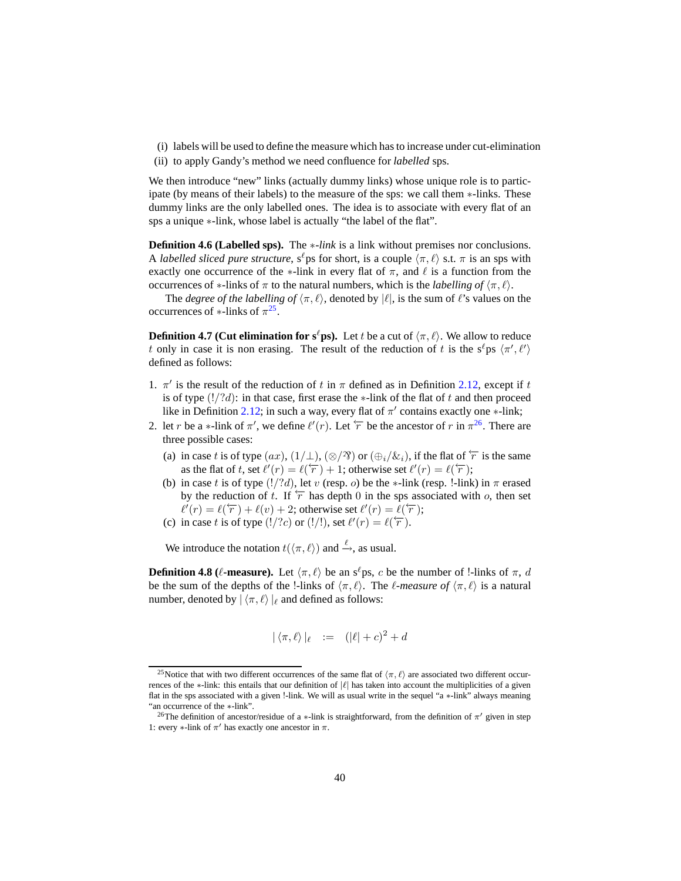(i) labels will be used to define the measure which has to increase under cut-elimination

(ii) to apply Gandy's method we need confluence for *labelled* sps.

We then introduce "new" links (actually dummy links) whose unique role is to participate (by means of their labels) to the measure of the sps: we call them $*$-links. These dummy links are the only labelled ones. The idea is to associate with every flat of an sps a unique $*$-link, whose label is actually "the label of the flat".

**Definition 4.6 (Labelled sps).** The $*$*-link* is a link without premises nor conclusions. A *labelled sliced pure structure*, s$^\ell$ps for short, is a couple $\langle \pi, \ell \rangle$ s.t. $\pi$ is an sps with exactly one occurrence of the $*$-link in every flat of $\pi$, and $\ell$ is a function from the occurrences of $*$-links of $\pi$ to the natural numbers, which is the *labelling of* $\langle \pi, \ell \rangle$.

The *degree of the labelling of* $\langle \pi, \ell \rangle$, denoted by $|\ell|$, is the sum of $\ell$'s values on the occurrences of $*$-links of $\pi$[25].

**Definition 4.7 (Cut elimination for s$^\ell$ps).** Let $t$ be a cut of $\langle \pi, \ell \rangle$. We allow to reduce $t$ only in case it is non erasing. The result of the reduction of $t$ is the s$^\ell$ps $\langle \pi', \ell' \rangle$ defined as follows:

1. $\pi'$ is the result of the reduction of $t$ in $\pi$ defined as in Definition 2.12, except if $t$ is of type $(!/?d)$: in that case, first erase the $*$-link of the flat of $t$ and then proceed like in Definition 2.12; in such a way, every flat of $\pi'$ contains exactly one $*$-link;
2. let $r$ be a $*$-link of $\pi'$, we define $\ell'(r)$. Let $\overleftarrow{r}$ be the ancestor of $r$ in $\pi$[26]. There are three possible cases:
   (a) in case $t$ is of type $(ax)$, $(1/\bot)$, $(\otimes/⅋)$ or $(\oplus_i/\&_i)$, if the flat of $\overleftarrow{r}$ is the same as the flat of $t$, set $\ell'(r) = \ell(\overleftarrow{r}) + 1$; otherwise set $\ell'(r) = \ell(\overleftarrow{r})$;
   (b) in case $t$ is of type $(!/?d)$, let $v$ (resp. $o$) be the $*$-link (resp. !-link) in $\pi$ erased by the reduction of $t$. If $\overleftarrow{r}$ has depth $0$ in the sps associated with $o$, then set $\ell'(r) = \ell(\overleftarrow{r}) + \ell(v) + 2$; otherwise set $\ell'(r) = \ell(\overleftarrow{r})$;
   (c) in case $t$ is of type $(!/?c)$ or $(!/!)$, set $\ell'(r) = \ell(\overleftarrow{r})$.

We introduce the notation $t(\langle \pi, \ell \rangle)$ and $\xrightarrow{\ell}$, as usual.

**Definition 4.8 ($\ell$-measure).** Let $\langle \pi, \ell \rangle$ be an s$^\ell$ps, $c$ be the number of !-links of $\pi$, $d$ be the sum of the depths of the !-links of $\langle \pi, \ell \rangle$. The *$\ell$-measure of* $\langle \pi, \ell \rangle$ is a natural number, denoted by $|\langle \pi, \ell \rangle|_\ell$ and defined as follows:

$$|\langle \pi, \ell \rangle|_\ell \quad := \quad (|\ell| + c)^2 + d$$

[25] Notice that with two different occurrences of the same flat of $\langle \pi, \ell \rangle$ are associated two different occurrences of the $*$-link: this entails that our definition of $|\ell|$ has taken into account the multiplicities of a given flat in the sps associated with a given !-link. We will as usual write in the sequel "a $*$-link" always meaning "an occurrence of the $*$-link".

[26] The definition of ancestor/residue of a $*$-link is straightforward, from the definition of $\pi'$ given in step 1: every $*$-link of $\pi'$ has exactly one ancestor in $\pi$.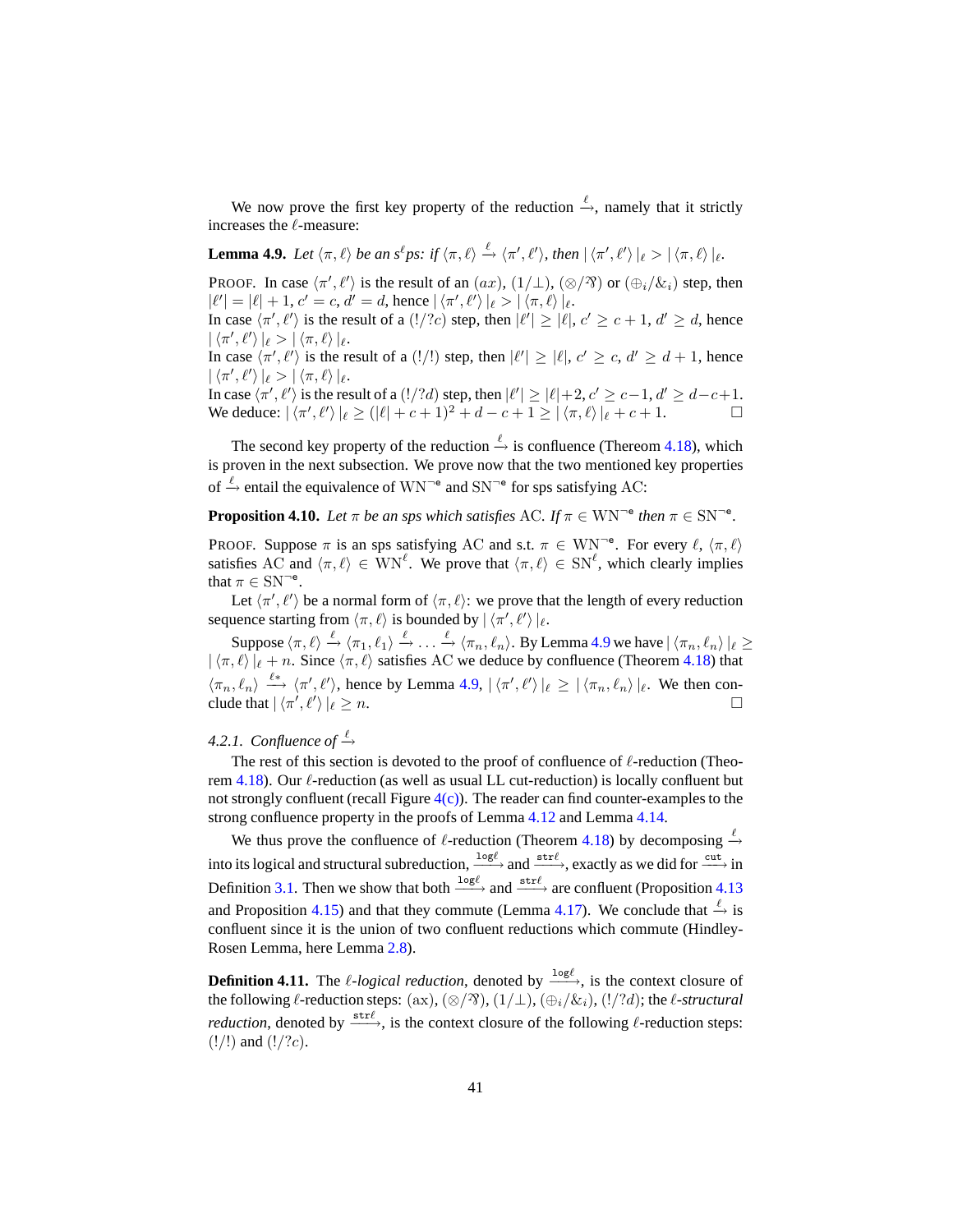We now prove the first key property of the reduction $\xrightarrow{\ell}$, namely that it strictly increases the $\ell$-measure:

**Lemma 4.9.** *Let $\langle \pi, \ell \rangle$ be an $s^\ell ps$: if $\langle \pi, \ell \rangle \xrightarrow{\ell} \langle \pi', \ell' \rangle$, then $|\langle \pi', \ell' \rangle|_\ell > |\langle \pi, \ell \rangle|_\ell$.*

PROOF. In case $\langle \pi', \ell' \rangle$ is the result of an $(ax)$, $(1/\bot)$, $(\otimes/\parr)$ or $(\oplus_i/\&_i)$ step, then $|\ell'| = |\ell| + 1$, $c' = c$, $d' = d$, hence $|\langle \pi', \ell' \rangle|_\ell > |\langle \pi, \ell \rangle|_\ell$.
In case $\langle \pi', \ell' \rangle$ is the result of a $(!/?c)$ step, then $|\ell'| \geq |\ell|$, $c' \geq c + 1$, $d' \geq d$, hence $|\langle \pi', \ell' \rangle|_\ell > |\langle \pi, \ell \rangle|_\ell$.
In case $\langle \pi', \ell' \rangle$ is the result of a $(!/!)$ step, then $|\ell'| \geq |\ell|$, $c' \geq c$, $d' \geq d + 1$, hence $|\langle \pi', \ell' \rangle|_\ell > |\langle \pi, \ell \rangle|_\ell$.
In case $\langle \pi', \ell' \rangle$ is the result of a $(!/?d)$ step, then $|\ell'| \geq |\ell| + 2$, $c' \geq c - 1$, $d' \geq d - c + 1$. We deduce: $|\langle \pi', \ell' \rangle|_\ell \geq (|\ell| + c + 1)^2 + d - c + 1 \geq |\langle \pi, \ell \rangle|_\ell + c + 1$. $\square$

The second key property of the reduction $\xrightarrow{\ell}$ is confluence (Thereom 4.18), which is proven in the next subsection. We prove now that the two mentioned key properties of $\xrightarrow{\ell}$ entail the equivalence of $\mathrm{WN}^{\neg e}$ and $\mathrm{SN}^{\neg e}$ for sps satisfying AC:

**Proposition 4.10.** *Let $\pi$ be an sps which satisfies AC. If $\pi \in \mathrm{WN}^{\neg e}$ then $\pi \in \mathrm{SN}^{\neg e}$.*

PROOF. Suppose $\pi$ is an sps satisfying AC and s.t. $\pi \in \mathrm{WN}^{\neg e}$. For every $\ell$, $\langle \pi, \ell \rangle$ satisfies AC and $\langle \pi, \ell \rangle \in \mathrm{WN}^{\ell}$. We prove that $\langle \pi, \ell \rangle \in \mathrm{SN}^{\ell}$, which clearly implies that $\pi \in \mathrm{SN}^{\neg e}$.

Let $\langle \pi', \ell' \rangle$ be a normal form of $\langle \pi, \ell \rangle$: we prove that the length of every reduction sequence starting from $\langle \pi, \ell \rangle$ is bounded by $|\langle \pi', \ell' \rangle|_\ell$.

Suppose $\langle \pi, \ell \rangle \xrightarrow{\ell} \langle \pi_1, \ell_1 \rangle \xrightarrow{\ell} \ldots \xrightarrow{\ell} \langle \pi_n, \ell_n \rangle$. By Lemma 4.9 we have $|\langle \pi_n, \ell_n \rangle|_\ell \geq |\langle \pi, \ell \rangle|_\ell + n$. Since $\langle \pi, \ell \rangle$ satisfies AC we deduce by confluence (Theorem 4.18) that $\langle \pi_n, \ell_n \rangle \xrightarrow{\ell *} \langle \pi', \ell' \rangle$, hence by Lemma 4.9, $|\langle \pi', \ell' \rangle|_\ell \geq |\langle \pi_n, \ell_n \rangle|_\ell$. We then conclude that $|\langle \pi', \ell' \rangle|_\ell \geq n$. $\square$

### 4.2.1. *Confluence of $\xrightarrow{\ell}$*

The rest of this section is devoted to the proof of confluence of $\ell$-reduction (Theorem 4.18). Our $\ell$-reduction (as well as usual LL cut-reduction) is locally confluent but not strongly confluent (recall Figure 4(c)). The reader can find counter-examples to the strong confluence property in the proofs of Lemma 4.12 and Lemma 4.14.

We thus prove the confluence of $\ell$-reduction (Theorem 4.18) by decomposing $\xrightarrow{\ell}$ into its logical and structural subreduction, $\xrightarrow{\mathtt{log}\ell}$ and $\xrightarrow{\mathtt{str}\ell}$, exactly as we did for $\xrightarrow{\mathtt{cut}}$ in Definition 3.1. Then we show that both $\xrightarrow{\mathtt{log}\ell}$ and $\xrightarrow{\mathtt{str}\ell}$ are confluent (Proposition 4.13 and Proposition 4.15) and that they commute (Lemma 4.17). We conclude that $\xrightarrow{\ell}$ is confluent since it is the union of two confluent reductions which commute (Hindley-Rosen Lemma, here Lemma 2.8).

**Definition 4.11.** The *$\ell$-logical reduction*, denoted by $\xrightarrow{\mathtt{log}\ell}$, is the context closure of the following $\ell$-reduction steps: $(\mathrm{ax})$, $(\otimes/\parr)$, $(1/\bot)$, $(\oplus_i/\&_i)$, $(!/?d)$; the *$\ell$-structural reduction*, denoted by $\xrightarrow{\mathtt{str}\ell}$, is the context closure of the following $\ell$-reduction steps: $(!/!)$ and $(!/?c)$.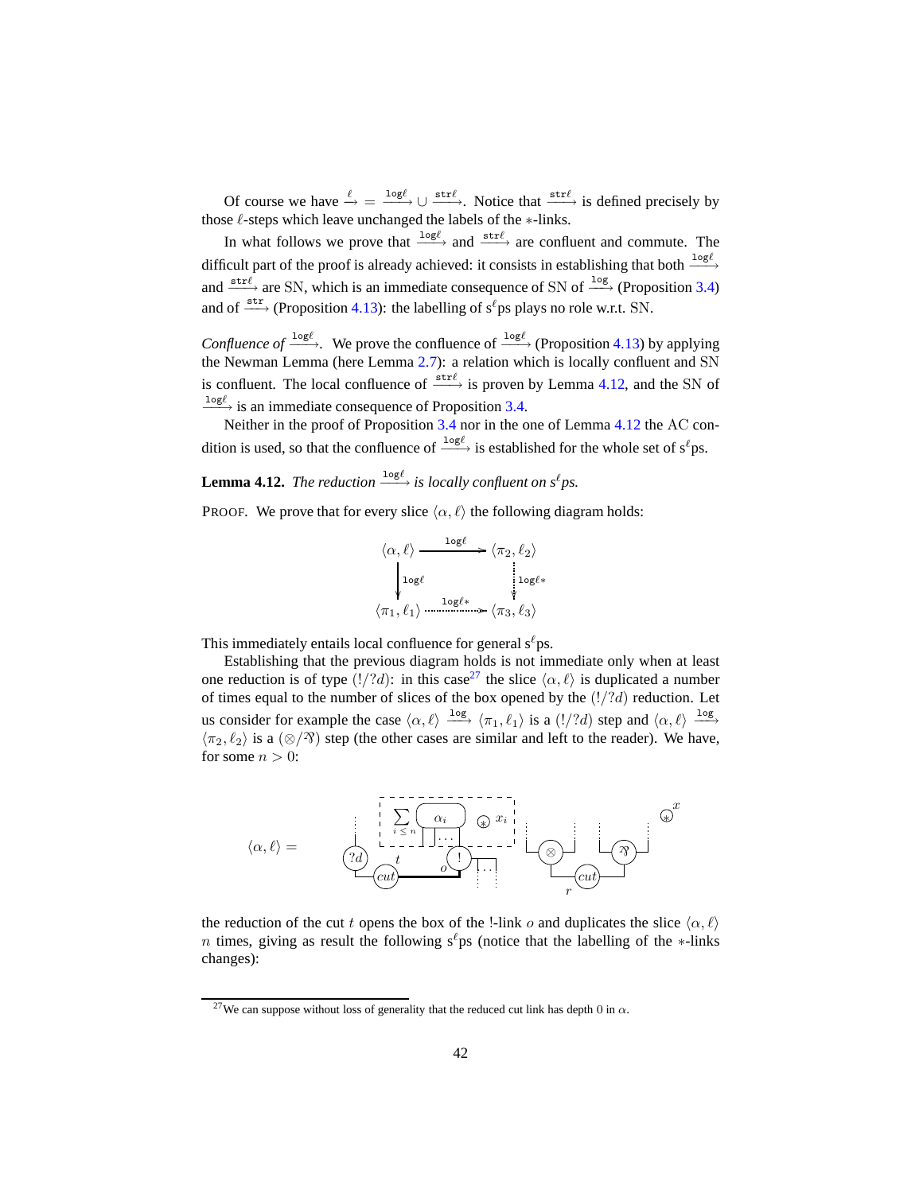Of course we have $\xrightarrow{\ell} = \xrightarrow{\mathtt{log}\ell} \cup \xrightarrow{\mathtt{str}\ell}$. Notice that $\xrightarrow{\mathtt{str}\ell}$ is defined precisely by those $\ell$-steps which leave unchanged the labels of the $*$-links.

In what follows we prove that $\xrightarrow{\mathtt{log}\ell}$ and $\xrightarrow{\mathtt{str}\ell}$ are confluent and commute. The difficult part of the proof is already achieved: it consists in establishing that both $\xrightarrow{\mathtt{log}\ell}$ and $\xrightarrow{\mathtt{str}\ell}$ are SN, which is an immediate consequence of SN of $\xrightarrow{\mathtt{log}}$ (Proposition 3.4) and of $\xrightarrow{\mathtt{str}}$ (Proposition 4.13): the labelling of $\mathrm{s}^\ell$ps plays no role w.r.t. SN.

*Confluence of* $\xrightarrow{\mathtt{log}\ell}$. We prove the confluence of $\xrightarrow{\mathtt{log}\ell}$ (Proposition 4.13) by applying the Newman Lemma (here Lemma 2.7): a relation which is locally confluent and SN is confluent. The local confluence of $\xrightarrow{\mathtt{str}\ell}$ is proven by Lemma 4.12, and the SN of $\xrightarrow{\mathtt{log}\ell}$ is an immediate consequence of Proposition 3.4.

Neither in the proof of Proposition 3.4 nor in the one of Lemma 4.12 the AC condition is used, so that the confluence of $\xrightarrow{\mathtt{log}\ell}$ is established for the whole set of $\mathrm{s}^\ell$ps.

**Lemma 4.12.** *The reduction* $\xrightarrow{\mathtt{log}\ell}$ *is locally confluent on* $\mathrm{s}^\ell$*ps.*

PROOF. We prove that for every slice $\langle \alpha, \ell \rangle$ the following diagram holds:

$$
\begin{array}{ccc}
\langle \alpha, \ell \rangle & \xrightarrow{\mathtt{log}\ell} & \langle \pi_2, \ell_2 \rangle \\
\downarrow{\scriptstyle \mathtt{log}\ell} & & \vdots{\scriptstyle \mathtt{log}\ell *} \\
\langle \pi_1, \ell_1 \rangle & \overset{\mathtt{log}\ell *}{\cdots\cdots\rightarrow} & \langle \pi_3, \ell_3 \rangle
\end{array}
$$

This immediately entails local confluence for general $\mathrm{s}^\ell$ps.

Establishing that the previous diagram holds is not immediate only when at least one reduction is of type $(!/?d)$: in this case[27] the slice $\langle \alpha, \ell \rangle$ is duplicated a number of times equal to the number of slices of the box opened by the $(!/?d)$ reduction. Let us consider for example the case $\langle \alpha, \ell \rangle \xrightarrow{\mathtt{log}} \langle \pi_1, \ell_1 \rangle$ is a $(!/?d)$ step and $\langle \alpha, \ell \rangle \xrightarrow{\mathtt{log}} \langle \pi_2, \ell_2 \rangle$ is a $(\otimes/\parr)$ step (the other cases are similar and left to the reader). We have, for some $n > 0$:

$\langle \alpha, \ell \rangle =$ [diagram: a $?d$-link and a $!$-link $o$ (box containing $\sum_{i \leq n} \alpha_i$ and $\circledast\, x_i$) connected by cut $t$; a $\otimes$-link and a $\parr$-link connected by cut $r$; a $\circledast$-link labelled $x$]

the reduction of the cut $t$ opens the box of the !-link $o$ and duplicates the slice $\langle \alpha, \ell \rangle$ $n$ times, giving as result the following $\mathrm{s}^\ell$ps (notice that the labelling of the $*$-links changes):

---

[27] We can suppose without loss of generality that the reduced cut link has depth 0 in $\alpha$.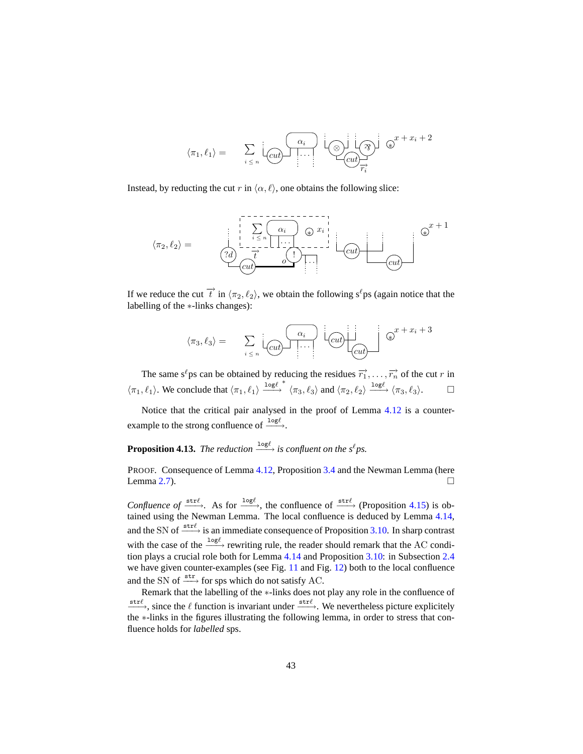$\langle \pi_1, \ell_1 \rangle = \sum_{i \leq n}$ [diagram] $\circledast^{x + x_i + 2}$

Instead, by reducting the cut $r$ in $\langle \alpha, \ell \rangle$, one obtains the following slice:

$\langle \pi_2, \ell_2 \rangle =$ [diagram] $\circledast^{x+1}$

If we reduce the cut $\overrightarrow{t}$ in $\langle \pi_2, \ell_2 \rangle$, we obtain the following s$^\ell$ps (again notice that the labelling of the $*$-links changes):

$\langle \pi_3, \ell_3 \rangle = \sum_{i \leq n}$ [diagram] $\circledast^{x + x_i + 3}$

The same s$^\ell$ps can be obtained by reducing the residues $\overrightarrow{r_1}, \ldots, \overrightarrow{r_n}$ of the cut $r$ in $\langle \pi_1, \ell_1 \rangle$. We conclude that $\langle \pi_1, \ell_1 \rangle \xrightarrow{\texttt{log}\ell}{}^{*} \langle \pi_3, \ell_3 \rangle$ and $\langle \pi_2, \ell_2 \rangle \xrightarrow{\texttt{log}\ell} \langle \pi_3, \ell_3 \rangle$. □

Notice that the critical pair analysed in the proof of Lemma 4.12 is a counter-example to the strong confluence of $\xrightarrow{\texttt{log}\ell}$.

**Proposition 4.13.** *The reduction* $\xrightarrow{\texttt{log}\ell}$ *is confluent on the s$^\ell$ps.*

PROOF. Consequence of Lemma 4.12, Proposition 3.4 and the Newman Lemma (here Lemma 2.7). □

*Confluence of* $\xrightarrow{\texttt{str}\ell}$. As for $\xrightarrow{\texttt{log}\ell}$, the confluence of $\xrightarrow{\texttt{str}\ell}$ (Proposition 4.15) is obtained using the Newman Lemma. The local confluence is deduced by Lemma 4.14, and the SN of $\xrightarrow{\texttt{str}\ell}$ is an immediate consequence of Proposition 3.10. In sharp contrast with the case of the $\xrightarrow{\texttt{log}\ell}$ rewriting rule, the reader should remark that the AC condition plays a crucial role both for Lemma 4.14 and Proposition 3.10: in Subsection 2.4 we have given counter-examples (see Fig. 11 and Fig. 12) both to the local confluence and the SN of $\xrightarrow{\texttt{str}}$ for sps which do not satisfy AC.

Remark that the labelling of the $*$-links does not play any role in the confluence of $\xrightarrow{\texttt{str}\ell}$, since the $\ell$ function is invariant under $\xrightarrow{\texttt{str}\ell}$. We nevertheless picture explicitely the $*$-links in the figures illustrating the following lemma, in order to stress that confluence holds for *labelled* sps.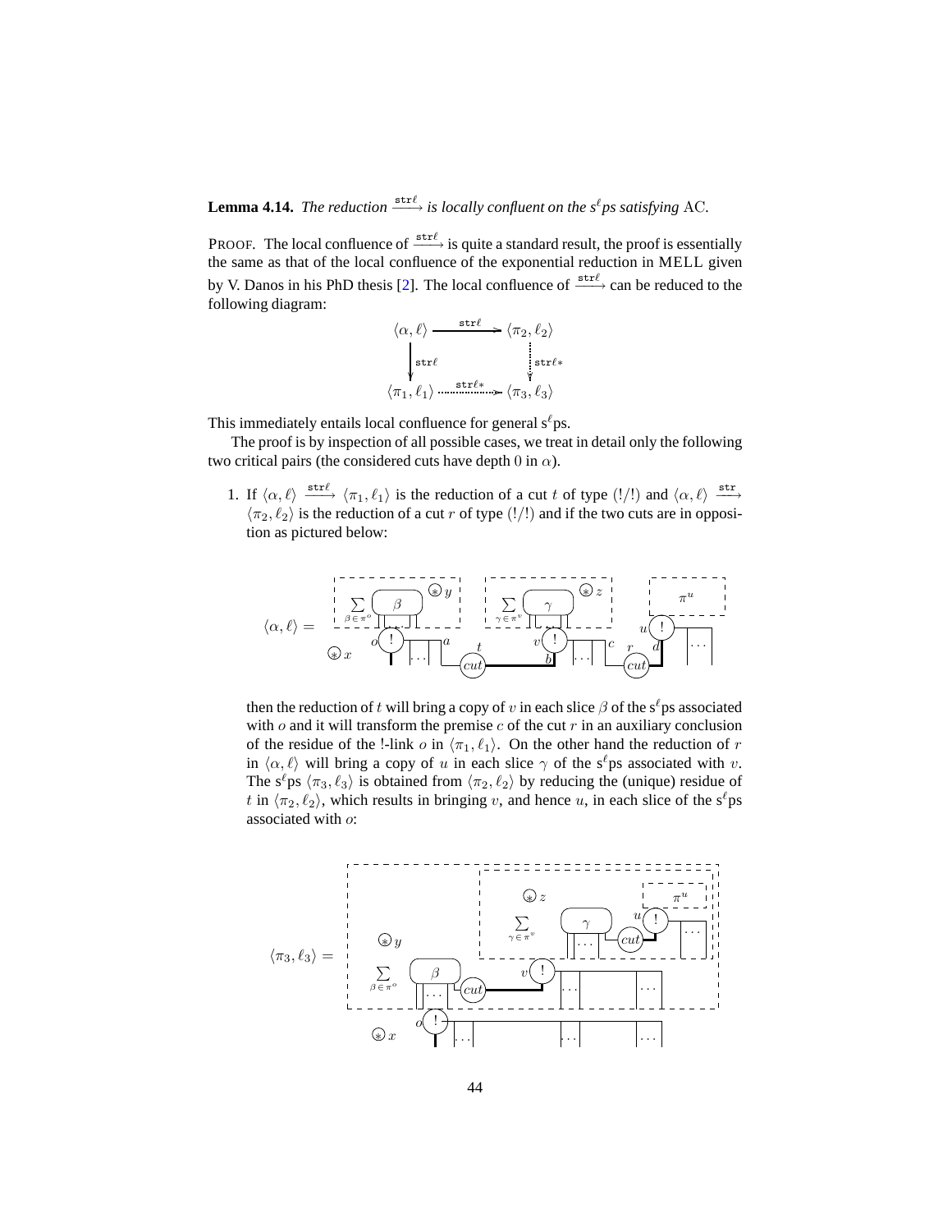**Lemma 4.14.** *The reduction $\xrightarrow{\mathtt{str}\ell}$ is locally confluent on the s$^\ell$ps satisfying* AC.

PROOF. The local confluence of $\xrightarrow{\mathtt{str}\ell}$ is quite a standard result, the proof is essentially the same as that of the local confluence of the exponential reduction in MELL given by V. Danos in his PhD thesis [2]. The local confluence of $\xrightarrow{\mathtt{str}\ell}$ can be reduced to the following diagram:

$$\begin{array}{ccc} \langle \alpha, \ell \rangle & \xrightarrow{\mathtt{str}\ell} & \langle \pi_2, \ell_2 \rangle \\ \downarrow \mathtt{str}\ell & & \vdots\ \mathtt{str}\ell* \\ \langle \pi_1, \ell_1 \rangle & \xrightarrow{\mathtt{str}\ell*} & \langle \pi_3, \ell_3 \rangle \end{array}$$

This immediately entails local confluence for general s$^\ell$ps.

The proof is by inspection of all possible cases, we treat in detail only the following two critical pairs (the considered cuts have depth $0$ in $\alpha$).

1. If $\langle \alpha, \ell \rangle \xrightarrow{\mathtt{str}\ell} \langle \pi_1, \ell_1 \rangle$ is the reduction of a cut $t$ of type $(!/!)$ and $\langle \alpha, \ell \rangle \xrightarrow{\mathtt{str}} \langle \pi_2, \ell_2 \rangle$ is the reduction of a cut $r$ of type $(!/!)$ and if the two cuts are in opposition as pictured below:

   then the reduction of $t$ will bring a copy of $v$ in each slice $\beta$ of the s$^\ell$ps associated with $o$ and it will transform the premise $c$ of the cut $r$ in an auxiliary conclusion of the residue of the !-link $o$ in $\langle \pi_1, \ell_1 \rangle$. On the other hand the reduction of $r$ in $\langle \alpha, \ell \rangle$ will bring a copy of $u$ in each slice $\gamma$ of the s$^\ell$ps associated with $v$. The s$^\ell$ps $\langle \pi_3, \ell_3 \rangle$ is obtained from $\langle \pi_2, \ell_2 \rangle$ by reducing the (unique) residue of $t$ in $\langle \pi_2, \ell_2 \rangle$, which results in bringing $v$, and hence $u$, in each slice of the s$^\ell$ps associated with $o$: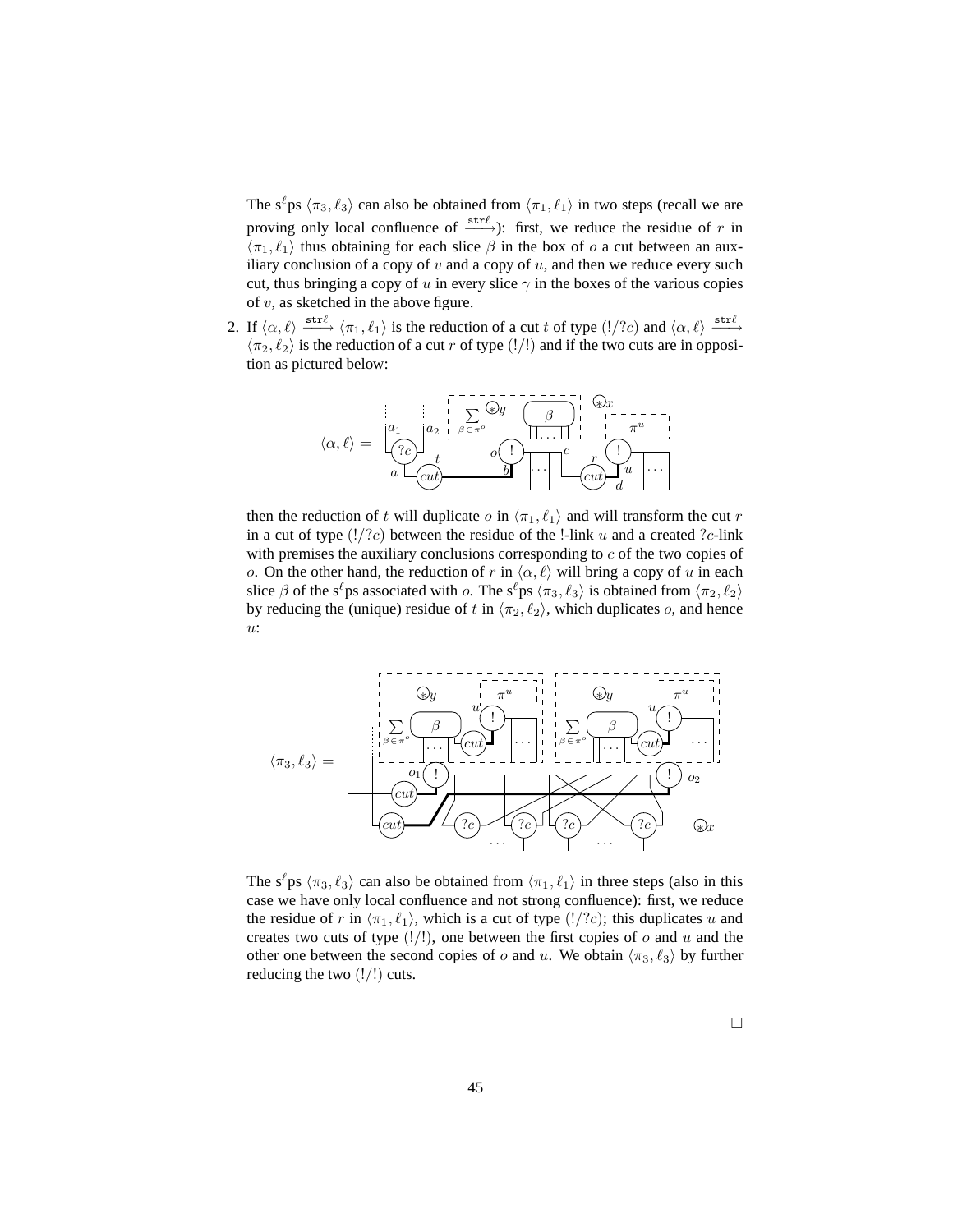The s$^\ell$ps $\langle \pi_3, \ell_3 \rangle$ can also be obtained from $\langle \pi_1, \ell_1 \rangle$ in two steps (recall we are proving only local confluence of $\xrightarrow{\mathtt{str}\ell}$): first, we reduce the residue of $r$ in $\langle \pi_1, \ell_1 \rangle$ thus obtaining for each slice $\beta$ in the box of $o$ a cut between an auxiliary conclusion of a copy of $v$ and a copy of $u$, and then we reduce every such cut, thus bringing a copy of $u$ in every slice $\gamma$ in the boxes of the various copies of $v$, as sketched in the above figure.

2. If $\langle \alpha, \ell \rangle \xrightarrow{\mathtt{str}\ell} \langle \pi_1, \ell_1 \rangle$ is the reduction of a cut $t$ of type $(!/?c)$ and $\langle \alpha, \ell \rangle \xrightarrow{\mathtt{str}\ell} \langle \pi_2, \ell_2 \rangle$ is the reduction of a cut $r$ of type $(!/!)$ and if the two cuts are in opposition as pictured below:

   then the reduction of $t$ will duplicate $o$ in $\langle \pi_1, \ell_1 \rangle$ and will transform the cut $r$ in a cut of type $(!/?c)$ between the residue of the !-link $u$ and a created $?c$-link with premises the auxiliary conclusions corresponding to $c$ of the two copies of $o$. On the other hand, the reduction of $r$ in $\langle \alpha, \ell \rangle$ will bring a copy of $u$ in each slice $\beta$ of the s$^\ell$ps associated with $o$. The s$^\ell$ps $\langle \pi_3, \ell_3 \rangle$ is obtained from $\langle \pi_2, \ell_2 \rangle$ by reducing the (unique) residue of $t$ in $\langle \pi_2, \ell_2 \rangle$, which duplicates $o$, and hence $u$:

   The s$^\ell$ps $\langle \pi_3, \ell_3 \rangle$ can also be obtained from $\langle \pi_1, \ell_1 \rangle$ in three steps (also in this case we have only local confluence and not strong confluence): first, we reduce the residue of $r$ in $\langle \pi_1, \ell_1 \rangle$, which is a cut of type $(!/?c)$; this duplicates $u$ and creates two cuts of type $(!/!)$, one between the first copies of $o$ and $u$ and the other one between the second copies of $o$ and $u$. We obtain $\langle \pi_3, \ell_3 \rangle$ by further reducing the two $(!/!)$ cuts.

□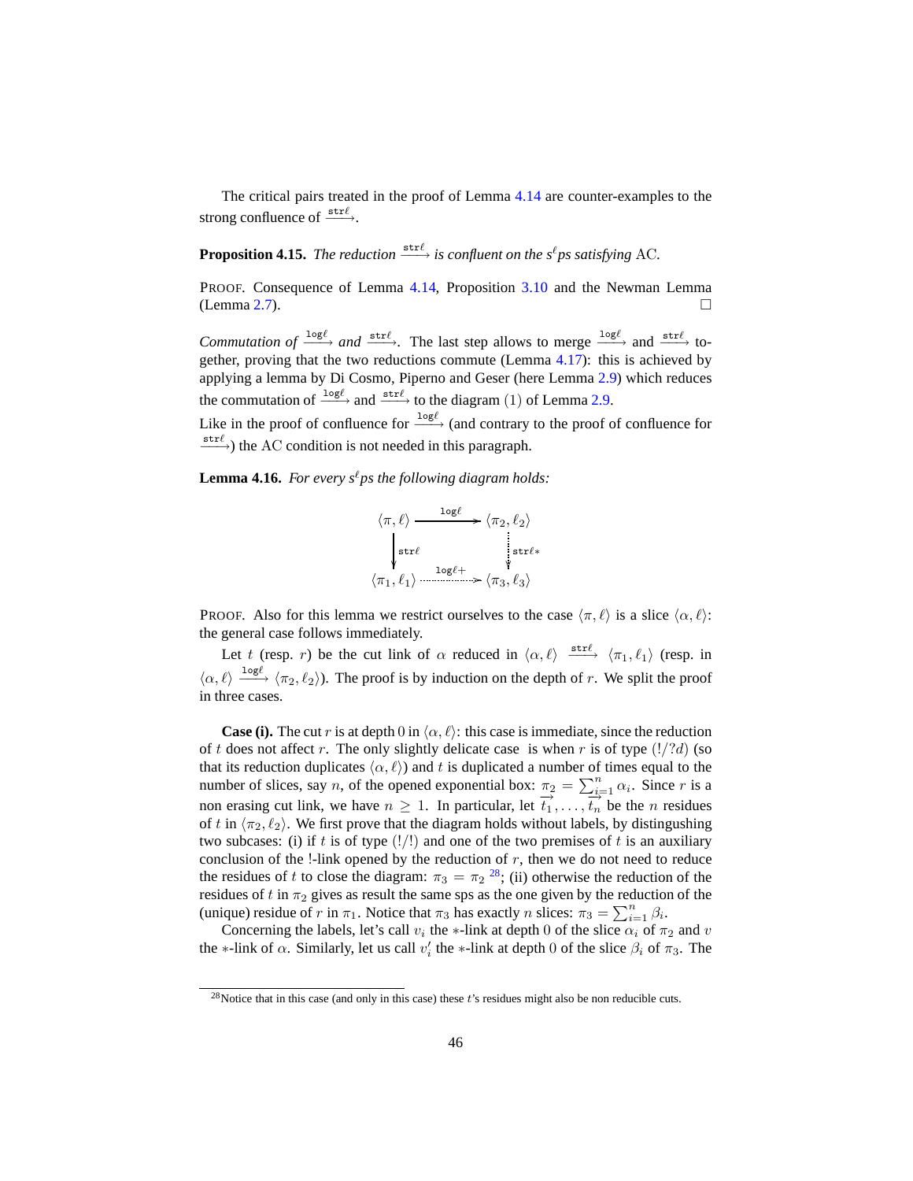The critical pairs treated in the proof of Lemma 4.14 are counter-examples to the strong confluence of $\xrightarrow{\mathtt{str}\ell}$.

**Proposition 4.15.** *The reduction* $\xrightarrow{\mathtt{str}\ell}$ *is confluent on the* $s^\ell$*ps satisfying* AC.

PROOF. Consequence of Lemma 4.14, Proposition 3.10 and the Newman Lemma (Lemma 2.7). □

*Commutation of* $\xrightarrow{\mathtt{log}\ell}$ *and* $\xrightarrow{\mathtt{str}\ell}$. The last step allows to merge $\xrightarrow{\mathtt{log}\ell}$ and $\xrightarrow{\mathtt{str}\ell}$ together, proving that the two reductions commute (Lemma 4.17): this is achieved by applying a lemma by Di Cosmo, Piperno and Geser (here Lemma 2.9) which reduces the commutation of $\xrightarrow{\mathtt{log}\ell}$ and $\xrightarrow{\mathtt{str}\ell}$ to the diagram (1) of Lemma 2.9.

Like in the proof of confluence for $\xrightarrow{\mathtt{log}\ell}$ (and contrary to the proof of confluence for $\xrightarrow{\mathtt{str}\ell}$) the AC condition is not needed in this paragraph.

**Lemma 4.16.** *For every* $s^\ell$*ps the following diagram holds:*

$$
\begin{array}{ccc}
\langle \pi, \ell \rangle & \xrightarrow{\mathtt{log}\ell} & \langle \pi_2, \ell_2 \rangle \\
\Big\downarrow {\scriptstyle \mathtt{str}\ell} & & \vdots\, {\scriptstyle \mathtt{str}\ell *} \\
\langle \pi_1, \ell_1 \rangle & \xrightarrow{\mathtt{log}\ell +} & \langle \pi_3, \ell_3 \rangle
\end{array}
$$

PROOF. Also for this lemma we restrict ourselves to the case $\langle \pi, \ell \rangle$ is a slice $\langle \alpha, \ell \rangle$: the general case follows immediately.

Let $t$ (resp. $r$) be the cut link of $\alpha$ reduced in $\langle \alpha, \ell \rangle \xrightarrow{\mathtt{str}\ell} \langle \pi_1, \ell_1 \rangle$ (resp. in $\langle \alpha, \ell \rangle \xrightarrow{\mathtt{log}\ell} \langle \pi_2, \ell_2 \rangle$). The proof is by induction on the depth of $r$. We split the proof in three cases.

**Case (i).** The cut $r$ is at depth 0 in $\langle \alpha, \ell \rangle$: this case is immediate, since the reduction of $t$ does not affect $r$. The only slightly delicate case is when $r$ is of type $(!/?d)$ (so that its reduction duplicates $\langle \alpha, \ell \rangle$) and $t$ is duplicated a number of times equal to the number of slices, say $n$, of the opened exponential box: $\pi_2 = \sum_{i=1}^{n} \alpha_i$. Since $r$ is a non erasing cut link, we have $n \geq 1$. In particular, let $\overrightarrow{t_1}, \ldots, \overrightarrow{t_n}$ be the $n$ residues of $t$ in $\langle \pi_2, \ell_2 \rangle$. We first prove that the diagram holds without labels, by distinguishing two subcases: (i) if $t$ is of type $(!/!)$ and one of the premises of $t$ is an auxiliary conclusion of the !-link opened by the reduction of $r$, then we do not need to reduce the residues of $t$ to close the diagram: $\pi_3 = \pi_2$ [28]; (ii) otherwise the reduction of the residues of $t$ in $\pi_2$ gives as result the same sps as the one given by the reduction of the (unique) residue of $r$ in $\pi_1$. Notice that $\pi_3$ has exactly $n$ slices: $\pi_3 = \sum_{i=1}^{n} \beta_i$.

Concerning the labels, let's call $v_i$ the $*$-link at depth 0 of the slice $\alpha_i$ of $\pi_2$ and $v$ the $*$-link of $\alpha$. Similarly, let us call $v_i'$ the $*$-link at depth 0 of the slice $\beta_i$ of $\pi_3$. The

[28] Notice that in this case (and only in this case) these $t$'s residues might also be non reducible cuts.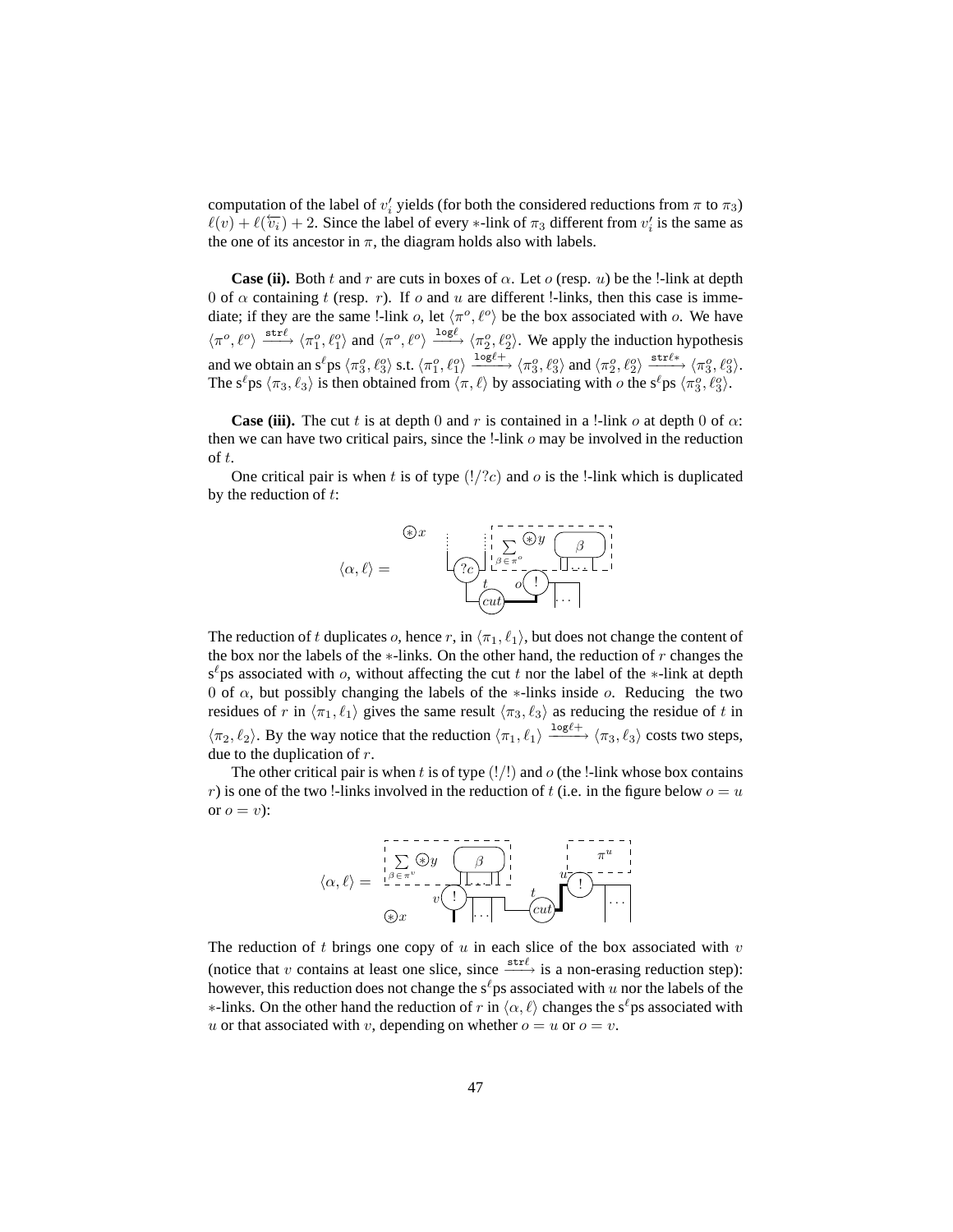computation of the label of $v_i'$ yields (for both the considered reductions from $\pi$ to $\pi_3$) $\ell(v) + \ell(\overleftarrow{v_i}) + 2$. Since the label of every $*$-link of $\pi_3$ different from $v_i'$ is the same as the one of its ancestor in $\pi$, the diagram holds also with labels.

**Case (ii).** Both $t$ and $r$ are cuts in boxes of $\alpha$. Let $o$ (resp. $u$) be the !-link at depth 0 of $\alpha$ containing $t$ (resp. $r$). If $o$ and $u$ are different !-links, then this case is immediate; if they are the same !-link $o$, let $\langle \pi^o, \ell^o \rangle$ be the box associated with $o$. We have $\langle \pi^o, \ell^o \rangle \xrightarrow{\mathtt{str}\ell} \langle \pi_1^o, \ell_1^o \rangle$ and $\langle \pi^o, \ell^o \rangle \xrightarrow{\mathtt{log}\ell} \langle \pi_2^o, \ell_2^o \rangle$. We apply the induction hypothesis and we obtain an s$^\ell$ps $\langle \pi_3^o, \ell_3^o \rangle$ s.t. $\langle \pi_1^o, \ell_1^o \rangle \xrightarrow{\mathtt{log}\ell+} \langle \pi_3^o, \ell_3^o \rangle$ and $\langle \pi_2^o, \ell_2^o \rangle \xrightarrow{\mathtt{str}\ell*} \langle \pi_3^o, \ell_3^o \rangle$. The s$^\ell$ps $\langle \pi_3, \ell_3 \rangle$ is then obtained from $\langle \pi, \ell \rangle$ by associating with $o$ the s$^\ell$ps $\langle \pi_3^o, \ell_3^o \rangle$.

**Case (iii).** The cut $t$ is at depth 0 and $r$ is contained in a !-link $o$ at depth 0 of $\alpha$: then we can have two critical pairs, since the !-link $o$ may be involved in the reduction of $t$.

One critical pair is when $t$ is of type $(!/?c)$ and $o$ is the !-link which is duplicated by the reduction of $t$:

$$\langle \alpha, \ell \rangle = $$

The reduction of $t$ duplicates $o$, hence $r$, in $\langle \pi_1, \ell_1 \rangle$, but does not change the content of the box nor the labels of the $*$-links. On the other hand, the reduction of $r$ changes the s$^\ell$ps associated with $o$, without affecting the cut $t$ nor the label of the $*$-link at depth 0 of $\alpha$, but possibly changing the labels of the $*$-links inside $o$. Reducing the two residues of $r$ in $\langle \pi_1, \ell_1 \rangle$ gives the same result $\langle \pi_3, \ell_3 \rangle$ as reducing the residue of $t$ in $\langle \pi_2, \ell_2 \rangle$. By the way notice that the reduction $\langle \pi_1, \ell_1 \rangle \xrightarrow{\mathtt{log}\ell+} \langle \pi_3, \ell_3 \rangle$ costs two steps, due to the duplication of $r$.

The other critical pair is when $t$ is of type $(!/!)$ and $o$ (the !-link whose box contains $r$) is one of the two !-links involved in the reduction of $t$ (i.e. in the figure below $o = u$ or $o = v$):

$$\langle \alpha, \ell \rangle = $$

The reduction of $t$ brings one copy of $u$ in each slice of the box associated with $v$ (notice that $v$ contains at least one slice, since $\xrightarrow{\mathtt{str}\ell}$ is a non-erasing reduction step): however, this reduction does not change the s$^\ell$ps associated with $u$ nor the labels of the $*$-links. On the other hand the reduction of $r$ in $\langle \alpha, \ell \rangle$ changes the s$^\ell$ps associated with $u$ or that associated with $v$, depending on whether $o = u$ or $o = v$.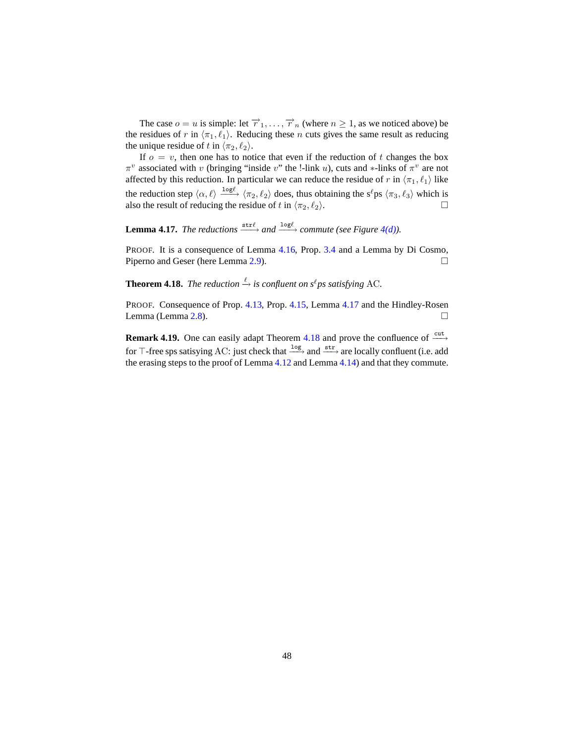The case $o = u$ is simple: let $\overrightarrow{r}_1, \ldots, \overrightarrow{r}_n$ (where $n \geq 1$, as we noticed above) be the residues of $r$ in $\langle \pi_1, \ell_1 \rangle$. Reducing these $n$ cuts gives the same result as reducing the unique residue of $t$ in $\langle \pi_2, \ell_2 \rangle$.

If $o = v$, then one has to notice that even if the reduction of $t$ changes the box $\pi^v$ associated with $v$ (bringing "inside $v$" the !-link $u$), cuts and $*$-links of $\pi^v$ are not affected by this reduction. In particular we can reduce the residue of $r$ in $\langle \pi_1, \ell_1 \rangle$ like the reduction step $\langle \alpha, \ell \rangle \xrightarrow{\texttt{log}\ell} \langle \pi_2, \ell_2 \rangle$ does, thus obtaining the s$^\ell$ps $\langle \pi_3, \ell_3 \rangle$ which is also the result of reducing the residue of $t$ in $\langle \pi_2, \ell_2 \rangle$. $\square$

**Lemma 4.17.** *The reductions* $\xrightarrow{\texttt{str}\ell}$ *and* $\xrightarrow{\texttt{log}\ell}$ *commute (see Figure 4(d)).*

PROOF. It is a consequence of Lemma 4.16, Prop. 3.4 and a Lemma by Di Cosmo, Piperno and Geser (here Lemma 2.9). $\square$

**Theorem 4.18.** *The reduction* $\xrightarrow{\ell}$ *is confluent on s*$^\ell$*ps satisfying* AC.

PROOF. Consequence of Prop. 4.13, Prop. 4.15, Lemma 4.17 and the Hindley-Rosen Lemma (Lemma 2.8). $\square$

**Remark 4.19.** One can easily adapt Theorem 4.18 and prove the confluence of $\xrightarrow{\texttt{cut}}$ for $\top$-free sps satisying AC: just check that $\xrightarrow{\texttt{log}}$ and $\xrightarrow{\texttt{str}}$ are locally confluent (i.e. add the erasing steps to the proof of Lemma 4.12 and Lemma 4.14) and that they commute.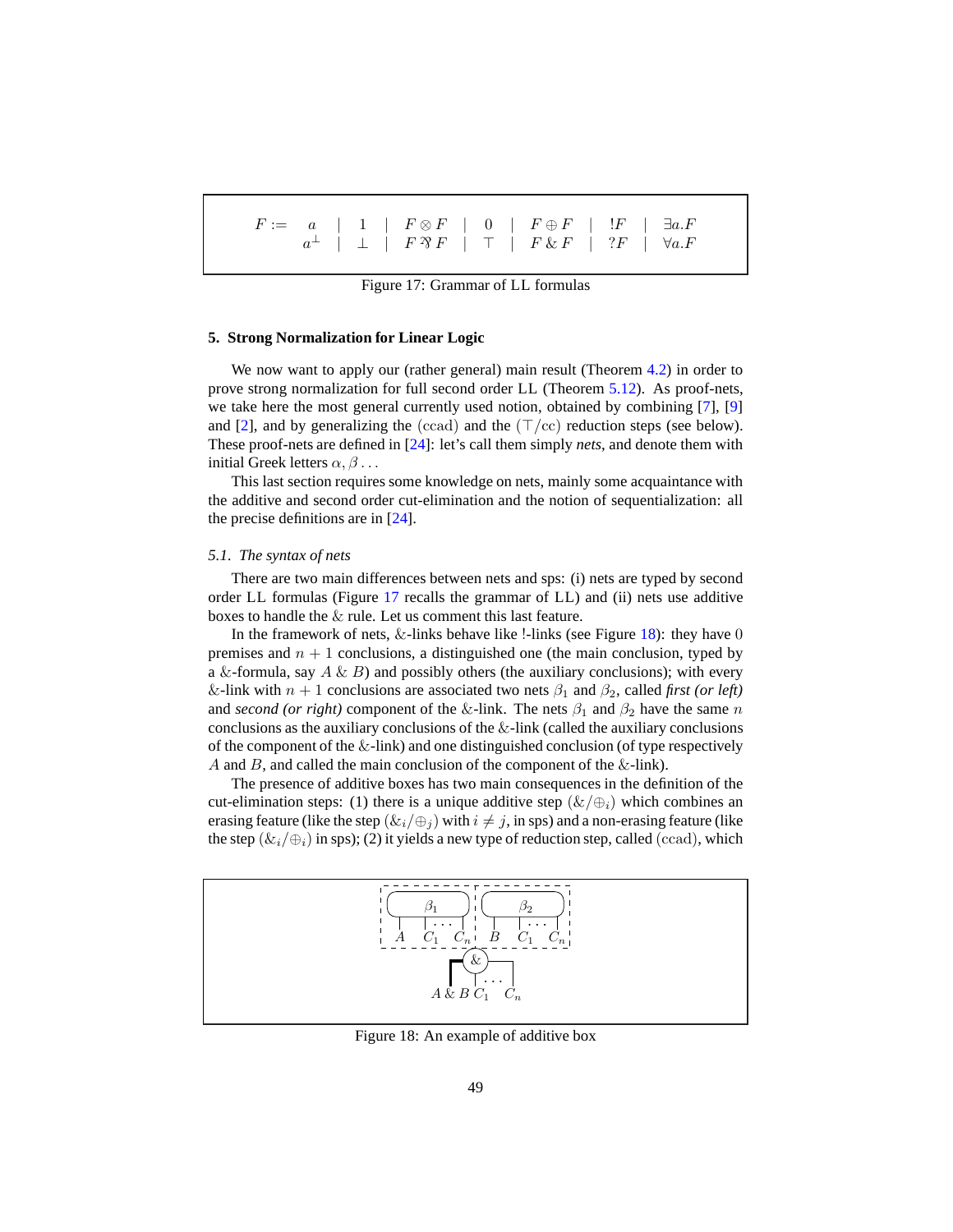$$F := \begin{array}{cccccccccccccc} a & \mid & 1 & \mid & F \otimes F & \mid & 0 & \mid & F \oplus F & \mid & !F & \mid & \exists a.F \\ a^{\perp} & \mid & \perp & \mid & F \parr F & \mid & \top & \mid & F \,\&\, F & \mid & ?F & \mid & \forall a.F \end{array}$$

Figure 17: Grammar of LL formulas

### 5. Strong Normalization for Linear Logic

We now want to apply our (rather general) main result (Theorem 4.2) in order to prove strong normalization for full second order LL (Theorem 5.12). As proof-nets, we take here the most general currently used notion, obtained by combining [7], [9] and [2], and by generalizing the $(\mathrm{ccad})$ and the $(\top/\mathrm{cc})$ reduction steps (see below). These proof-nets are defined in [24]: let's call them simply *nets*, and denote them with initial Greek letters $\alpha, \beta \ldots$

This last section requires some knowledge on nets, mainly some acquaintance with the additive and second order cut-elimination and the notion of sequentialization: all the precise definitions are in [24].

#### *5.1. The syntax of nets*

There are two main differences between nets and sps: (i) nets are typed by second order LL formulas (Figure 17 recalls the grammar of LL) and (ii) nets use additive boxes to handle the $\&$ rule. Let us comment this last feature.

In the framework of nets, $\&$-links behave like !-links (see Figure 18): they have $0$ premises and $n+1$ conclusions, a distinguished one (the main conclusion, typed by a $\&$-formula, say $A \,\&\, B$) and possibly others (the auxiliary conclusions); with every $\&$-link with $n+1$ conclusions are associated two nets $\beta_1$ and $\beta_2$, called *first (or left)* and *second (or right)* component of the $\&$-link. The nets $\beta_1$ and $\beta_2$ have the same $n$ conclusions as the auxiliary conclusions of the $\&$-link (called the auxiliary conclusions of the component of the $\&$-link) and one distinguished conclusion (of type respectively $A$ and $B$, and called the main conclusion of the component of the $\&$-link).

The presence of additive boxes has two main consequences in the definition of the cut-elimination steps: (1) there is a unique additive step $(\&/\oplus_i)$ which combines an erasing feature (like the step $(\&_i/\oplus_j)$ with $i \neq j$, in sps) and a non-erasing feature (like the step $(\&_i/\oplus_i)$ in sps); (2) it yields a new type of reduction step, called $(\mathrm{ccad})$, which

Figure 18: An example of additive box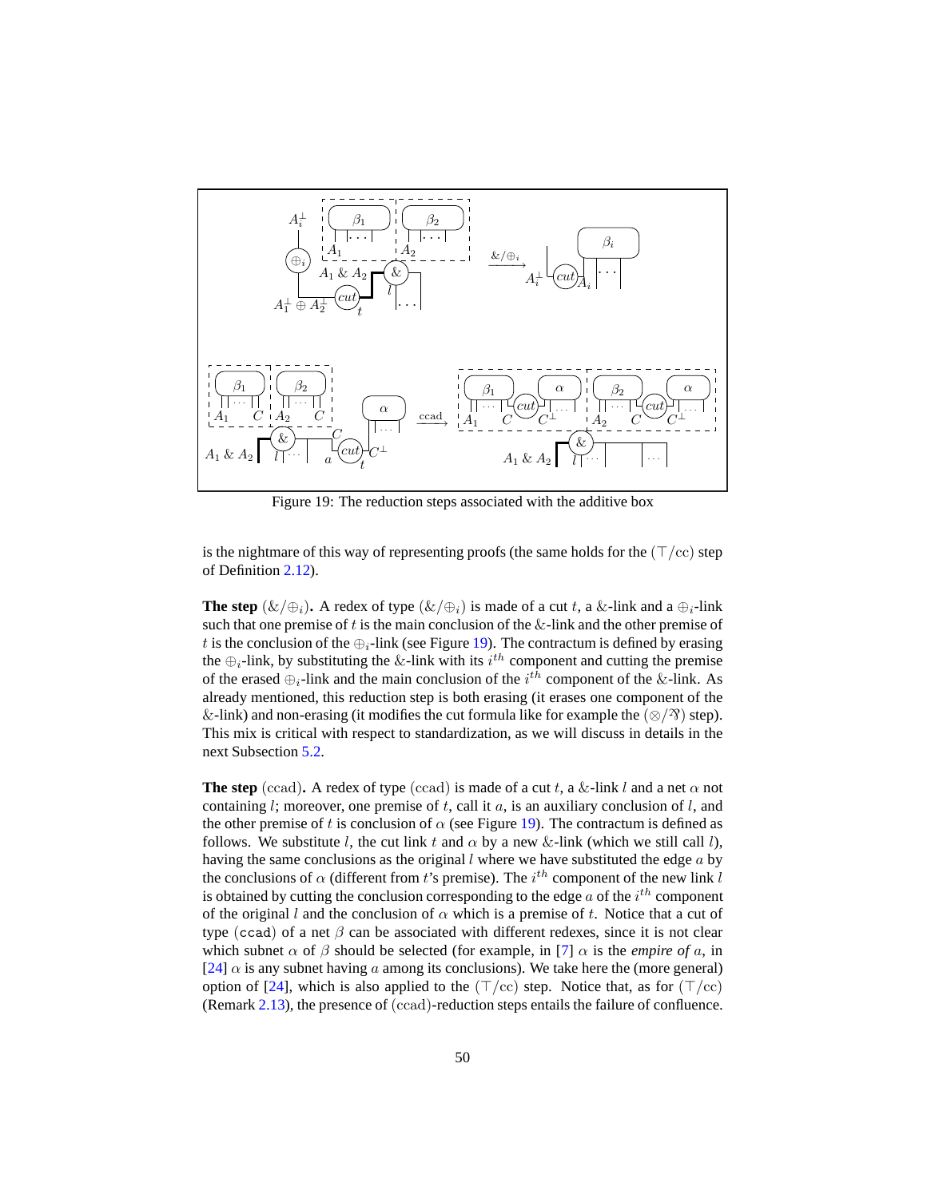Figure 19: The reduction steps associated with the additive box

is the nightmare of this way of representing proofs (the same holds for the $(\top/\mathrm{cc})$ step of Definition 2.12).

**The step** $(\&/\oplus_i)$**.** A redex of type $(\&/\oplus_i)$ is made of a cut $t$, a $\&$-link and a $\oplus_i$-link such that one premise of $t$ is the main conclusion of the $\&$-link and the other premise of $t$ is the conclusion of the $\oplus_i$-link (see Figure 19). The contractum is defined by erasing the $\oplus_i$-link, by substituting the $\&$-link with its $i^{th}$ component and cutting the premise of the erased $\oplus_i$-link and the main conclusion of the $i^{th}$ component of the $\&$-link. As already mentioned, this reduction step is both erasing (it erases one component of the $\&$-link) and non-erasing (it modifies the cut formula like for example the $(\otimes/\mathbin{\rotatebox[origin=c]{180}{\&}})$ step). This mix is critical with respect to standardization, as we will discuss in details in the next Subsection 5.2.

**The step** $(\mathrm{ccad})$**.** A redex of type $(\mathrm{ccad})$ is made of a cut $t$, a $\&$-link $l$ and a net $\alpha$ not containing $l$; moreover, one premise of $t$, call it $a$, is an auxiliary conclusion of $l$, and the other premise of $t$ is conclusion of $\alpha$ (see Figure 19). The contractum is defined as follows. We substitute $l$, the cut link $t$ and $\alpha$ by a new $\&$-link (which we still call $l$), having the same conclusions as the original $l$ where we have substituted the edge $a$ by the conclusions of $\alpha$ (different from $t$'s premise). The $i^{th}$ component of the new link $l$ is obtained by cutting the conclusion corresponding to the edge $a$ of the $i^{th}$ component of the original $l$ and the conclusion of $\alpha$ which is a premise of $t$. Notice that a cut of type $(\mathtt{ccad})$ of a net $\beta$ can be associated with different redexes, since it is not clear which subnet $\alpha$ of $\beta$ should be selected (for example, in [7] $\alpha$ is the *empire of* $a$, in [24] $\alpha$ is any subnet having $a$ among its conclusions). We take here the (more general) option of [24], which is also applied to the $(\top/\mathrm{cc})$ step. Notice that, as for $(\top/\mathrm{cc})$ (Remark 2.13), the presence of $(\mathrm{ccad})$-reduction steps entails the failure of confluence.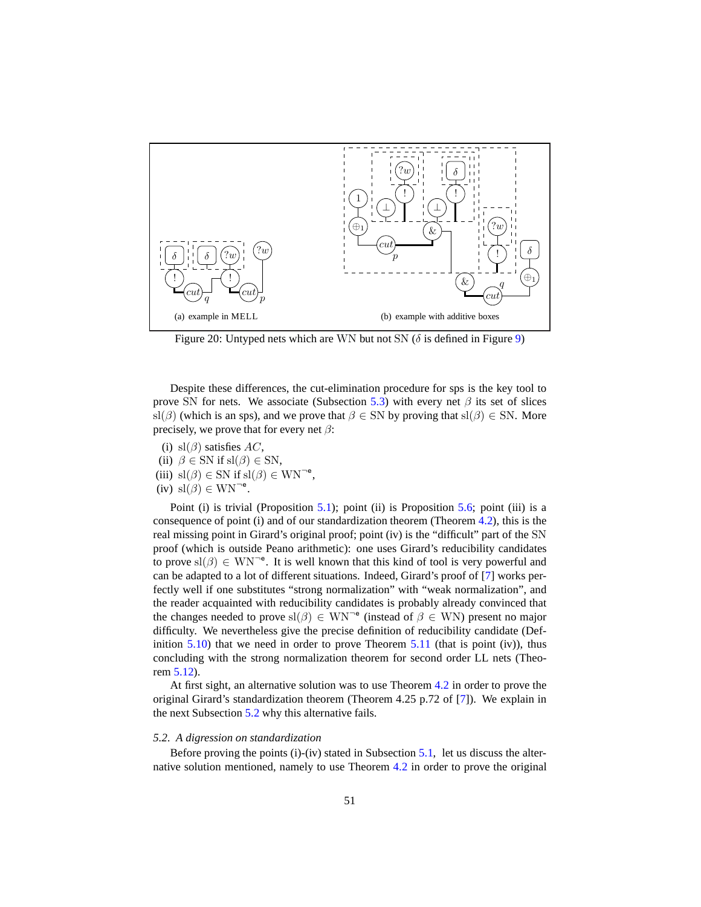(a) example in MELL

(b) example with additive boxes

Figure 20: Untyped nets which are WN but not SN ($\delta$ is defined in Figure 9)

Despite these differences, the cut-elimination procedure for sps is the key tool to prove SN for nets. We associate (Subsection 5.3) with every net $\beta$ its set of slices $\mathrm{sl}(\beta)$ (which is an sps), and we prove that $\beta \in \mathrm{SN}$ by proving that $\mathrm{sl}(\beta) \in \mathrm{SN}$. More precisely, we prove that for every net $\beta$:

(i) $\mathrm{sl}(\beta)$ satisfies $AC$,
(ii) $\beta \in \mathrm{SN}$ if $\mathrm{sl}(\beta) \in \mathrm{SN}$,
(iii) $\mathrm{sl}(\beta) \in \mathrm{SN}$ if $\mathrm{sl}(\beta) \in \mathrm{WN}^{\neg e}$,
(iv) $\mathrm{sl}(\beta) \in \mathrm{WN}^{\neg e}$.

Point (i) is trivial (Proposition 5.1); point (ii) is Proposition 5.6; point (iii) is a consequence of point (i) and of our standardization theorem (Theorem 4.2), this is the real missing point in Girard's original proof; point (iv) is the "difficult" part of the SN proof (which is outside Peano arithmetic): one uses Girard's reducibility candidates to prove $\mathrm{sl}(\beta) \in \mathrm{WN}^{\neg e}$. It is well known that this kind of tool is very powerful and can be adapted to a lot of different situations. Indeed, Girard's proof of [7] works perfectly well if one substitutes "strong normalization" with "weak normalization", and the reader acquainted with reducibility candidates is probably already convinced that the changes needed to prove $\mathrm{sl}(\beta) \in \mathrm{WN}^{\neg e}$ (instead of $\beta \in \mathrm{WN}$) present no major difficulty. We nevertheless give the precise definition of reducibility candidate (Definition 5.10) that we need in order to prove Theorem 5.11 (that is point (iv)), thus concluding with the strong normalization theorem for second order LL nets (Theorem 5.12).

At first sight, an alternative solution was to use Theorem 4.2 in order to prove the original Girard's standardization theorem (Theorem 4.25 p.72 of [7]). We explain in the next Subsection 5.2 why this alternative fails.

### 5.2. A digression on standardization

Before proving the points (i)-(iv) stated in Subsection 5.1, let us discuss the alternative solution mentioned, namely to use Theorem 4.2 in order to prove the original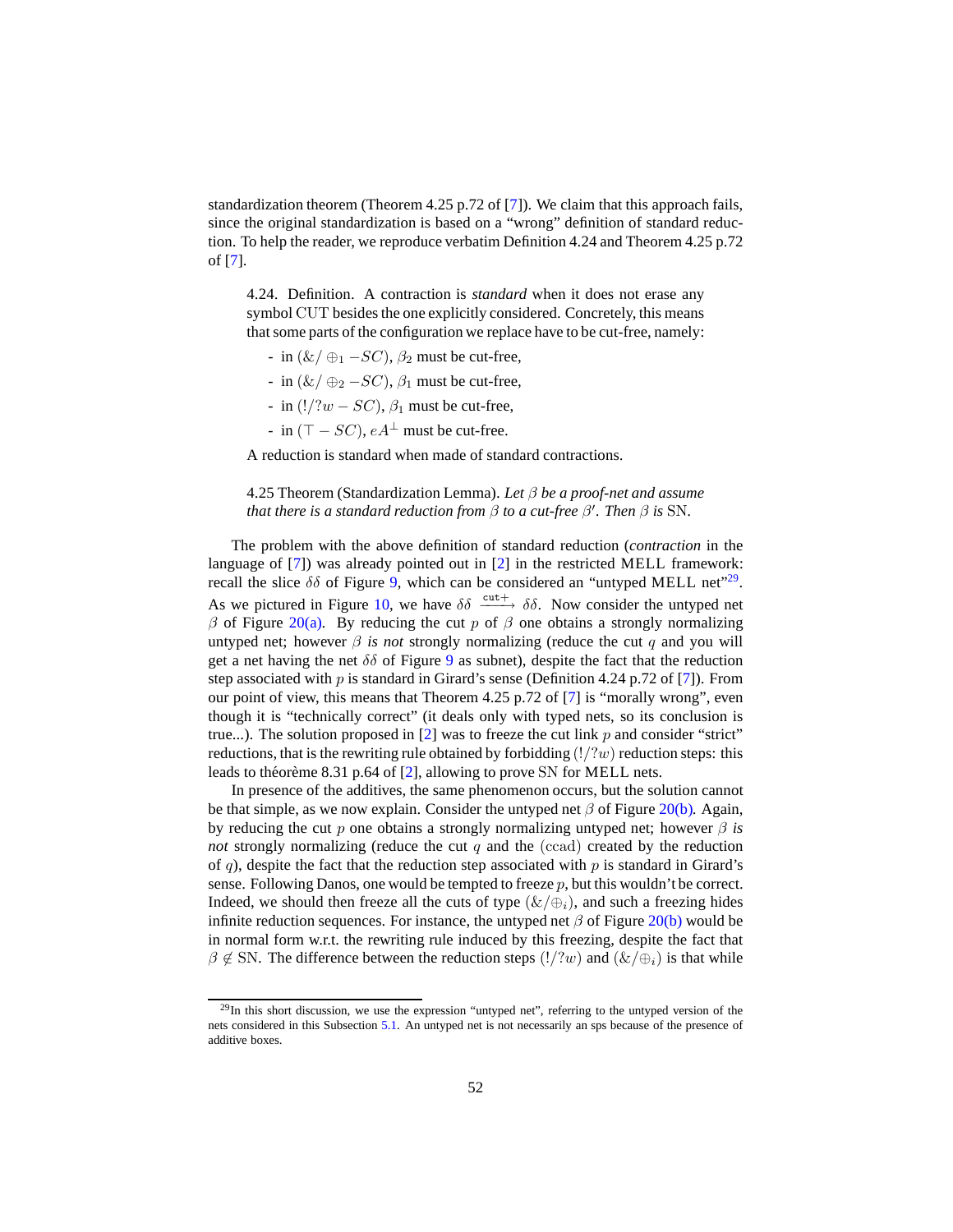standardization theorem (Theorem 4.25 p.72 of [7]). We claim that this approach fails, since the original standardization is based on a "wrong" definition of standard reduction. To help the reader, we reproduce verbatim Definition 4.24 and Theorem 4.25 p.72 of [7].

> 4.24. Definition. A contraction is *standard* when it does not erase any symbol CUT besides the one explicitly considered. Concretely, this means that some parts of the configuration we replace have to be cut-free, namely:
>
> - in $(\&/\oplus_1 - SC)$, $\beta_2$ must be cut-free,
> - in $(\&/\oplus_2 - SC)$, $\beta_1$ must be cut-free,
> - in $(!/?w - SC)$, $\beta_1$ must be cut-free,
> - in $(\top - SC)$, $eA^\perp$ must be cut-free.
>
> A reduction is standard when made of standard contractions.
>
> 4.25 Theorem (Standardization Lemma). *Let $\beta$ be a proof-net and assume that there is a standard reduction from $\beta$ to a cut-free $\beta'$. Then $\beta$ is* SN.

The problem with the above definition of standard reduction (*contraction* in the language of [7]) was already pointed out in [2] in the restricted MELL framework: recall the slice $\delta\delta$ of Figure 9, which can be considered an "untyped MELL net"[29]. As we pictured in Figure 10, we have $\delta\delta \xrightarrow{\texttt{cut+}} \delta\delta$. Now consider the untyped net $\beta$ of Figure 20(a). By reducing the cut $p$ of $\beta$ one obtains a strongly normalizing untyped net; however $\beta$ *is not* strongly normalizing (reduce the cut $q$ and you will get a net having the net $\delta\delta$ of Figure 9 as subnet), despite the fact that the reduction step associated with $p$ is standard in Girard's sense (Definition 4.24 p.72 of [7]). From our point of view, this means that Theorem 4.25 p.72 of [7] is "morally wrong", even though it is "technically correct" (it deals only with typed nets, so its conclusion is true...). The solution proposed in [2] was to freeze the cut link $p$ and consider "strict" reductions, that is the rewriting rule obtained by forbidding $(!/?w)$ reduction steps: this leads to théorème 8.31 p.64 of [2], allowing to prove SN for MELL nets.

In presence of the additives, the same phenomenon occurs, but the solution cannot be that simple, as we now explain. Consider the untyped net $\beta$ of Figure 20(b). Again, by reducing the cut $p$ one obtains a strongly normalizing untyped net; however $\beta$ *is not* strongly normalizing (reduce the cut $q$ and the $(\mathrm{ccad})$ created by the reduction of $q$), despite the fact that the reduction step associated with $p$ is standard in Girard's sense. Following Danos, one would be tempted to freeze $p$, but this wouldn't be correct. Indeed, we should then freeze all the cuts of type $(\&/\oplus_i)$, and such a freezing hides infinite reduction sequences. For instance, the untyped net $\beta$ of Figure 20(b) would be in normal form w.r.t. the rewriting rule induced by this freezing, despite the fact that $\beta \notin$ SN. The difference between the reduction steps $(!/?w)$ and $(\&/\oplus_i)$ is that while

[29] In this short discussion, we use the expression "untyped net", referring to the untyped version of the nets considered in this Subsection 5.1. An untyped net is not necessarily an sps because of the presence of additive boxes.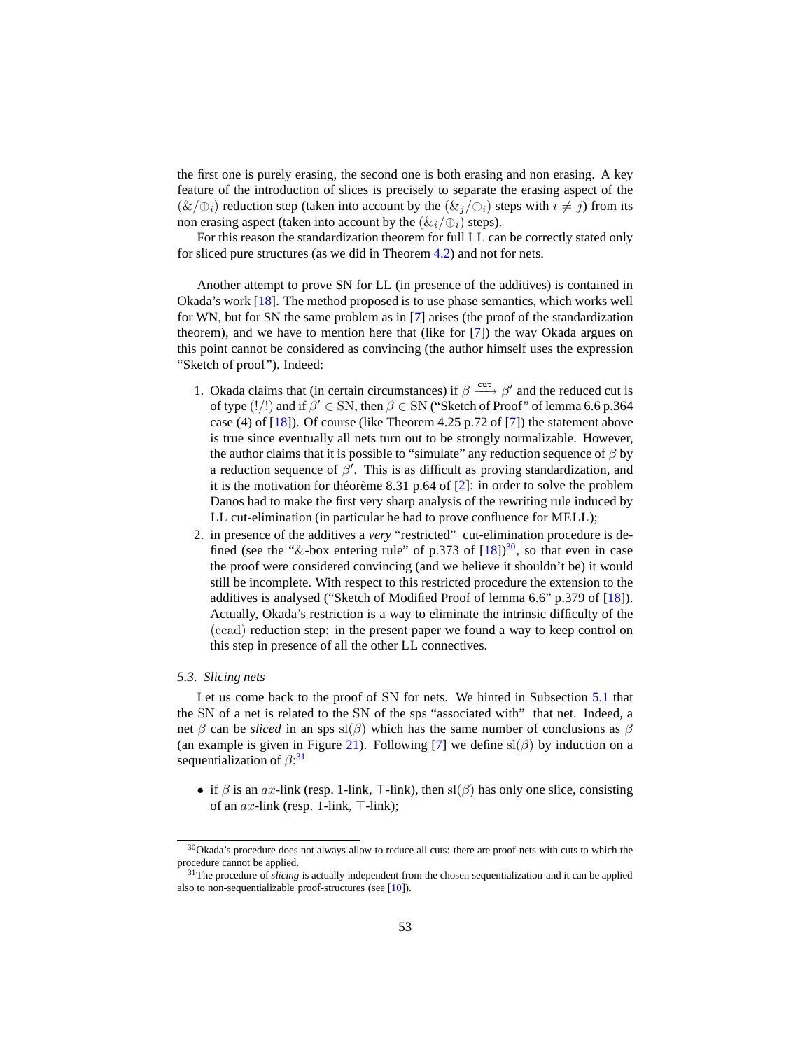the first one is purely erasing, the second one is both erasing and non erasing. A key feature of the introduction of slices is precisely to separate the erasing aspect of the $(\&/\oplus_i)$ reduction step (taken into account by the $(\&_j/\oplus_i)$ steps with $i \neq j$) from its non erasing aspect (taken into account by the $(\&_i/\oplus_i)$ steps).

For this reason the standardization theorem for full LL can be correctly stated only for sliced pure structures (as we did in Theorem 4.2) and not for nets.

Another attempt to prove SN for LL (in presence of the additives) is contained in Okada's work [18]. The method proposed is to use phase semantics, which works well for WN, but for SN the same problem as in [7] arises (the proof of the standardization theorem), and we have to mention here that (like for [7]) the way Okada argues on this point cannot be considered as convincing (the author himself uses the expression "Sketch of proof"). Indeed:

1. Okada claims that (in certain circumstances) if $\beta \xrightarrow{\texttt{cut}} \beta'$ and the reduced cut is of type $(!/!)$ and if $\beta' \in \mathrm{SN}$, then $\beta \in \mathrm{SN}$ ("Sketch of Proof" of lemma 6.6 p.364 case (4) of [18]). Of course (like Theorem 4.25 p.72 of [7]) the statement above is true since eventually all nets turn out to be strongly normalizable. However, the author claims that it is possible to "simulate" any reduction sequence of $\beta$ by a reduction sequence of $\beta'$. This is as difficult as proving standardization, and it is the motivation for théorème 8.31 p.64 of [2]: in order to solve the problem Danos had to make the first very sharp analysis of the rewriting rule induced by LL cut-elimination (in particular he had to prove confluence for MELL);
2. in presence of the additives a *very* "restricted" cut-elimination procedure is defined (see the "$\&$-box entering rule" of p.373 of [18])[30], so that even in case the proof were considered convincing (and we believe it shouldn't be) it would still be incomplete. With respect to this restricted procedure the extension to the additives is analysed ("Sketch of Modified Proof of lemma 6.6" p.379 of [18]). Actually, Okada's restriction is a way to eliminate the intrinsic difficulty of the $(\mathrm{ccad})$ reduction step: in the present paper we found a way to keep control on this step in presence of all the other LL connectives.

### 5.3. Slicing nets

Let us come back to the proof of SN for nets. We hinted in Subsection 5.1 that the SN of a net is related to the SN of the sps "associated with" that net. Indeed, a net $\beta$ can be *sliced* in an sps $\mathrm{sl}(\beta)$ which has the same number of conclusions as $\beta$ (an example is given in Figure 21). Following [7] we define $\mathrm{sl}(\beta)$ by induction on a sequentialization of $\beta$:[31]

- if $\beta$ is an $ax$-link (resp. 1-link, $\top$-link), then $\mathrm{sl}(\beta)$ has only one slice, consisting of an $ax$-link (resp. 1-link, $\top$-link);

---

[30] Okada's procedure does not always allow to reduce all cuts: there are proof-nets with cuts to which the procedure cannot be applied.

[31] The procedure of *slicing* is actually independent from the chosen sequentialization and it can be applied also to non-sequentializable proof-structures (see [10]).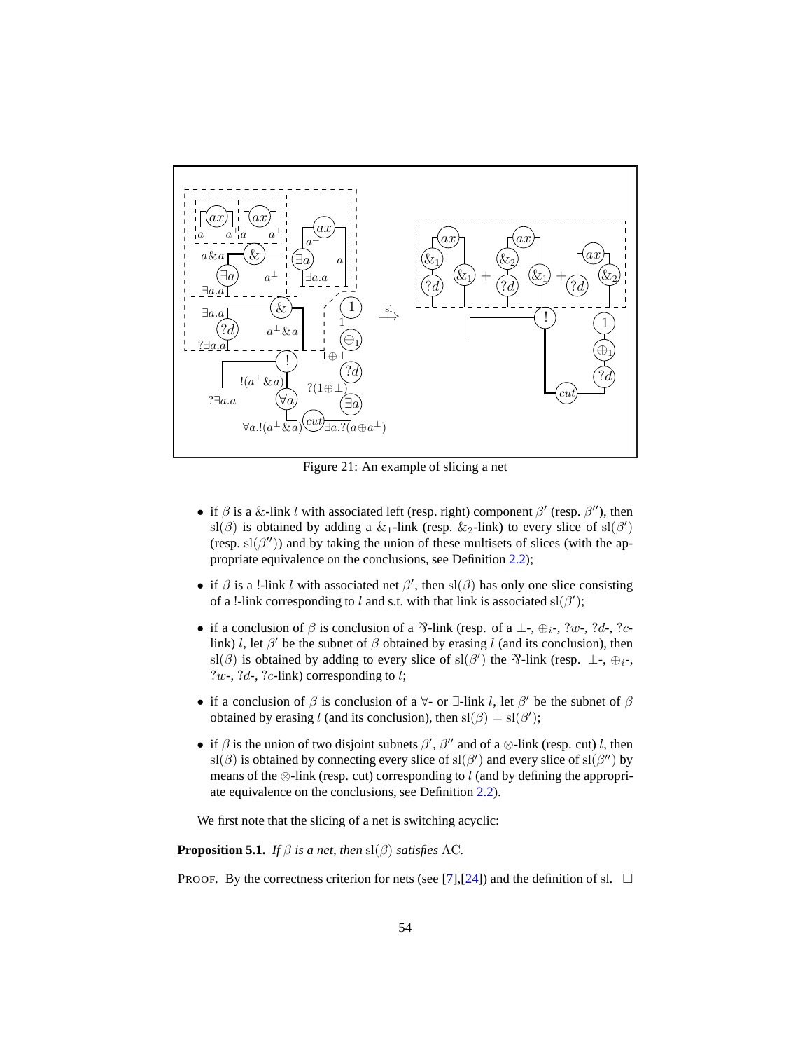Figure 21: An example of slicing a net

- if $\beta$ is a $\&$-link $l$ with associated left (resp. right) component $\beta'$ (resp. $\beta''$), then $\mathrm{sl}(\beta)$ is obtained by adding a $\&_1$-link (resp. $\&_2$-link) to every slice of $\mathrm{sl}(\beta')$ (resp. $\mathrm{sl}(\beta'')$) and by taking the union of these multisets of slices (with the appropriate equivalence on the conclusions, see Definition 2.2);
- if $\beta$ is a !-link $l$ with associated net $\beta'$, then $\mathrm{sl}(\beta)$ has only one slice consisting of a !-link corresponding to $l$ and s.t. with that link is associated $\mathrm{sl}(\beta')$;
- if a conclusion of $\beta$ is conclusion of a $⅋$-link (resp. of a $\bot$-, $\oplus_i$-, $?w$-, $?d$-, $?c$-link) $l$, let $\beta'$ be the subnet of $\beta$ obtained by erasing $l$ (and its conclusion), then $\mathrm{sl}(\beta)$ is obtained by adding to every slice of $\mathrm{sl}(\beta')$ the $⅋$-link (resp. $\bot$-, $\oplus_i$-, $?w$-, $?d$-, $?c$-link) corresponding to $l$;
- if a conclusion of $\beta$ is conclusion of a $\forall$- or $\exists$-link $l$, let $\beta'$ be the subnet of $\beta$ obtained by erasing $l$ (and its conclusion), then $\mathrm{sl}(\beta) = \mathrm{sl}(\beta')$;
- if $\beta$ is the union of two disjoint subnets $\beta'$, $\beta''$ and of a $\otimes$-link (resp. cut) $l$, then $\mathrm{sl}(\beta)$ is obtained by connecting every slice of $\mathrm{sl}(\beta')$ and every slice of $\mathrm{sl}(\beta'')$ by means of the $\otimes$-link (resp. cut) corresponding to $l$ (and by defining the appropriate equivalence on the conclusions, see Definition 2.2).

We first note that the slicing of a net is switching acyclic:

**Proposition 5.1.** *If $\beta$ is a net, then $\mathrm{sl}(\beta)$ satisfies* AC*.*

PROOF. By the correctness criterion for nets (see [7],[24]) and the definition of sl. $\square$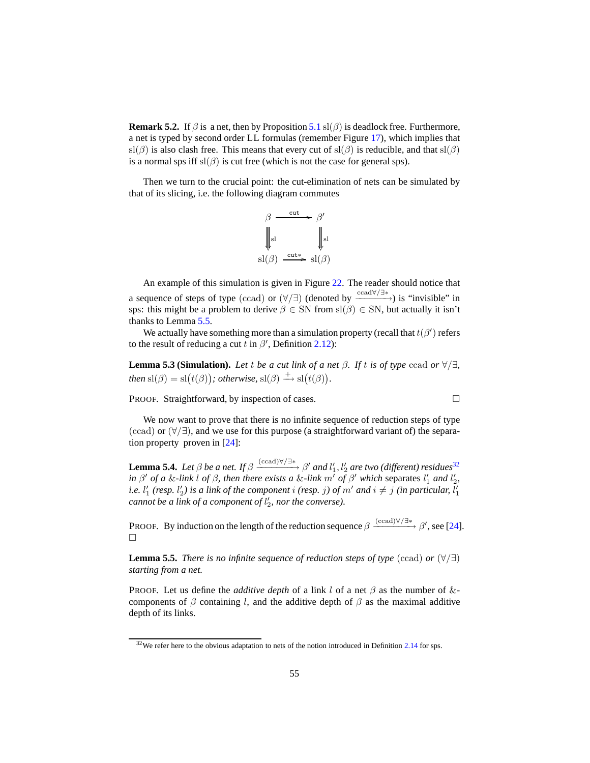**Remark 5.2.** If $\beta$ is a net, then by Proposition 5.1 $\mathrm{sl}(\beta)$ is deadlock free. Furthermore, a net is typed by second order LL formulas (remember Figure 17), which implies that $\mathrm{sl}(\beta)$ is also clash free. This means that every cut of $\mathrm{sl}(\beta)$ is reducible, and that $\mathrm{sl}(\beta)$ is a normal sps iff $\mathrm{sl}(\beta)$ is cut free (which is not the case for general sps).

Then we turn to the crucial point: the cut-elimination of nets can be simulated by that of its slicing, i.e. the following diagram commutes

$$\begin{array}{ccc} \beta & \xrightarrow{\texttt{cut}} & \beta' \\ \Big\Downarrow{\scriptstyle \mathrm{sl}} & & \Big\Downarrow{\scriptstyle \mathrm{sl}} \\ \mathrm{sl}(\beta) & \xrightarrow{\texttt{cut}*} & \mathrm{sl}(\beta) \end{array}$$

An example of this simulation is given in Figure 22. The reader should notice that a sequence of steps of type $(\mathrm{ccad})$ or $(\forall/\exists)$ (denoted by $\xrightarrow{\mathrm{ccad}\forall/\exists*}$) is "invisible" in sps: this might be a problem to derive $\beta \in \mathrm{SN}$ from $\mathrm{sl}(\beta) \in \mathrm{SN}$, but actually it isn't thanks to Lemma 5.5.

We actually have something more than a simulation property (recall that $t(\beta')$ refers to the result of reducing a cut $t$ in $\beta'$, Definition 2.12):

**Lemma 5.3 (Simulation).** *Let $t$ be a cut link of a net $\beta$. If $t$ is of type $\mathrm{ccad}$ or $\forall/\exists$, then $\mathrm{sl}(\beta) = \mathrm{sl}\big(t(\beta)\big)$; otherwise, $\mathrm{sl}(\beta) \xrightarrow{+} \mathrm{sl}\big(t(\beta)\big)$.*

PROOF. Straightforward, by inspection of cases. □

We now want to prove that there is no infinite sequence of reduction steps of type $(\mathrm{ccad})$ or $(\forall/\exists)$, and we use for this purpose (a straightforward variant of) the separation property proven in [24]:

**Lemma 5.4.** *Let $\beta$ be a net. If $\beta \xrightarrow{(\mathrm{ccad})\forall/\exists*} \beta'$ and $l'_1, l'_2$ are two (different) residues*[32] *in $\beta'$ of a $\&$-link $l$ of $\beta$, then there exists a $\&$-link $m'$ of $\beta'$ which* separates *$l'_1$ and $l'_2$, i.e. $l'_1$ (resp. $l'_2$) is a link of the component $i$ (resp. $j$) of $m'$ and $i \neq j$ (in particular, $l'_1$ cannot be a link of a component of $l'_2$, nor the converse).*

PROOF. By induction on the length of the reduction sequence $\beta \xrightarrow{(\mathrm{ccad})\forall/\exists*} \beta'$, see [24]. □

**Lemma 5.5.** *There is no infinite sequence of reduction steps of type $(\mathrm{ccad})$ or $(\forall/\exists)$ starting from a net.*

PROOF. Let us define the *additive depth* of a link $l$ of a net $\beta$ as the number of $\&$-components of $\beta$ containing $l$, and the additive depth of $\beta$ as the maximal additive depth of its links.

[32] We refer here to the obvious adaptation to nets of the notion introduced in Definition 2.14 for sps.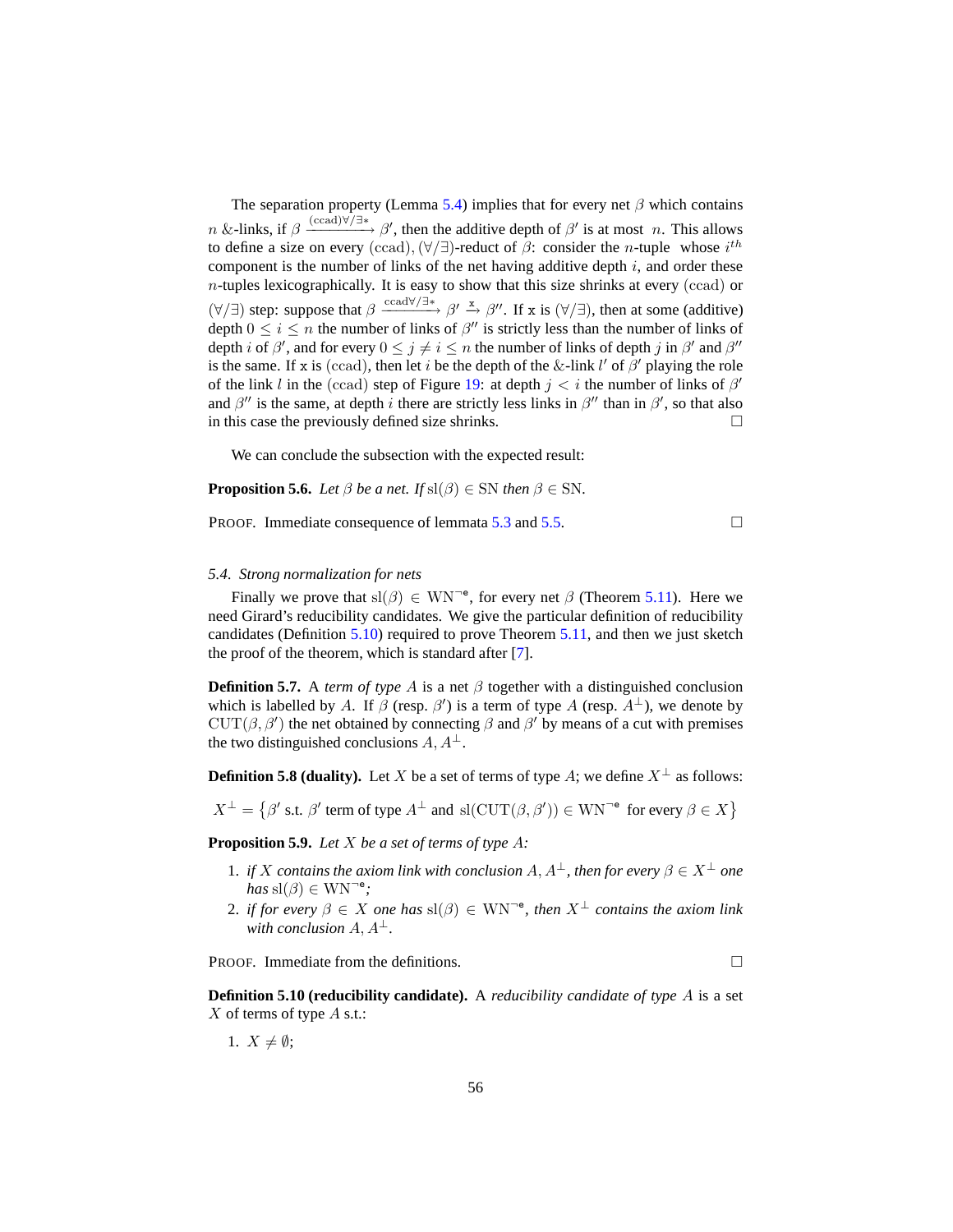The separation property (Lemma 5.4) implies that for every net $\beta$ which contains $n$ &-links, if $\beta \xrightarrow{(\text{ccad})\forall/\exists*} \beta'$, then the additive depth of $\beta'$ is at most $n$. This allows to define a size on every $(\text{ccad}), (\forall/\exists)$-reduct of $\beta$: consider the $n$-tuple whose $i^{th}$ component is the number of links of the net having additive depth $i$, and order these $n$-tuples lexicographically. It is easy to show that this size shrinks at every $(\text{ccad})$ or $(\forall/\exists)$ step: suppose that $\beta \xrightarrow{\text{ccad}\forall/\exists*} \beta' \xrightarrow{\mathtt{x}} \beta''$. If $\mathtt{x}$ is $(\forall/\exists)$, then at some (additive) depth $0 \leq i \leq n$ the number of links of $\beta''$ is strictly less than the number of links of depth $i$ of $\beta'$, and for every $0 \leq j \neq i \leq n$ the number of links of depth $j$ in $\beta'$ and $\beta''$ is the same. If $\mathtt{x}$ is $(\text{ccad})$, then let $i$ be the depth of the &-link $l'$ of $\beta'$ playing the role of the link $l$ in the $(\text{ccad})$ step of Figure 19: at depth $j < i$ the number of links of $\beta'$ and $\beta''$ is the same, at depth $i$ there are strictly less links in $\beta''$ than in $\beta'$, so that also in this case the previously defined size shrinks. □

We can conclude the subsection with the expected result:

**Proposition 5.6.** *Let $\beta$ be a net. If* $\text{sl}(\beta) \in \text{SN}$ *then* $\beta \in \text{SN}$.

PROOF. Immediate consequence of lemmata 5.3 and 5.5. □

### *5.4. Strong normalization for nets*

Finally we prove that $\text{sl}(\beta) \in \text{WN}^{\neg e}$, for every net $\beta$ (Theorem 5.11). Here we need Girard's reducibility candidates. We give the particular definition of reducibility candidates (Definition 5.10) required to prove Theorem 5.11, and then we just sketch the proof of the theorem, which is standard after [7].

**Definition 5.7.** A *term of type $A$* is a net $\beta$ together with a distinguished conclusion which is labelled by $A$. If $\beta$ (resp. $\beta'$) is a term of type $A$ (resp. $A^\perp$), we denote by $\text{CUT}(\beta, \beta')$ the net obtained by connecting $\beta$ and $\beta'$ by means of a cut with premises the two distinguished conclusions $A, A^\perp$.

**Definition 5.8 (duality).** Let $X$ be a set of terms of type $A$; we define $X^\perp$ as follows:

$$X^\perp = \left\{\beta' \text{ s.t. } \beta' \text{ term of type } A^\perp \text{ and } \text{sl}(\text{CUT}(\beta, \beta')) \in \text{WN}^{\neg e} \text{ for every } \beta \in X\right\}$$

**Proposition 5.9.** *Let $X$ be a set of terms of type $A$:*

1. *if $X$ contains the axiom link with conclusion $A, A^\perp$, then for every $\beta \in X^\perp$ one has* $\text{sl}(\beta) \in \text{WN}^{\neg e}$*;*
2. *if for every $\beta \in X$ one has* $\text{sl}(\beta) \in \text{WN}^{\neg e}$*, then $X^\perp$ contains the axiom link with conclusion $A, A^\perp$.*

PROOF. Immediate from the definitions. □

**Definition 5.10 (reducibility candidate).** A *reducibility candidate of type $A$* is a set $X$ of terms of type $A$ s.t.:

1. $X \neq \emptyset$;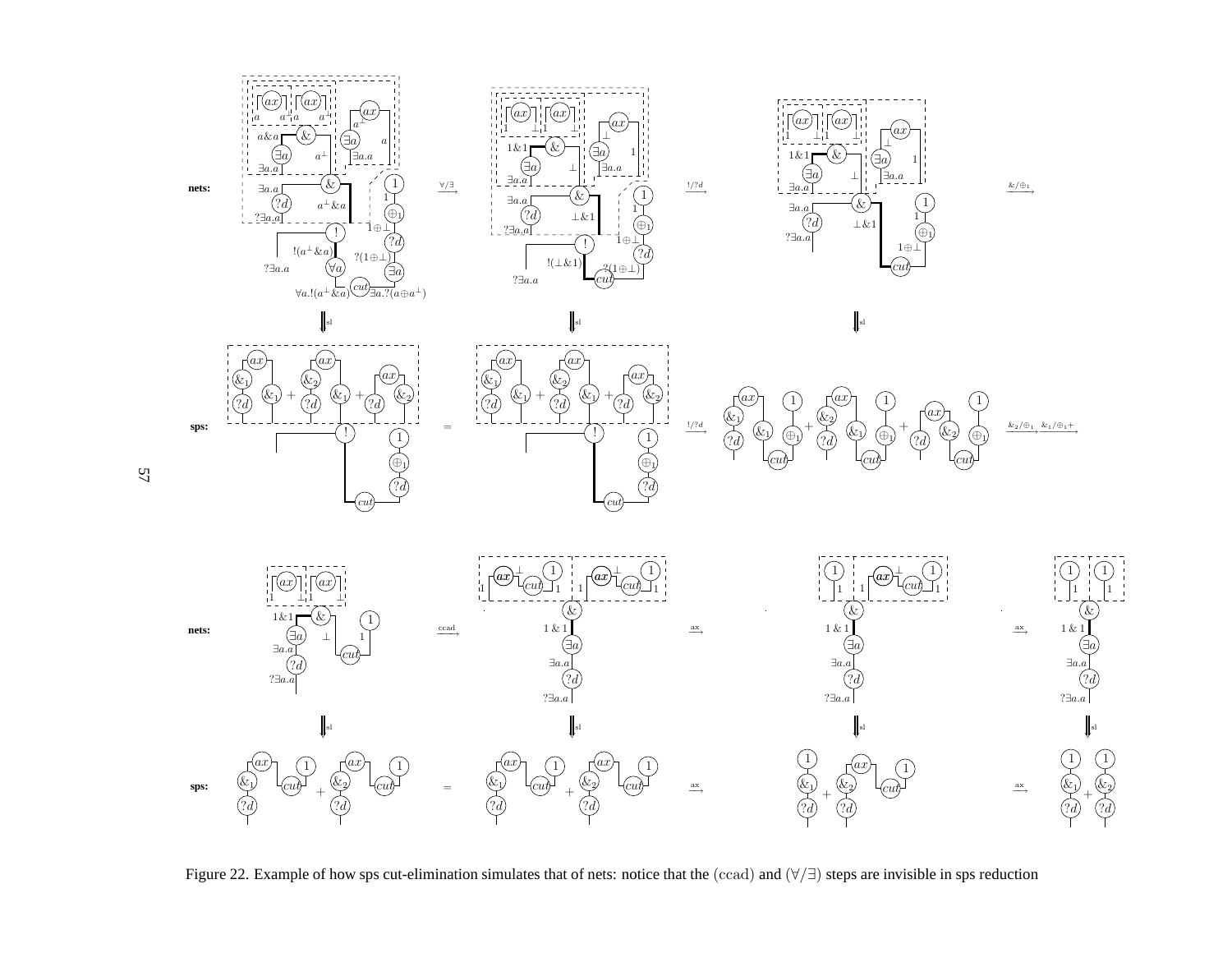Figure 22. Example of how sps cut-elimination simulates that of nets: notice that the (ccad) and ($\forall/\exists$) steps are invisible in sps reduction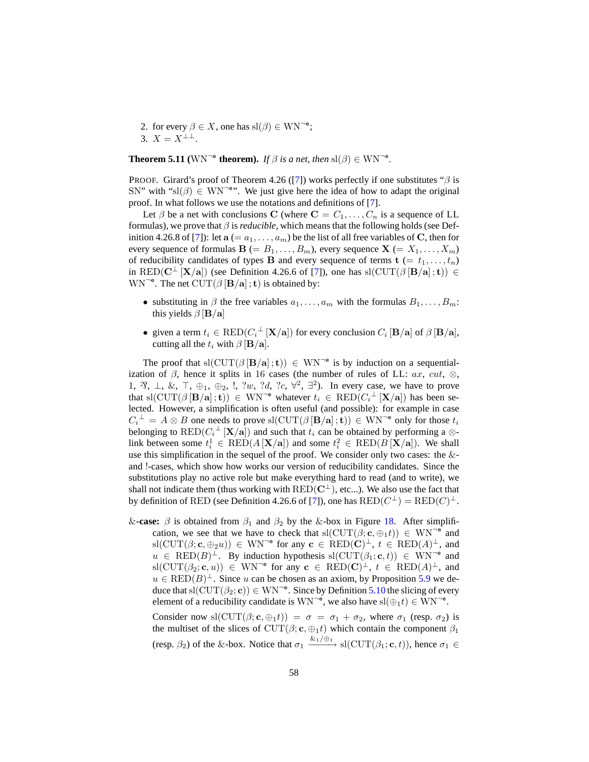2. for every $\beta \in X$, one has $\mathrm{sl}(\beta) \in \mathrm{WN}^{\neg e}$;
3. $X = X^{\perp\perp}$.

**Theorem 5.11 ($\mathrm{WN}^{\neg e}$ theorem).** *If $\beta$ is a net, then $\mathrm{sl}(\beta) \in \mathrm{WN}^{\neg e}$.*

PROOF. Girard's proof of Theorem 4.26 ([7]) works perfectly if one substitutes "$\beta$ is SN" with "$\mathrm{sl}(\beta) \in \mathrm{WN}^{\neg e}$". We just give here the idea of how to adapt the original proof. In what follows we use the notations and definitions of [7].

Let $\beta$ be a net with conclusions $\mathbf{C}$ (where $\mathbf{C} = C_1, \ldots, C_n$ is a sequence of LL formulas), we prove that $\beta$ is *reducible*, which means that the following holds (see Definition 4.26.8 of [7]): let $\mathbf{a}$ $(= a_1, \ldots, a_m)$ be the list of all free variables of $\mathbf{C}$, then for every sequence of formulas $\mathbf{B}$ $(= B_1, \ldots, B_m)$, every sequence $\mathbf{X}$ $(= X_1, \ldots, X_m)$ of reducibility candidates of types $\mathbf{B}$ and every sequence of terms $\mathbf{t}$ $(= t_1, \ldots, t_n)$ in $\mathrm{RED}(\mathbf{C}^{\perp}[\mathbf{X}/\mathbf{a}])$ (see Definition 4.26.6 of [7]), one has $\mathrm{sl}(\mathrm{CUT}(\beta[\mathbf{B}/\mathbf{a}]\,;\mathbf{t})) \in \mathrm{WN}^{\neg e}$. The net $\mathrm{CUT}(\beta[\mathbf{B}/\mathbf{a}]\,;\mathbf{t})$ is obtained by:

- substituting in $\beta$ the free variables $a_1, \ldots, a_m$ with the formulas $B_1, \ldots, B_m$: this yields $\beta[\mathbf{B}/\mathbf{a}]$
- given a term $t_i \in \mathrm{RED}({C_i}^{\perp}[\mathbf{X}/\mathbf{a}])$ for every conclusion $C_i[\mathbf{B}/\mathbf{a}]$ of $\beta[\mathbf{B}/\mathbf{a}]$, cutting all the $t_i$ with $\beta[\mathbf{B}/\mathbf{a}]$.

The proof that $\mathrm{sl}(\mathrm{CUT}(\beta[\mathbf{B}/\mathbf{a}]\,;\mathbf{t})) \in \mathrm{WN}^{\neg e}$ is by induction on a sequentialization of $\beta$, hence it splits in 16 cases (the number of rules of LL: $ax$, $cut$, $\otimes$, $1$, $⅋$, $\perp$, $\&$, $\top$, $\oplus_1$, $\oplus_2$, $!$, $?w$, $?d$, $?c$, $\forall^2$, $\exists^2$). In every case, we have to prove that $\mathrm{sl}(\mathrm{CUT}(\beta[\mathbf{B}/\mathbf{a}]\,;\mathbf{t})) \in \mathrm{WN}^{\neg e}$ whatever $t_i \in \mathrm{RED}({C_i}^{\perp}[\mathbf{X}/\mathbf{a}])$ has been selected. However, a simplification is often useful (and possible): for example in case ${C_i}^{\perp} = A \otimes B$ one needs to prove $\mathrm{sl}(\mathrm{CUT}(\beta[\mathbf{B}/\mathbf{a}]\,;\mathbf{t})) \in \mathrm{WN}^{\neg e}$ only for those $t_i$ belonging to $\mathrm{RED}({C_i}^{\perp}[\mathbf{X}/\mathbf{a}])$ and such that $t_i$ can be obtained by performing a $\otimes$-link between some $t_i^1 \in \mathrm{RED}(A[\mathbf{X}/\mathbf{a}])$ and some $t_i^2 \in \mathrm{RED}(B[\mathbf{X}/\mathbf{a}])$. We shall use this simplification in the sequel of the proof. We consider only two cases: the $\&$- and $!$-cases, which show how works our version of reducibility candidates. Since the substitutions play no active role but make everything hard to read (and to write), we shall not indicate them (thus working with $\mathrm{RED}(\mathbf{C}^{\perp})$, etc...). We also use the fact that by definition of RED (see Definition 4.26.6 of [7]), one has $\mathrm{RED}(C^{\perp}) = \mathrm{RED}(C)^{\perp}$.

**$\&$-case:** $\beta$ is obtained from $\beta_1$ and $\beta_2$ by the $\&$-box in Figure 18. After simplification, we see that we have to check that $\mathrm{sl}(\mathrm{CUT}(\beta; \mathbf{c}, \oplus_1 t)) \in \mathrm{WN}^{\neg e}$ and $\mathrm{sl}(\mathrm{CUT}(\beta; \mathbf{c}, \oplus_2 u)) \in \mathrm{WN}^{\neg e}$ for any $\mathbf{c} \in \mathrm{RED}(\mathbf{C})^{\perp}$, $t \in \mathrm{RED}(A)^{\perp}$, and $u \in \mathrm{RED}(B)^{\perp}$. By induction hypothesis $\mathrm{sl}(\mathrm{CUT}(\beta_1; \mathbf{c}, t)) \in \mathrm{WN}^{\neg e}$ and $\mathrm{sl}(\mathrm{CUT}(\beta_2; \mathbf{c}, u)) \in \mathrm{WN}^{\neg e}$ for any $\mathbf{c} \in \mathrm{RED}(\mathbf{C})^{\perp}$, $t \in \mathrm{RED}(A)^{\perp}$, and $u \in \mathrm{RED}(B)^{\perp}$. Since $u$ can be chosen as an axiom, by Proposition 5.9 we deduce that $\mathrm{sl}(\mathrm{CUT}(\beta_2; \mathbf{c})) \in \mathrm{WN}^{\neg e}$. Since by Definition 5.10 the slicing of every element of a reducibility candidate is $\mathrm{WN}^{\neg e}$, we also have $\mathrm{sl}(\oplus_1 t) \in \mathrm{WN}^{\neg e}$.

Consider now $\mathrm{sl}(\mathrm{CUT}(\beta; \mathbf{c}, \oplus_1 t)) = \sigma = \sigma_1 + \sigma_2$, where $\sigma_1$ (resp. $\sigma_2$) is the multiset of the slices of $\mathrm{CUT}(\beta; \mathbf{c}, \oplus_1 t)$ which contain the component $\beta_1$ (resp. $\beta_2$) of the $\&$-box. Notice that $\sigma_1 \xrightarrow{\&_1/\oplus_1} \mathrm{sl}(\mathrm{CUT}(\beta_1; \mathbf{c}, t))$, hence $\sigma_1 \in$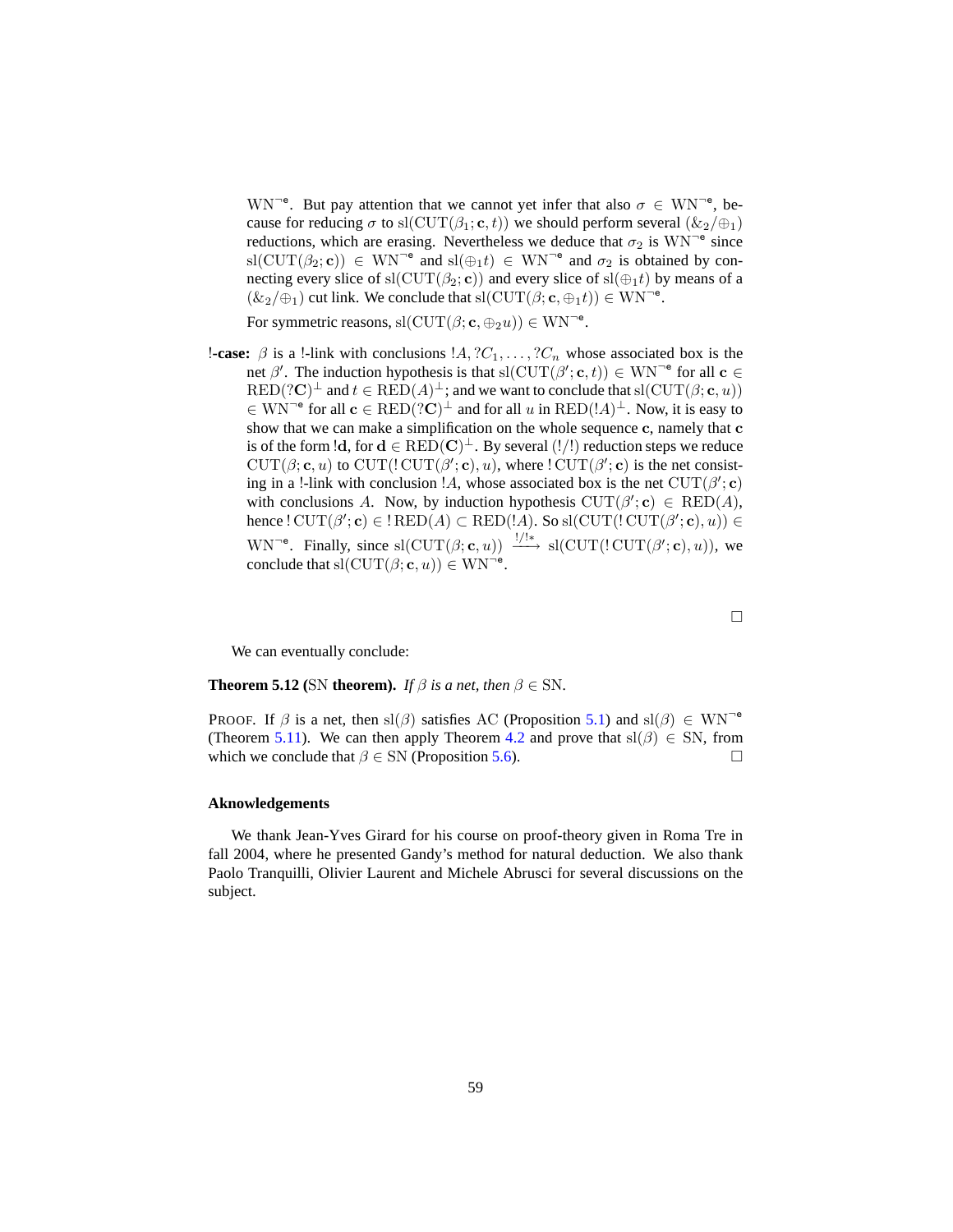$\mathrm{WN}^{\neg \mathsf{e}}$. But pay attention that we cannot yet infer that also $\sigma \in \mathrm{WN}^{\neg \mathsf{e}}$, because for reducing $\sigma$ to $\mathrm{sl}(\mathrm{CUT}(\beta_1; \mathbf{c}, t))$ we should perform several $(\&_2/\oplus_1)$ reductions, which are erasing. Nevertheless we deduce that $\sigma_2$ is $\mathrm{WN}^{\neg \mathsf{e}}$ since $\mathrm{sl}(\mathrm{CUT}(\beta_2; \mathbf{c})) \in \mathrm{WN}^{\neg \mathsf{e}}$ and $\mathrm{sl}(\oplus_1 t) \in \mathrm{WN}^{\neg \mathsf{e}}$ and $\sigma_2$ is obtained by connecting every slice of $\mathrm{sl}(\mathrm{CUT}(\beta_2; \mathbf{c}))$ and every slice of $\mathrm{sl}(\oplus_1 t)$ by means of a $(\&_2/\oplus_1)$ cut link. We conclude that $\mathrm{sl}(\mathrm{CUT}(\beta; \mathbf{c}, \oplus_1 t)) \in \mathrm{WN}^{\neg \mathsf{e}}$.

For symmetric reasons, $\mathrm{sl}(\mathrm{CUT}(\beta; \mathbf{c}, \oplus_2 u)) \in \mathrm{WN}^{\neg \mathsf{e}}$.

**!-case:** $\beta$ is a !-link with conclusions $!A, ?C_1, \ldots, ?C_n$ whose associated box is the net $\beta'$. The induction hypothesis is that $\mathrm{sl}(\mathrm{CUT}(\beta'; \mathbf{c}, t)) \in \mathrm{WN}^{\neg \mathsf{e}}$ for all $\mathbf{c} \in \mathrm{RED}(?\mathbf{C})^{\perp}$ and $t \in \mathrm{RED}(A)^{\perp}$; and we want to conclude that $\mathrm{sl}(\mathrm{CUT}(\beta; \mathbf{c}, u)) \in \mathrm{WN}^{\neg \mathsf{e}}$ for all $\mathbf{c} \in \mathrm{RED}(?\mathbf{C})^{\perp}$ and for all $u$ in $\mathrm{RED}(!A)^{\perp}$. Now, it is easy to show that we can make a simplification on the whole sequence $\mathbf{c}$, namely that $\mathbf{c}$ is of the form $!\mathbf{d}$, for $\mathbf{d} \in \mathrm{RED}(\mathbf{C})^{\perp}$. By several $(!/!)$ reduction steps we reduce $\mathrm{CUT}(\beta; \mathbf{c}, u)$ to $\mathrm{CUT}(!\,\mathrm{CUT}(\beta'; \mathbf{c}), u)$, where $!\,\mathrm{CUT}(\beta'; \mathbf{c})$ is the net consisting in a !-link with conclusion $!A$, whose associated box is the net $\mathrm{CUT}(\beta'; \mathbf{c})$ with conclusions $A$. Now, by induction hypothesis $\mathrm{CUT}(\beta'; \mathbf{c}) \in \mathrm{RED}(A)$, hence $!\,\mathrm{CUT}(\beta'; \mathbf{c}) \in !\,\mathrm{RED}(A) \subset \mathrm{RED}(!A)$. So $\mathrm{sl}(\mathrm{CUT}(!\,\mathrm{CUT}(\beta'; \mathbf{c}), u)) \in \mathrm{WN}^{\neg \mathsf{e}}$. Finally, since $\mathrm{sl}(\mathrm{CUT}(\beta; \mathbf{c}, u)) \xrightarrow{!/!*} \mathrm{sl}(\mathrm{CUT}(!\,\mathrm{CUT}(\beta'; \mathbf{c}), u))$, we conclude that $\mathrm{sl}(\mathrm{CUT}(\beta; \mathbf{c}, u)) \in \mathrm{WN}^{\neg \mathsf{e}}$.

□

We can eventually conclude:

**Theorem 5.12 (SN theorem).** *If $\beta$ is a net, then $\beta \in \mathrm{SN}$.*

Proof. If $\beta$ is a net, then $\mathrm{sl}(\beta)$ satisfies AC (Proposition 5.1) and $\mathrm{sl}(\beta) \in \mathrm{WN}^{\neg \mathsf{e}}$ (Theorem 5.11). We can then apply Theorem 4.2 and prove that $\mathrm{sl}(\beta) \in \mathrm{SN}$, from which we conclude that $\beta \in \mathrm{SN}$ (Proposition 5.6). □

### Aknowledgements

We thank Jean-Yves Girard for his course on proof-theory given in Roma Tre in fall 2004, where he presented Gandy's method for natural deduction. We also thank Paolo Tranquilli, Olivier Laurent and Michele Abrusci for several discussions on the subject.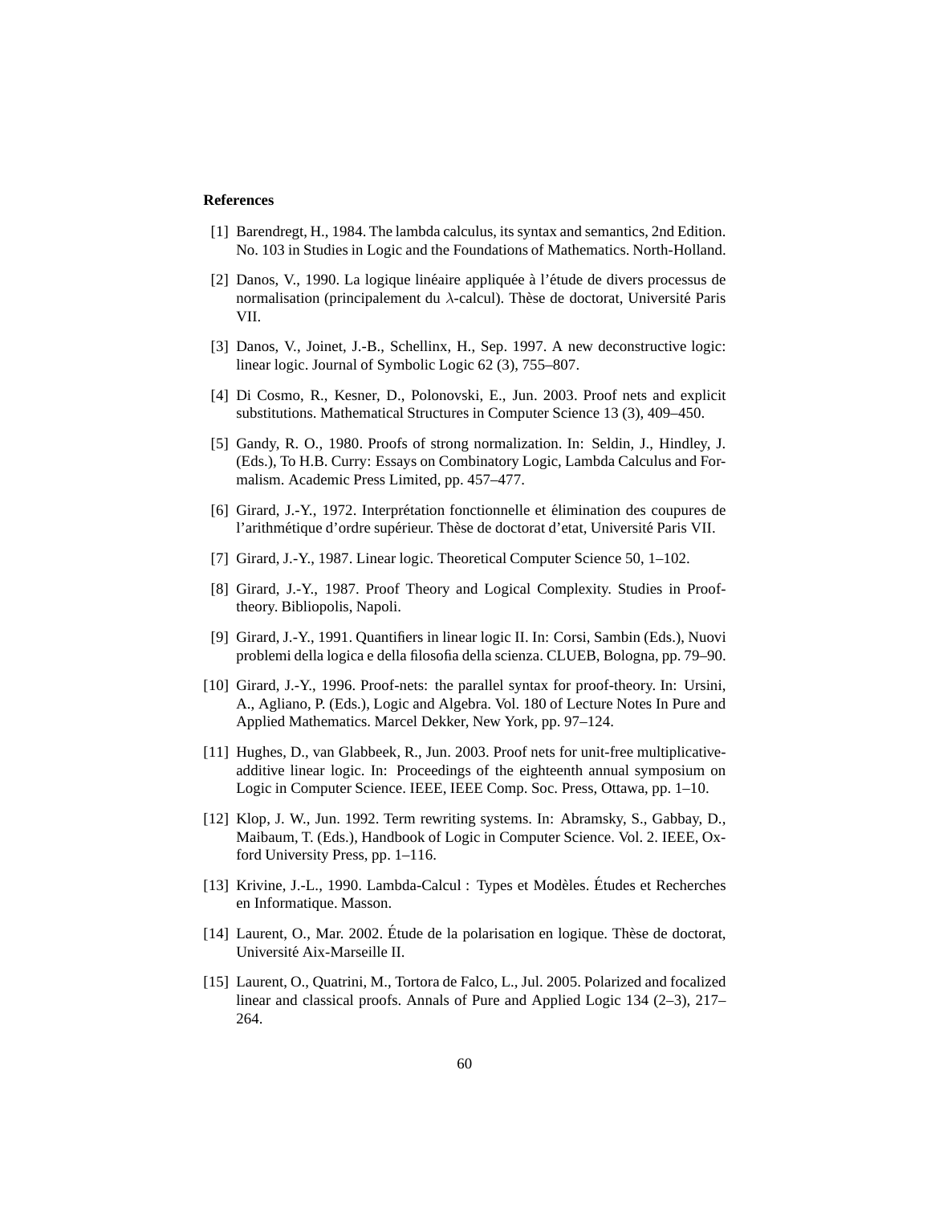## References

[1] Barendregt, H., 1984. The lambda calculus, its syntax and semantics, 2nd Edition. No. 103 in Studies in Logic and the Foundations of Mathematics. North-Holland.

[2] Danos, V., 1990. La logique linéaire appliquée à l'étude de divers processus de normalisation (principalement du $\lambda$-calcul). Thèse de doctorat, Université Paris VII.

[3] Danos, V., Joinet, J.-B., Schellinx, H., Sep. 1997. A new deconstructive logic: linear logic. Journal of Symbolic Logic 62 (3), 755–807.

[4] Di Cosmo, R., Kesner, D., Polonovski, E., Jun. 2003. Proof nets and explicit substitutions. Mathematical Structures in Computer Science 13 (3), 409–450.

[5] Gandy, R. O., 1980. Proofs of strong normalization. In: Seldin, J., Hindley, J. (Eds.), To H.B. Curry: Essays on Combinatory Logic, Lambda Calculus and Formalism. Academic Press Limited, pp. 457–477.

[6] Girard, J.-Y., 1972. Interprétation fonctionnelle et élimination des coupures de l'arithmétique d'ordre supérieur. Thèse de doctorat d'etat, Université Paris VII.

[7] Girard, J.-Y., 1987. Linear logic. Theoretical Computer Science 50, 1–102.

[8] Girard, J.-Y., 1987. Proof Theory and Logical Complexity. Studies in Proof-theory. Bibliopolis, Napoli.

[9] Girard, J.-Y., 1991. Quantifiers in linear logic II. In: Corsi, Sambin (Eds.), Nuovi problemi della logica e della filosofia della scienza. CLUEB, Bologna, pp. 79–90.

[10] Girard, J.-Y., 1996. Proof-nets: the parallel syntax for proof-theory. In: Ursini, A., Agliano, P. (Eds.), Logic and Algebra. Vol. 180 of Lecture Notes In Pure and Applied Mathematics. Marcel Dekker, New York, pp. 97–124.

[11] Hughes, D., van Glabbeek, R., Jun. 2003. Proof nets for unit-free multiplicative-additive linear logic. In: Proceedings of the eighteenth annual symposium on Logic in Computer Science. IEEE, IEEE Comp. Soc. Press, Ottawa, pp. 1–10.

[12] Klop, J. W., Jun. 1992. Term rewriting systems. In: Abramsky, S., Gabbay, D., Maibaum, T. (Eds.), Handbook of Logic in Computer Science. Vol. 2. IEEE, Oxford University Press, pp. 1–116.

[13] Krivine, J.-L., 1990. Lambda-Calcul : Types et Modèles. Études et Recherches en Informatique. Masson.

[14] Laurent, O., Mar. 2002. Étude de la polarisation en logique. Thèse de doctorat, Université Aix-Marseille II.

[15] Laurent, O., Quatrini, M., Tortora de Falco, L., Jul. 2005. Polarized and focalized linear and classical proofs. Annals of Pure and Applied Logic 134 (2–3), 217–264.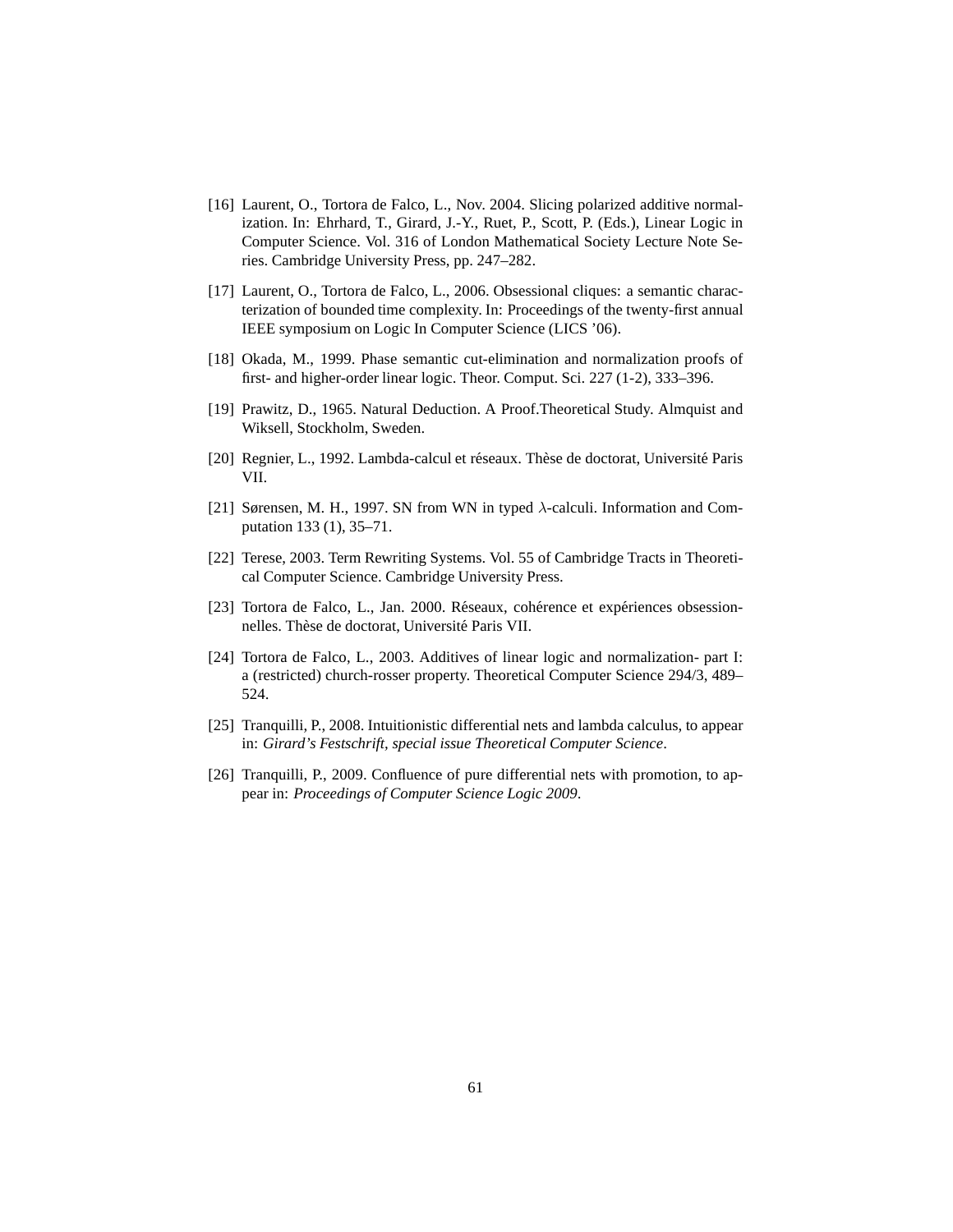[16] Laurent, O., Tortora de Falco, L., Nov. 2004. Slicing polarized additive normalization. In: Ehrhard, T., Girard, J.-Y., Ruet, P., Scott, P. (Eds.), Linear Logic in Computer Science. Vol. 316 of London Mathematical Society Lecture Note Series. Cambridge University Press, pp. 247–282.

[17] Laurent, O., Tortora de Falco, L., 2006. Obsessional cliques: a semantic characterization of bounded time complexity. In: Proceedings of the twenty-first annual IEEE symposium on Logic In Computer Science (LICS '06).

[18] Okada, M., 1999. Phase semantic cut-elimination and normalization proofs of first- and higher-order linear logic. Theor. Comput. Sci. 227 (1-2), 333–396.

[19] Prawitz, D., 1965. Natural Deduction. A Proof.Theoretical Study. Almquist and Wiksell, Stockholm, Sweden.

[20] Regnier, L., 1992. Lambda-calcul et réseaux. Thèse de doctorat, Université Paris VII.

[21] Sørensen, M. H., 1997. SN from WN in typed $\lambda$-calculi. Information and Computation 133 (1), 35–71.

[22] Terese, 2003. Term Rewriting Systems. Vol. 55 of Cambridge Tracts in Theoretical Computer Science. Cambridge University Press.

[23] Tortora de Falco, L., Jan. 2000. Réseaux, cohérence et expériences obsessionnelles. Thèse de doctorat, Université Paris VII.

[24] Tortora de Falco, L., 2003. Additives of linear logic and normalization- part I: a (restricted) church-rosser property. Theoretical Computer Science 294/3, 489–524.

[25] Tranquilli, P., 2008. Intuitionistic differential nets and lambda calculus, to appear in: *Girard's Festschrift, special issue Theoretical Computer Science*.

[26] Tranquilli, P., 2009. Confluence of pure differential nets with promotion, to appear in: *Proceedings of Computer Science Logic 2009*.